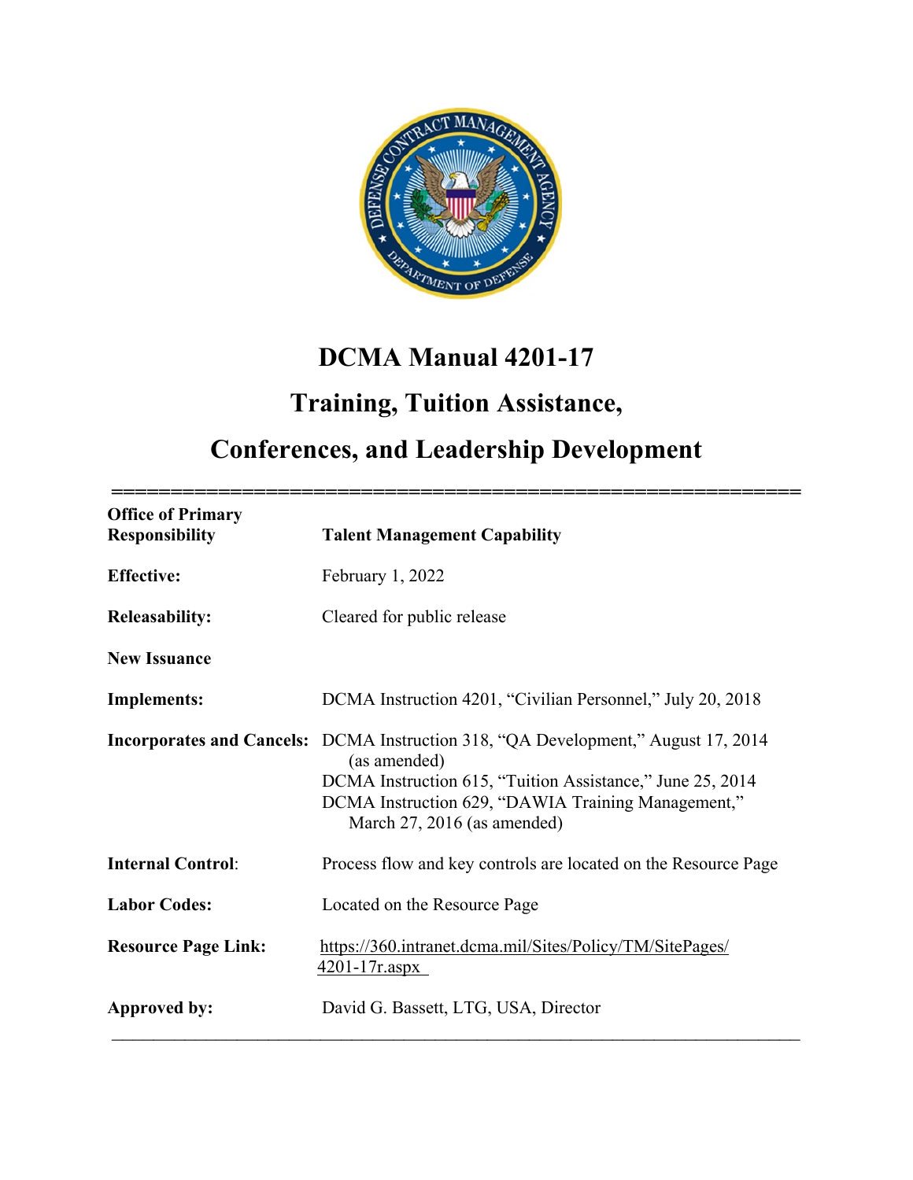# DCMA Manual 4201-17

# Training, Tuition Assistance, Conferences, and Leadership Development

| | |
|---|---|
| **Office of Primary Responsibility** | **Talent Management Capability** |
| **Effective:** | February 1, 2022 |
| **Releasability:** | Cleared for public release |
| **New Issuance** | |
| **Implements:** | DCMA Instruction 4201, "Civilian Personnel," July 20, 2018 |
| **Incorporates and Cancels:** | DCMA Instruction 318, "QA Development," August 17, 2014 (as amended)<br>DCMA Instruction 615, "Tuition Assistance," June 25, 2014<br>DCMA Instruction 629, "DAWIA Training Management," March 27, 2016 (as amended) |
| **Internal Control:** | Process flow and key controls are located on the Resource Page |
| **Labor Codes:** | Located on the Resource Page |
| **Resource Page Link:** | https://360.intranet.dcma.mil/Sites/Policy/TM/SitePages/4201-17r.aspx |
| **Approved by:** | David G. Bassett, LTG, USA, Director |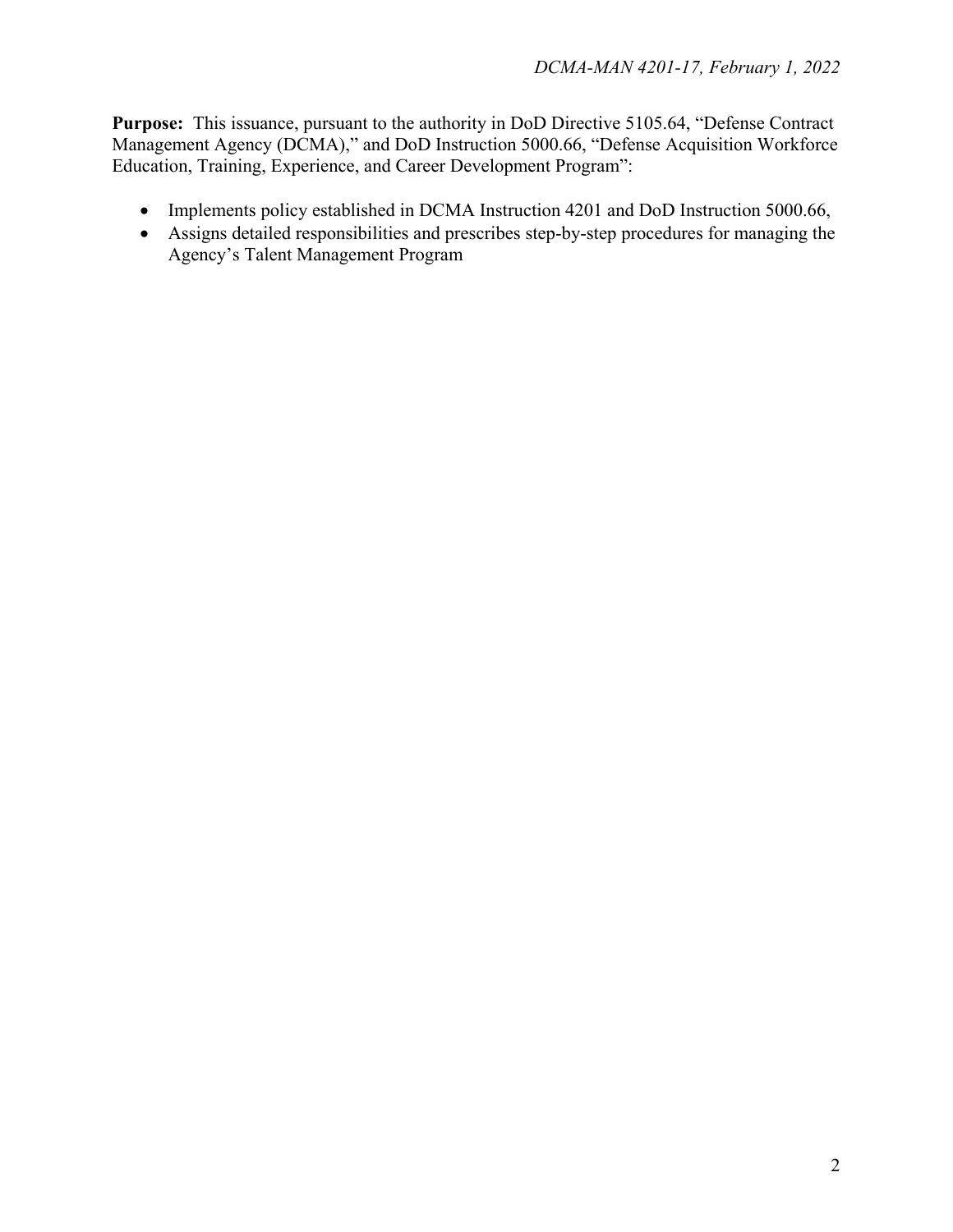**Purpose:** This issuance, pursuant to the authority in DoD Directive 5105.64, "Defense Contract Management Agency (DCMA)," and DoD Instruction 5000.66, "Defense Acquisition Workforce Education, Training, Experience, and Career Development Program":

- Implements policy established in DCMA Instruction 4201 and DoD Instruction 5000.66,
- Assigns detailed responsibilities and prescribes step-by-step procedures for managing the Agency's Talent Management Program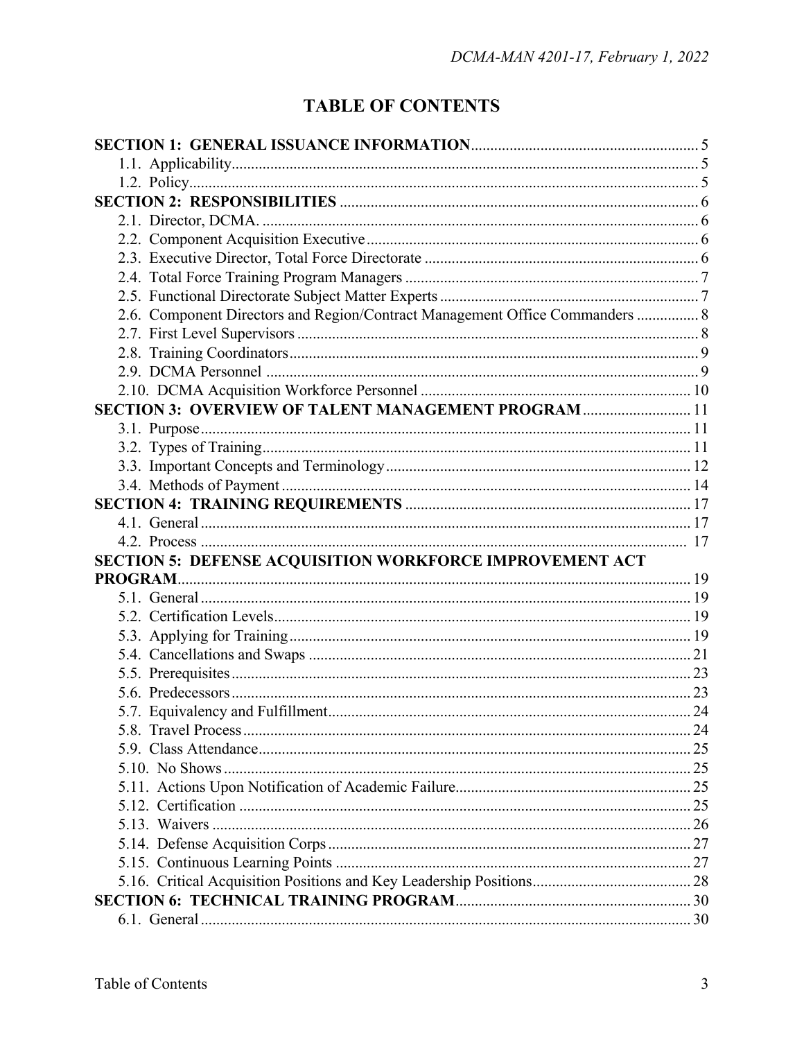# TABLE OF CONTENTS

**SECTION 1: GENERAL ISSUANCE INFORMATION** .......... 5
- 1.1. Applicability .......... 5
- 1.2. Policy .......... 5

**SECTION 2: RESPONSIBILITIES** .......... 6
- 2.1. Director, DCMA. .......... 6
- 2.2. Component Acquisition Executive .......... 6
- 2.3. Executive Director, Total Force Directorate .......... 6
- 2.4. Total Force Training Program Managers .......... 7
- 2.5. Functional Directorate Subject Matter Experts .......... 7
- 2.6. Component Directors and Region/Contract Management Office Commanders .......... 8
- 2.7. First Level Supervisors .......... 8
- 2.8. Training Coordinators .......... 9
- 2.9. DCMA Personnel .......... 9
- 2.10. DCMA Acquisition Workforce Personnel .......... 10

**SECTION 3: OVERVIEW OF TALENT MANAGEMENT PROGRAM** .......... 11
- 3.1. Purpose .......... 11
- 3.2. Types of Training .......... 11
- 3.3. Important Concepts and Terminology .......... 12
- 3.4. Methods of Payment .......... 14

**SECTION 4: TRAINING REQUIREMENTS** .......... 17
- 4.1. General .......... 17
- 4.2. Process .......... 17

**SECTION 5: DEFENSE ACQUISITION WORKFORCE IMPROVEMENT ACT PROGRAM** .......... 19
- 5.1. General .......... 19
- 5.2. Certification Levels .......... 19
- 5.3. Applying for Training .......... 19
- 5.4. Cancellations and Swaps .......... 21
- 5.5. Prerequisites .......... 23
- 5.6. Predecessors .......... 23
- 5.7. Equivalency and Fulfillment .......... 24
- 5.8. Travel Process .......... 24
- 5.9. Class Attendance .......... 25
- 5.10. No Shows .......... 25
- 5.11. Actions Upon Notification of Academic Failure .......... 25
- 5.12. Certification .......... 25
- 5.13. Waivers .......... 26
- 5.14. Defense Acquisition Corps .......... 27
- 5.15. Continuous Learning Points .......... 27
- 5.16. Critical Acquisition Positions and Key Leadership Positions .......... 28

**SECTION 6: TECHNICAL TRAINING PROGRAM** .......... 30
- 6.1. General .......... 30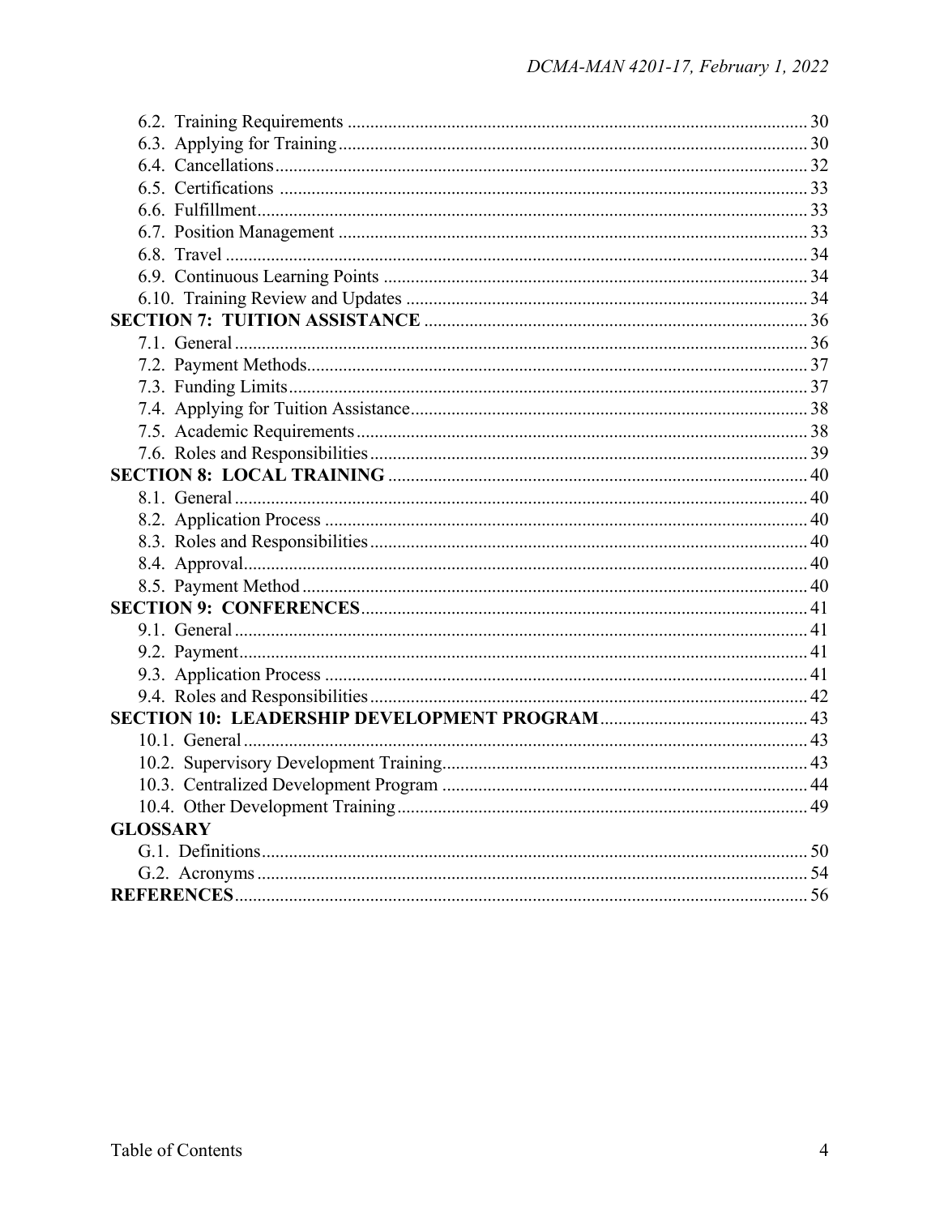6.2. Training Requirements ..... 30
6.3. Applying for Training ..... 30
6.4. Cancellations ..... 32
6.5. Certifications ..... 33
6.6. Fulfillment ..... 33
6.7. Position Management ..... 33
6.8. Travel ..... 34
6.9. Continuous Learning Points ..... 34
6.10. Training Review and Updates ..... 34

**SECTION 7: TUITION ASSISTANCE** ..... 36
7.1. General ..... 36
7.2. Payment Methods ..... 37
7.3. Funding Limits ..... 37
7.4. Applying for Tuition Assistance ..... 38
7.5. Academic Requirements ..... 38
7.6. Roles and Responsibilities ..... 39

**SECTION 8: LOCAL TRAINING** ..... 40
8.1. General ..... 40
8.2. Application Process ..... 40
8.3. Roles and Responsibilities ..... 40
8.4. Approval ..... 40
8.5. Payment Method ..... 40

**SECTION 9: CONFERENCES** ..... 41
9.1. General ..... 41
9.2. Payment ..... 41
9.3. Application Process ..... 41
9.4. Roles and Responsibilities ..... 42

**SECTION 10: LEADERSHIP DEVELOPMENT PROGRAM** ..... 43
10.1. General ..... 43
10.2. Supervisory Development Training ..... 43
10.3. Centralized Development Program ..... 44
10.4. Other Development Training ..... 49

**GLOSSARY**
G.1. Definitions ..... 50
G.2. Acronyms ..... 54

**REFERENCES** ..... 56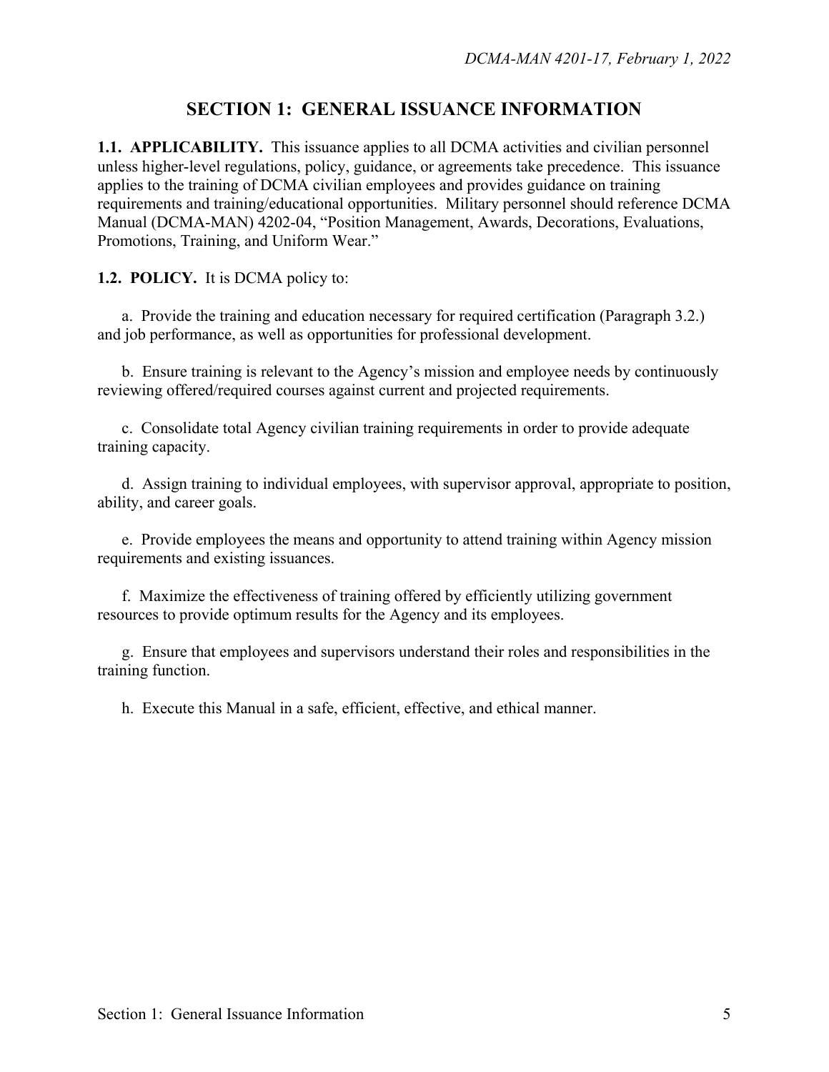# SECTION 1: GENERAL ISSUANCE INFORMATION

**1.1. APPLICABILITY.** This issuance applies to all DCMA activities and civilian personnel unless higher-level regulations, policy, guidance, or agreements take precedence. This issuance applies to the training of DCMA civilian employees and provides guidance on training requirements and training/educational opportunities. Military personnel should reference DCMA Manual (DCMA-MAN) 4202-04, "Position Management, Awards, Decorations, Evaluations, Promotions, Training, and Uniform Wear."

**1.2. POLICY.** It is DCMA policy to:

a. Provide the training and education necessary for required certification (Paragraph 3.2.) and job performance, as well as opportunities for professional development.

b. Ensure training is relevant to the Agency's mission and employee needs by continuously reviewing offered/required courses against current and projected requirements.

c. Consolidate total Agency civilian training requirements in order to provide adequate training capacity.

d. Assign training to individual employees, with supervisor approval, appropriate to position, ability, and career goals.

e. Provide employees the means and opportunity to attend training within Agency mission requirements and existing issuances.

f. Maximize the effectiveness of training offered by efficiently utilizing government resources to provide optimum results for the Agency and its employees.

g. Ensure that employees and supervisors understand their roles and responsibilities in the training function.

h. Execute this Manual in a safe, efficient, effective, and ethical manner.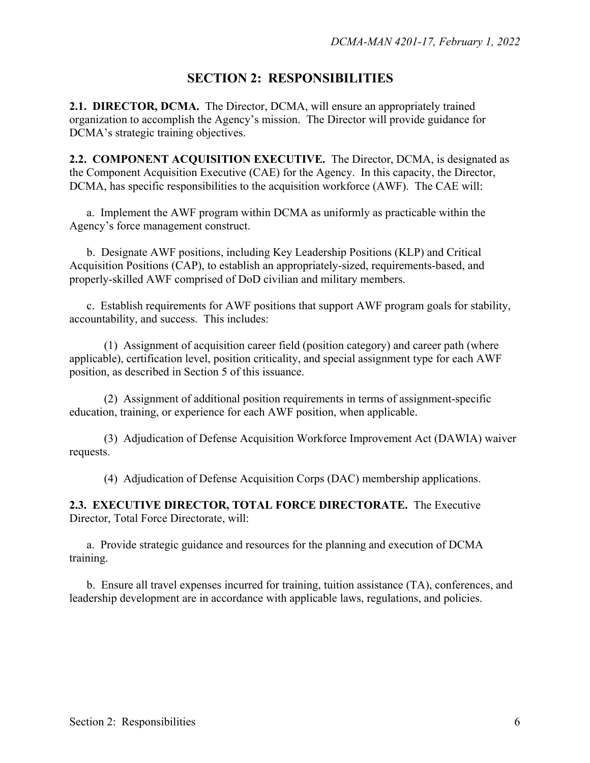## SECTION 2: RESPONSIBILITIES

**2.1. DIRECTOR, DCMA.** The Director, DCMA, will ensure an appropriately trained organization to accomplish the Agency's mission. The Director will provide guidance for DCMA's strategic training objectives.

**2.2. COMPONENT ACQUISITION EXECUTIVE.** The Director, DCMA, is designated as the Component Acquisition Executive (CAE) for the Agency. In this capacity, the Director, DCMA, has specific responsibilities to the acquisition workforce (AWF). The CAE will:

a. Implement the AWF program within DCMA as uniformly as practicable within the Agency's force management construct.

b. Designate AWF positions, including Key Leadership Positions (KLP) and Critical Acquisition Positions (CAP), to establish an appropriately-sized, requirements-based, and properly-skilled AWF comprised of DoD civilian and military members.

c. Establish requirements for AWF positions that support AWF program goals for stability, accountability, and success. This includes:

(1) Assignment of acquisition career field (position category) and career path (where applicable), certification level, position criticality, and special assignment type for each AWF position, as described in Section 5 of this issuance.

(2) Assignment of additional position requirements in terms of assignment-specific education, training, or experience for each AWF position, when applicable.

(3) Adjudication of Defense Acquisition Workforce Improvement Act (DAWIA) waiver requests.

(4) Adjudication of Defense Acquisition Corps (DAC) membership applications.

**2.3. EXECUTIVE DIRECTOR, TOTAL FORCE DIRECTORATE.** The Executive Director, Total Force Directorate, will:

a. Provide strategic guidance and resources for the planning and execution of DCMA training.

b. Ensure all travel expenses incurred for training, tuition assistance (TA), conferences, and leadership development are in accordance with applicable laws, regulations, and policies.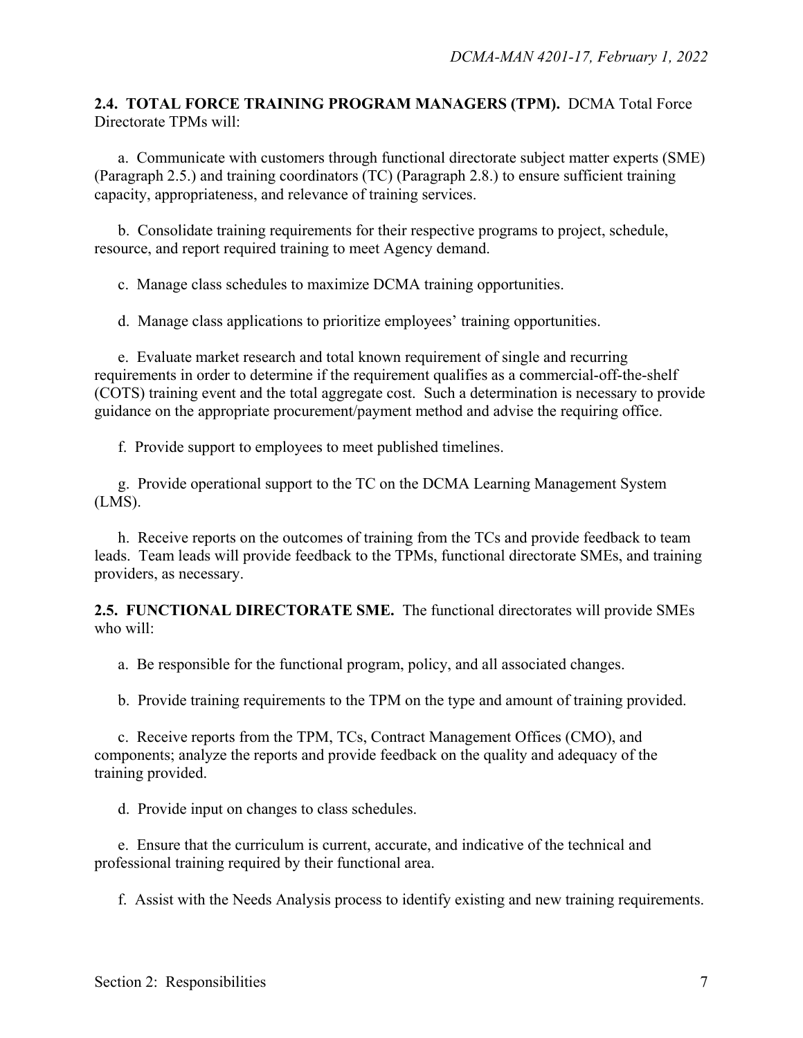**2.4. TOTAL FORCE TRAINING PROGRAM MANAGERS (TPM).** DCMA Total Force Directorate TPMs will:

a. Communicate with customers through functional directorate subject matter experts (SME) (Paragraph 2.5.) and training coordinators (TC) (Paragraph 2.8.) to ensure sufficient training capacity, appropriateness, and relevance of training services.

b. Consolidate training requirements for their respective programs to project, schedule, resource, and report required training to meet Agency demand.

c. Manage class schedules to maximize DCMA training opportunities.

d. Manage class applications to prioritize employees' training opportunities.

e. Evaluate market research and total known requirement of single and recurring requirements in order to determine if the requirement qualifies as a commercial-off-the-shelf (COTS) training event and the total aggregate cost. Such a determination is necessary to provide guidance on the appropriate procurement/payment method and advise the requiring office.

f. Provide support to employees to meet published timelines.

g. Provide operational support to the TC on the DCMA Learning Management System (LMS).

h. Receive reports on the outcomes of training from the TCs and provide feedback to team leads. Team leads will provide feedback to the TPMs, functional directorate SMEs, and training providers, as necessary.

**2.5. FUNCTIONAL DIRECTORATE SME.** The functional directorates will provide SMEs who will:

a. Be responsible for the functional program, policy, and all associated changes.

b. Provide training requirements to the TPM on the type and amount of training provided.

c. Receive reports from the TPM, TCs, Contract Management Offices (CMO), and components; analyze the reports and provide feedback on the quality and adequacy of the training provided.

d. Provide input on changes to class schedules.

e. Ensure that the curriculum is current, accurate, and indicative of the technical and professional training required by their functional area.

f. Assist with the Needs Analysis process to identify existing and new training requirements.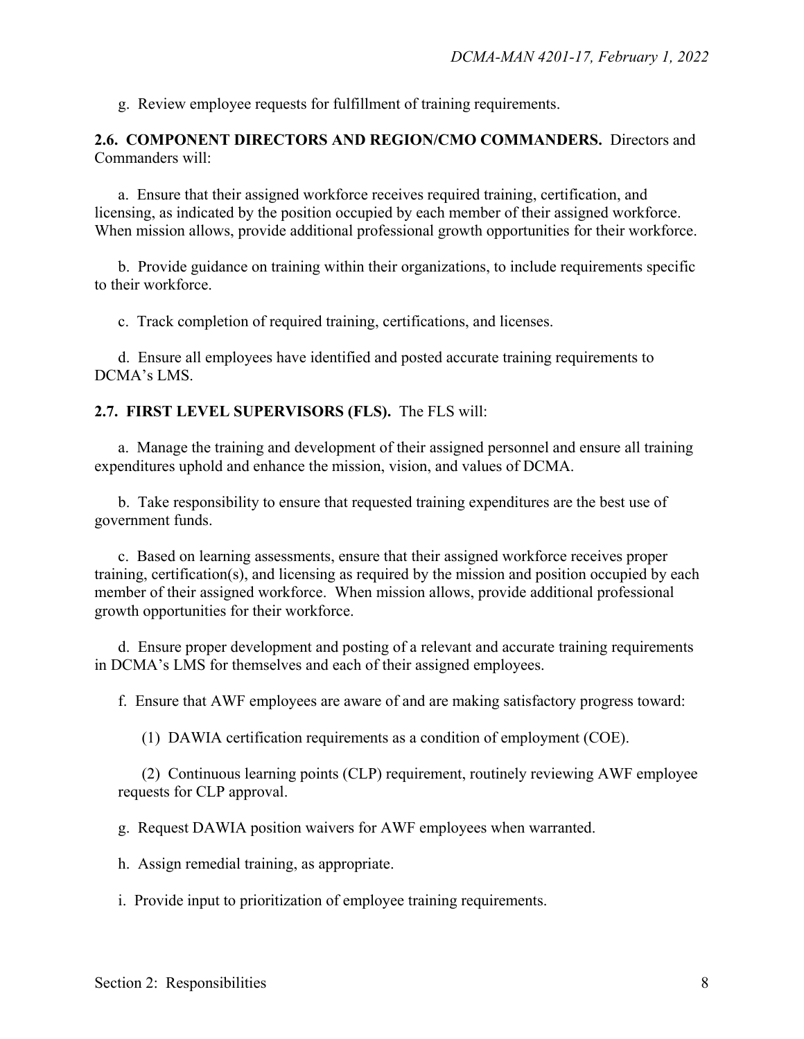g. Review employee requests for fulfillment of training requirements.

**2.6. COMPONENT DIRECTORS AND REGION/CMO COMMANDERS.** Directors and Commanders will:

a. Ensure that their assigned workforce receives required training, certification, and licensing, as indicated by the position occupied by each member of their assigned workforce. When mission allows, provide additional professional growth opportunities for their workforce.

b. Provide guidance on training within their organizations, to include requirements specific to their workforce.

c. Track completion of required training, certifications, and licenses.

d. Ensure all employees have identified and posted accurate training requirements to DCMA's LMS.

**2.7. FIRST LEVEL SUPERVISORS (FLS).** The FLS will:

a. Manage the training and development of their assigned personnel and ensure all training expenditures uphold and enhance the mission, vision, and values of DCMA.

b. Take responsibility to ensure that requested training expenditures are the best use of government funds.

c. Based on learning assessments, ensure that their assigned workforce receives proper training, certification(s), and licensing as required by the mission and position occupied by each member of their assigned workforce. When mission allows, provide additional professional growth opportunities for their workforce.

d. Ensure proper development and posting of a relevant and accurate training requirements in DCMA's LMS for themselves and each of their assigned employees.

f. Ensure that AWF employees are aware of and are making satisfactory progress toward:

(1) DAWIA certification requirements as a condition of employment (COE).

(2) Continuous learning points (CLP) requirement, routinely reviewing AWF employee requests for CLP approval.

g. Request DAWIA position waivers for AWF employees when warranted.

h. Assign remedial training, as appropriate.

i. Provide input to prioritization of employee training requirements.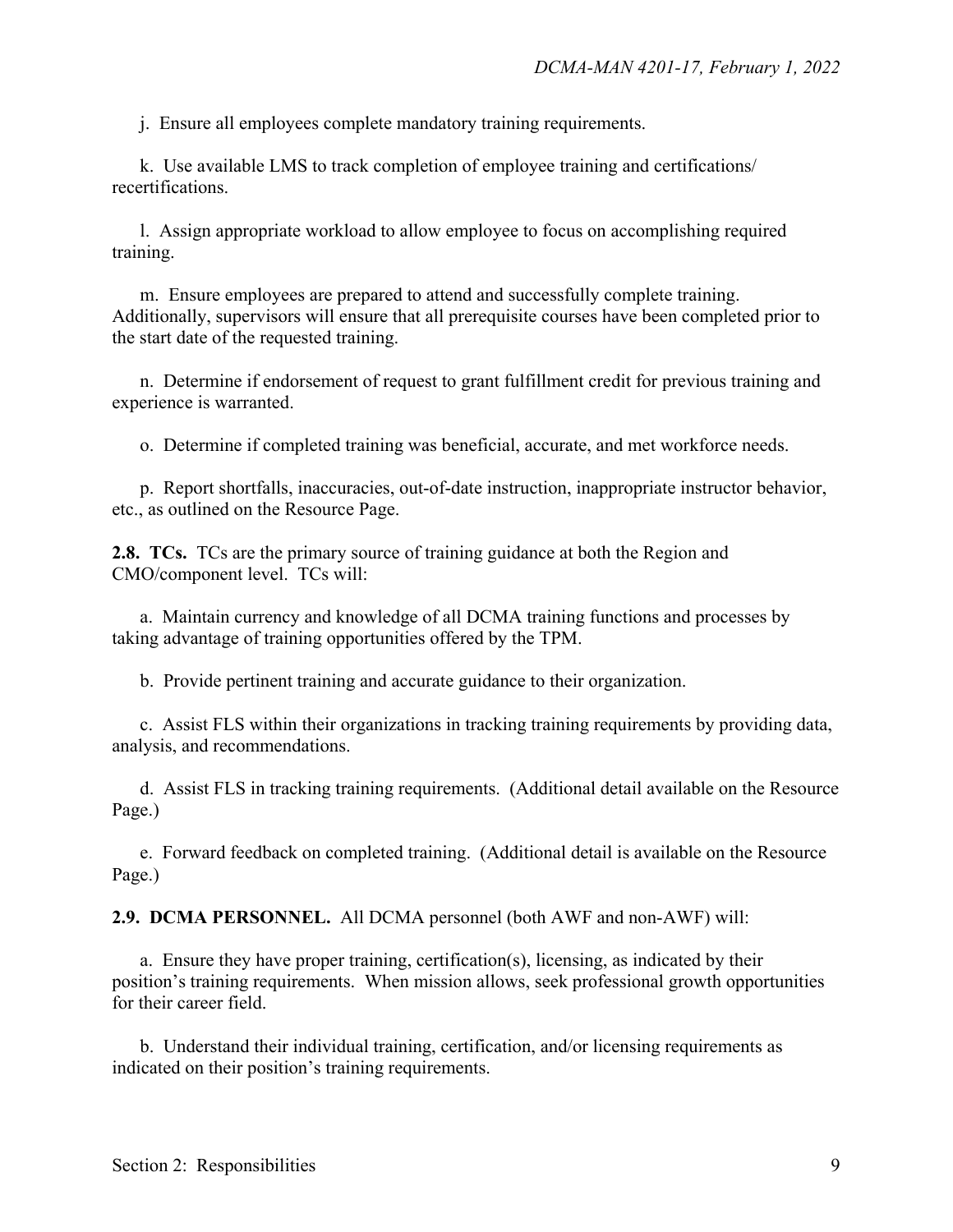j. Ensure all employees complete mandatory training requirements.

k. Use available LMS to track completion of employee training and certifications/ recertifications.

l. Assign appropriate workload to allow employee to focus on accomplishing required training.

m. Ensure employees are prepared to attend and successfully complete training. Additionally, supervisors will ensure that all prerequisite courses have been completed prior to the start date of the requested training.

n. Determine if endorsement of request to grant fulfillment credit for previous training and experience is warranted.

o. Determine if completed training was beneficial, accurate, and met workforce needs.

p. Report shortfalls, inaccuracies, out-of-date instruction, inappropriate instructor behavior, etc., as outlined on the Resource Page.

**2.8. TCs.** TCs are the primary source of training guidance at both the Region and CMO/component level. TCs will:

a. Maintain currency and knowledge of all DCMA training functions and processes by taking advantage of training opportunities offered by the TPM.

b. Provide pertinent training and accurate guidance to their organization.

c. Assist FLS within their organizations in tracking training requirements by providing data, analysis, and recommendations.

d. Assist FLS in tracking training requirements. (Additional detail available on the Resource Page.)

e. Forward feedback on completed training. (Additional detail is available on the Resource Page.)

**2.9. DCMA PERSONNEL.** All DCMA personnel (both AWF and non-AWF) will:

a. Ensure they have proper training, certification(s), licensing, as indicated by their position's training requirements. When mission allows, seek professional growth opportunities for their career field.

b. Understand their individual training, certification, and/or licensing requirements as indicated on their position's training requirements.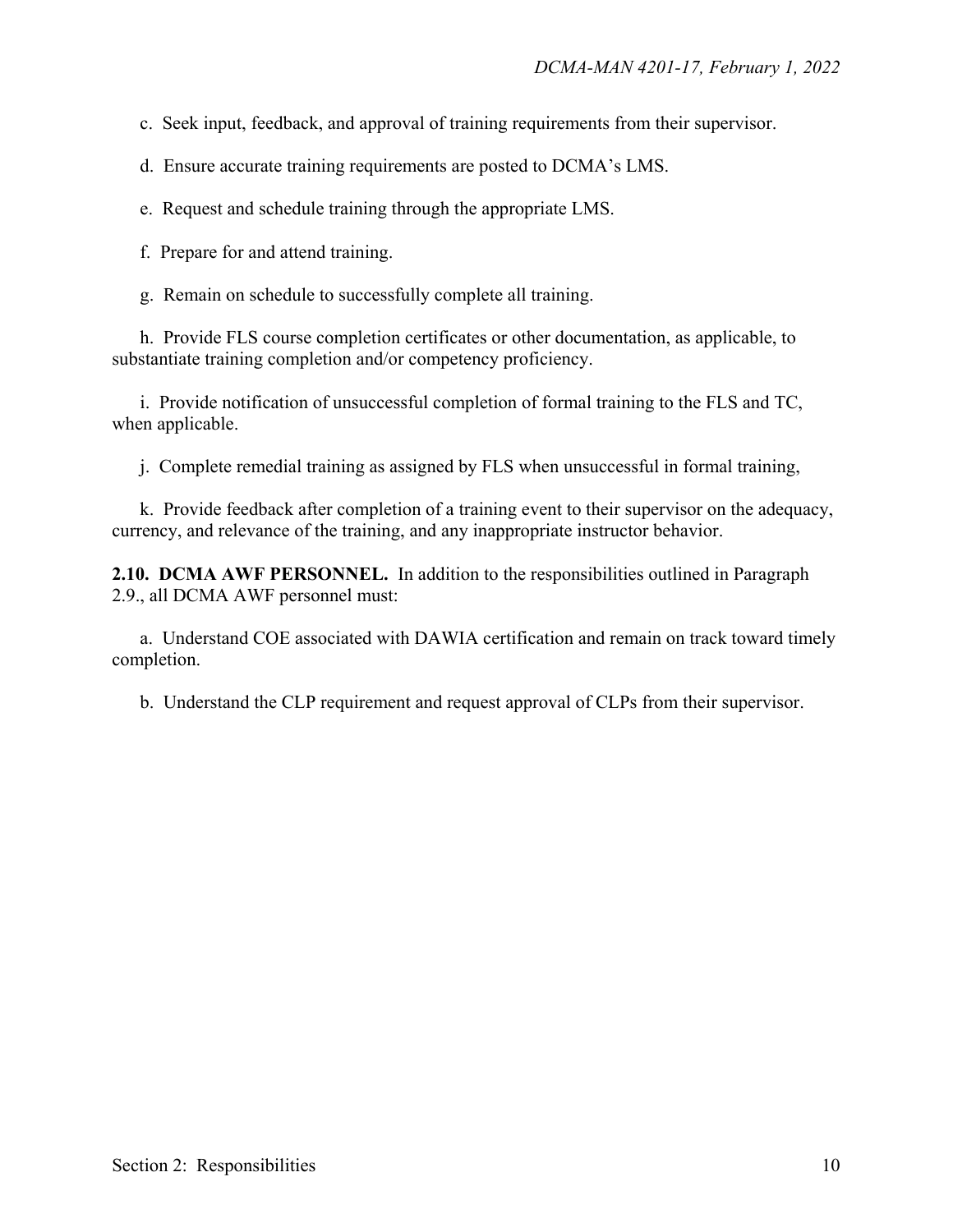c. Seek input, feedback, and approval of training requirements from their supervisor.

d. Ensure accurate training requirements are posted to DCMA's LMS.

e. Request and schedule training through the appropriate LMS.

f. Prepare for and attend training.

g. Remain on schedule to successfully complete all training.

h. Provide FLS course completion certificates or other documentation, as applicable, to substantiate training completion and/or competency proficiency.

i. Provide notification of unsuccessful completion of formal training to the FLS and TC, when applicable.

j. Complete remedial training as assigned by FLS when unsuccessful in formal training,

k. Provide feedback after completion of a training event to their supervisor on the adequacy, currency, and relevance of the training, and any inappropriate instructor behavior.

**2.10. DCMA AWF PERSONNEL.** In addition to the responsibilities outlined in Paragraph 2.9., all DCMA AWF personnel must:

a. Understand COE associated with DAWIA certification and remain on track toward timely completion.

b. Understand the CLP requirement and request approval of CLPs from their supervisor.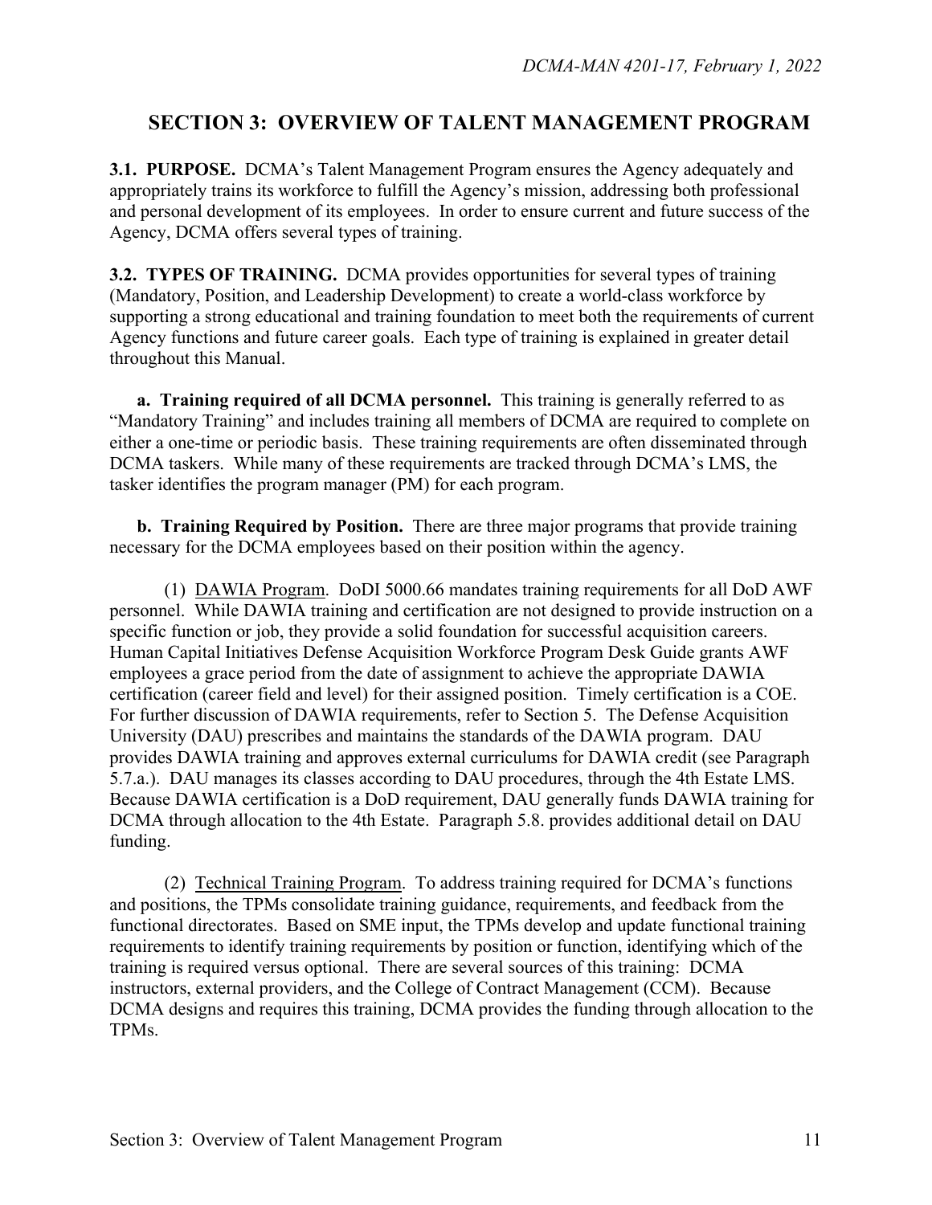## SECTION 3: OVERVIEW OF TALENT MANAGEMENT PROGRAM

**3.1. PURPOSE.** DCMA's Talent Management Program ensures the Agency adequately and appropriately trains its workforce to fulfill the Agency's mission, addressing both professional and personal development of its employees. In order to ensure current and future success of the Agency, DCMA offers several types of training.

**3.2. TYPES OF TRAINING.** DCMA provides opportunities for several types of training (Mandatory, Position, and Leadership Development) to create a world-class workforce by supporting a strong educational and training foundation to meet both the requirements of current Agency functions and future career goals. Each type of training is explained in greater detail throughout this Manual.

**a. Training required of all DCMA personnel.** This training is generally referred to as "Mandatory Training" and includes training all members of DCMA are required to complete on either a one-time or periodic basis. These training requirements are often disseminated through DCMA taskers. While many of these requirements are tracked through DCMA's LMS, the tasker identifies the program manager (PM) for each program.

**b. Training Required by Position.** There are three major programs that provide training necessary for the DCMA employees based on their position within the agency.

(1) DAWIA Program. DoDI 5000.66 mandates training requirements for all DoD AWF personnel. While DAWIA training and certification are not designed to provide instruction on a specific function or job, they provide a solid foundation for successful acquisition careers. Human Capital Initiatives Defense Acquisition Workforce Program Desk Guide grants AWF employees a grace period from the date of assignment to achieve the appropriate DAWIA certification (career field and level) for their assigned position. Timely certification is a COE. For further discussion of DAWIA requirements, refer to Section 5. The Defense Acquisition University (DAU) prescribes and maintains the standards of the DAWIA program. DAU provides DAWIA training and approves external curriculums for DAWIA credit (see Paragraph 5.7.a.). DAU manages its classes according to DAU procedures, through the 4th Estate LMS. Because DAWIA certification is a DoD requirement, DAU generally funds DAWIA training for DCMA through allocation to the 4th Estate. Paragraph 5.8. provides additional detail on DAU funding.

(2) Technical Training Program. To address training required for DCMA's functions and positions, the TPMs consolidate training guidance, requirements, and feedback from the functional directorates. Based on SME input, the TPMs develop and update functional training requirements to identify training requirements by position or function, identifying which of the training is required versus optional. There are several sources of this training: DCMA instructors, external providers, and the College of Contract Management (CCM). Because DCMA designs and requires this training, DCMA provides the funding through allocation to the TPMs.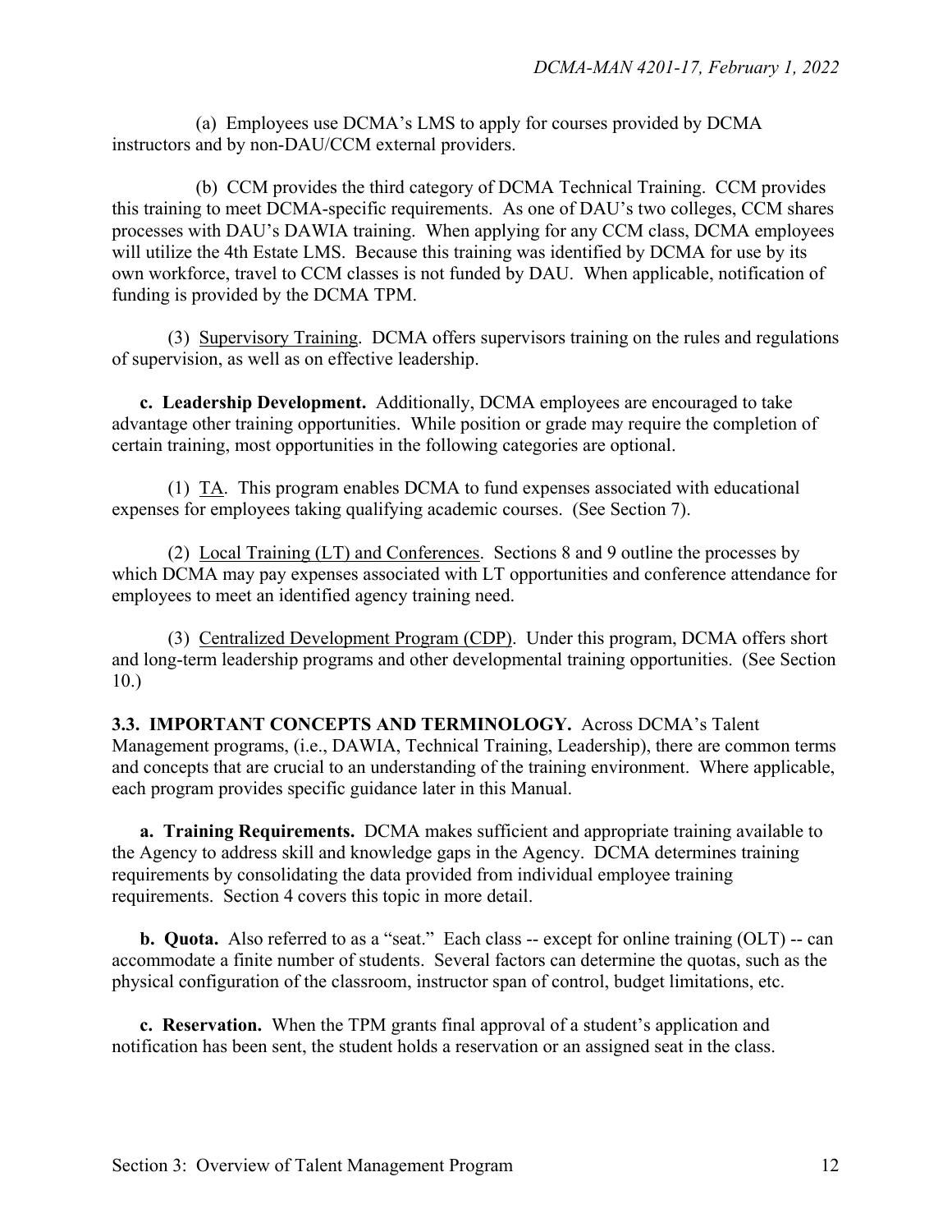(a) Employees use DCMA's LMS to apply for courses provided by DCMA instructors and by non-DAU/CCM external providers.

(b) CCM provides the third category of DCMA Technical Training. CCM provides this training to meet DCMA-specific requirements. As one of DAU's two colleges, CCM shares processes with DAU's DAWIA training. When applying for any CCM class, DCMA employees will utilize the 4th Estate LMS. Because this training was identified by DCMA for use by its own workforce, travel to CCM classes is not funded by DAU. When applicable, notification of funding is provided by the DCMA TPM.

(3) Supervisory Training. DCMA offers supervisors training on the rules and regulations of supervision, as well as on effective leadership.

**c. Leadership Development.** Additionally, DCMA employees are encouraged to take advantage other training opportunities. While position or grade may require the completion of certain training, most opportunities in the following categories are optional.

(1) TA. This program enables DCMA to fund expenses associated with educational expenses for employees taking qualifying academic courses. (See Section 7).

(2) Local Training (LT) and Conferences. Sections 8 and 9 outline the processes by which DCMA may pay expenses associated with LT opportunities and conference attendance for employees to meet an identified agency training need.

(3) Centralized Development Program (CDP). Under this program, DCMA offers short and long-term leadership programs and other developmental training opportunities. (See Section 10.)

**3.3. IMPORTANT CONCEPTS AND TERMINOLOGY.** Across DCMA's Talent Management programs, (i.e., DAWIA, Technical Training, Leadership), there are common terms and concepts that are crucial to an understanding of the training environment. Where applicable, each program provides specific guidance later in this Manual.

**a. Training Requirements.** DCMA makes sufficient and appropriate training available to the Agency to address skill and knowledge gaps in the Agency. DCMA determines training requirements by consolidating the data provided from individual employee training requirements. Section 4 covers this topic in more detail.

**b. Quota.** Also referred to as a "seat." Each class -- except for online training (OLT) -- can accommodate a finite number of students. Several factors can determine the quotas, such as the physical configuration of the classroom, instructor span of control, budget limitations, etc.

**c. Reservation.** When the TPM grants final approval of a student's application and notification has been sent, the student holds a reservation or an assigned seat in the class.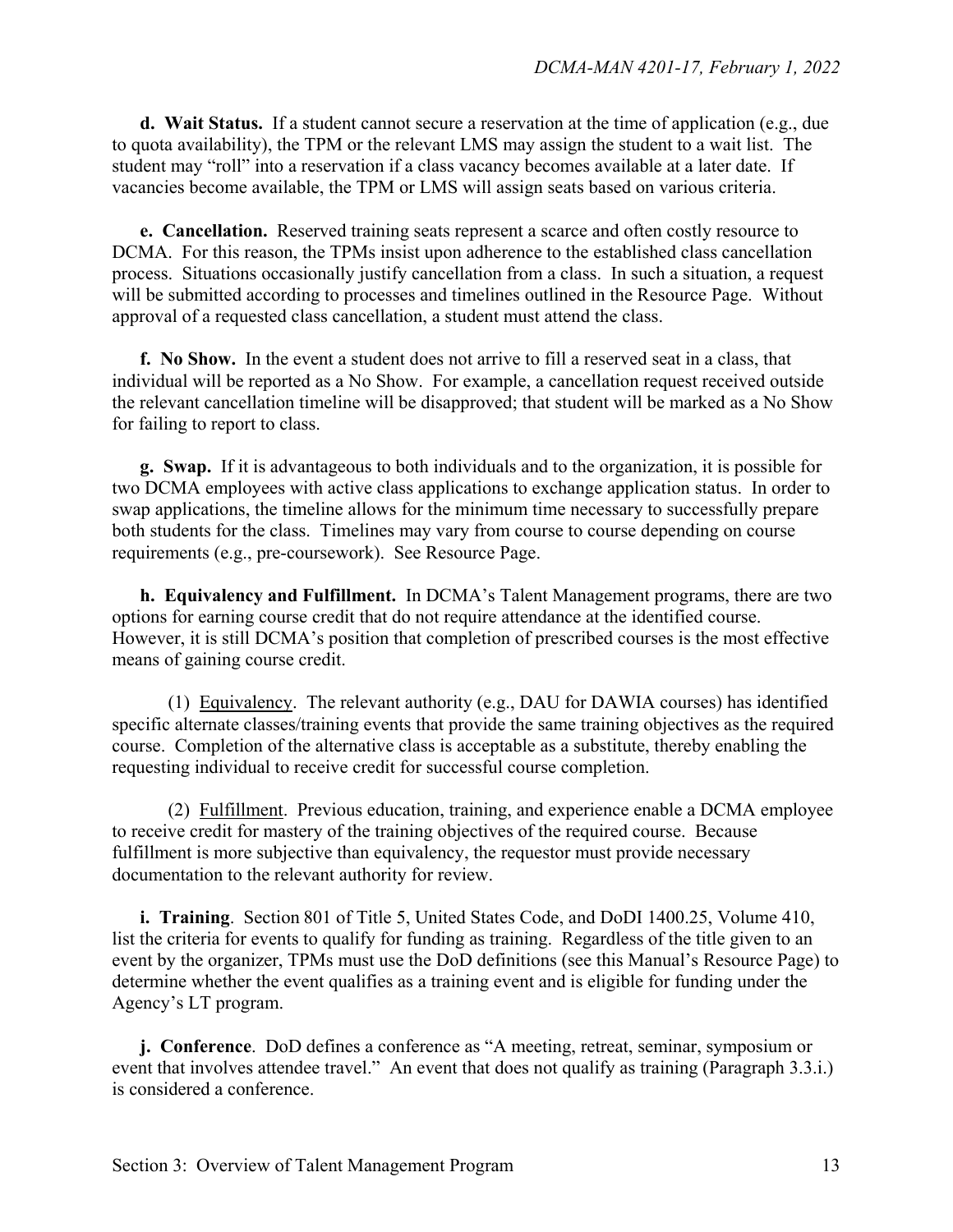**d. Wait Status.** If a student cannot secure a reservation at the time of application (e.g., due to quota availability), the TPM or the relevant LMS may assign the student to a wait list. The student may "roll" into a reservation if a class vacancy becomes available at a later date. If vacancies become available, the TPM or LMS will assign seats based on various criteria.

**e. Cancellation.** Reserved training seats represent a scarce and often costly resource to DCMA. For this reason, the TPMs insist upon adherence to the established class cancellation process. Situations occasionally justify cancellation from a class. In such a situation, a request will be submitted according to processes and timelines outlined in the Resource Page. Without approval of a requested class cancellation, a student must attend the class.

**f. No Show.** In the event a student does not arrive to fill a reserved seat in a class, that individual will be reported as a No Show. For example, a cancellation request received outside the relevant cancellation timeline will be disapproved; that student will be marked as a No Show for failing to report to class.

**g. Swap.** If it is advantageous to both individuals and to the organization, it is possible for two DCMA employees with active class applications to exchange application status. In order to swap applications, the timeline allows for the minimum time necessary to successfully prepare both students for the class. Timelines may vary from course to course depending on course requirements (e.g., pre-coursework). See Resource Page.

**h. Equivalency and Fulfillment.** In DCMA's Talent Management programs, there are two options for earning course credit that do not require attendance at the identified course. However, it is still DCMA's position that completion of prescribed courses is the most effective means of gaining course credit.

(1) Equivalency. The relevant authority (e.g., DAU for DAWIA courses) has identified specific alternate classes/training events that provide the same training objectives as the required course. Completion of the alternative class is acceptable as a substitute, thereby enabling the requesting individual to receive credit for successful course completion.

(2) Fulfillment. Previous education, training, and experience enable a DCMA employee to receive credit for mastery of the training objectives of the required course. Because fulfillment is more subjective than equivalency, the requestor must provide necessary documentation to the relevant authority for review.

**i. Training**. Section 801 of Title 5, United States Code, and DoDI 1400.25, Volume 410, list the criteria for events to qualify for funding as training. Regardless of the title given to an event by the organizer, TPMs must use the DoD definitions (see this Manual's Resource Page) to determine whether the event qualifies as a training event and is eligible for funding under the Agency's LT program.

**j. Conference**. DoD defines a conference as "A meeting, retreat, seminar, symposium or event that involves attendee travel." An event that does not qualify as training (Paragraph 3.3.i.) is considered a conference.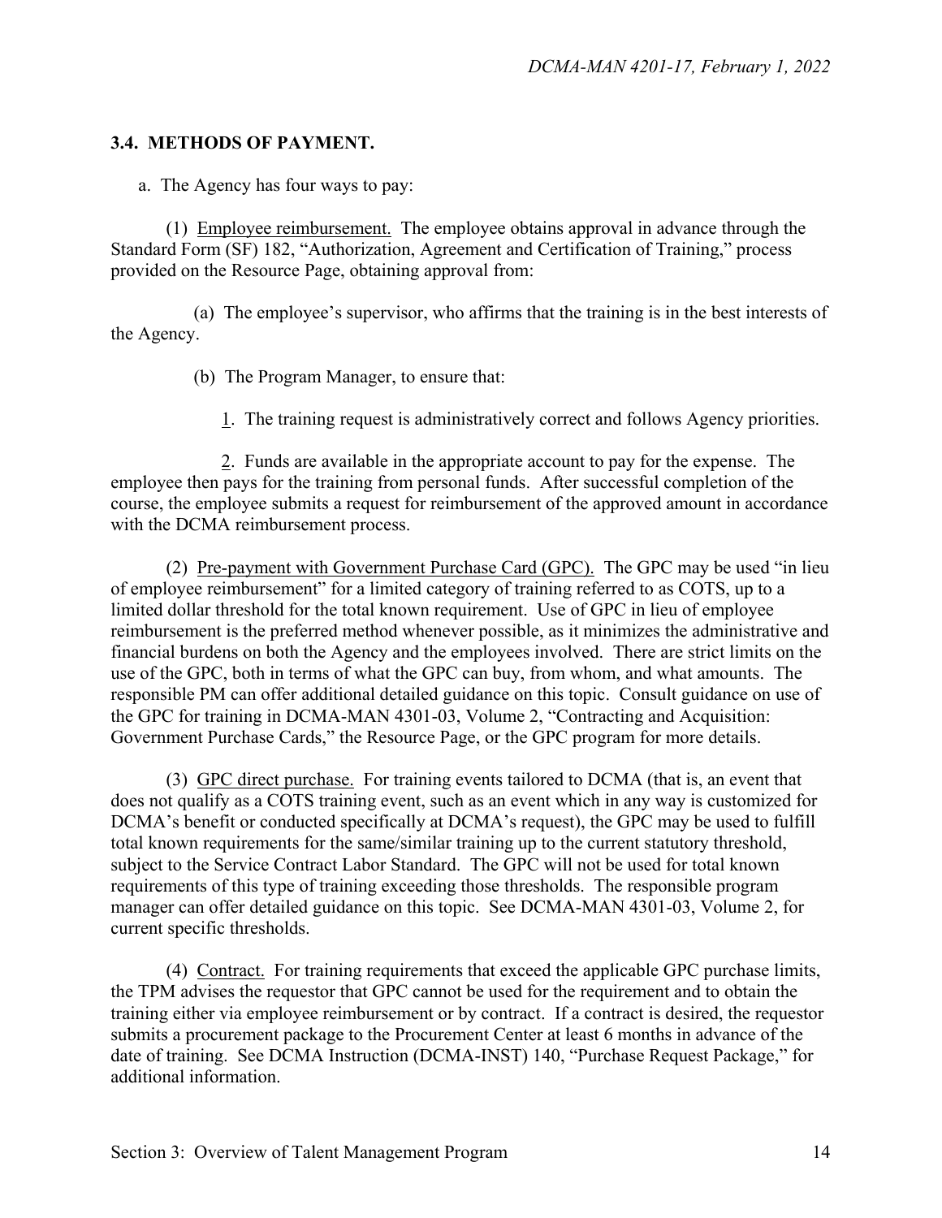### 3.4. METHODS OF PAYMENT.

a. The Agency has four ways to pay:

(1) Employee reimbursement. The employee obtains approval in advance through the Standard Form (SF) 182, "Authorization, Agreement and Certification of Training," process provided on the Resource Page, obtaining approval from:

(a) The employee's supervisor, who affirms that the training is in the best interests of the Agency.

(b) The Program Manager, to ensure that:

1. The training request is administratively correct and follows Agency priorities.

2. Funds are available in the appropriate account to pay for the expense. The employee then pays for the training from personal funds. After successful completion of the course, the employee submits a request for reimbursement of the approved amount in accordance with the DCMA reimbursement process.

(2) Pre-payment with Government Purchase Card (GPC). The GPC may be used "in lieu of employee reimbursement" for a limited category of training referred to as COTS, up to a limited dollar threshold for the total known requirement. Use of GPC in lieu of employee reimbursement is the preferred method whenever possible, as it minimizes the administrative and financial burdens on both the Agency and the employees involved. There are strict limits on the use of the GPC, both in terms of what the GPC can buy, from whom, and what amounts. The responsible PM can offer additional detailed guidance on this topic. Consult guidance on use of the GPC for training in DCMA-MAN 4301-03, Volume 2, "Contracting and Acquisition: Government Purchase Cards," the Resource Page, or the GPC program for more details.

(3) GPC direct purchase. For training events tailored to DCMA (that is, an event that does not qualify as a COTS training event, such as an event which in any way is customized for DCMA's benefit or conducted specifically at DCMA's request), the GPC may be used to fulfill total known requirements for the same/similar training up to the current statutory threshold, subject to the Service Contract Labor Standard. The GPC will not be used for total known requirements of this type of training exceeding those thresholds. The responsible program manager can offer detailed guidance on this topic. See DCMA-MAN 4301-03, Volume 2, for current specific thresholds.

(4) Contract. For training requirements that exceed the applicable GPC purchase limits, the TPM advises the requestor that GPC cannot be used for the requirement and to obtain the training either via employee reimbursement or by contract. If a contract is desired, the requestor submits a procurement package to the Procurement Center at least 6 months in advance of the date of training. See DCMA Instruction (DCMA-INST) 140, "Purchase Request Package," for additional information.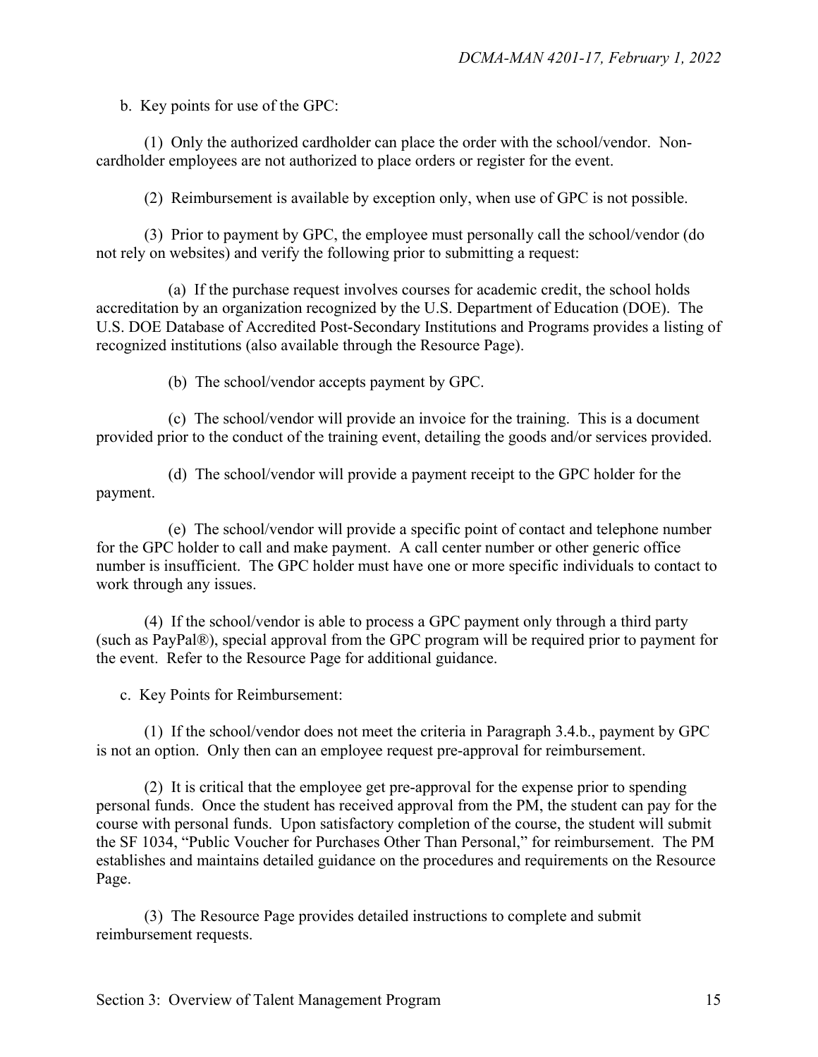b. Key points for use of the GPC:

(1) Only the authorized cardholder can place the order with the school/vendor. Non-cardholder employees are not authorized to place orders or register for the event.

(2) Reimbursement is available by exception only, when use of GPC is not possible.

(3) Prior to payment by GPC, the employee must personally call the school/vendor (do not rely on websites) and verify the following prior to submitting a request:

(a) If the purchase request involves courses for academic credit, the school holds accreditation by an organization recognized by the U.S. Department of Education (DOE). The U.S. DOE Database of Accredited Post-Secondary Institutions and Programs provides a listing of recognized institutions (also available through the Resource Page).

(b) The school/vendor accepts payment by GPC.

(c) The school/vendor will provide an invoice for the training. This is a document provided prior to the conduct of the training event, detailing the goods and/or services provided.

(d) The school/vendor will provide a payment receipt to the GPC holder for the payment.

(e) The school/vendor will provide a specific point of contact and telephone number for the GPC holder to call and make payment. A call center number or other generic office number is insufficient. The GPC holder must have one or more specific individuals to contact to work through any issues.

(4) If the school/vendor is able to process a GPC payment only through a third party (such as PayPal®), special approval from the GPC program will be required prior to payment for the event. Refer to the Resource Page for additional guidance.

c. Key Points for Reimbursement:

(1) If the school/vendor does not meet the criteria in Paragraph 3.4.b., payment by GPC is not an option. Only then can an employee request pre-approval for reimbursement.

(2) It is critical that the employee get pre-approval for the expense prior to spending personal funds. Once the student has received approval from the PM, the student can pay for the course with personal funds. Upon satisfactory completion of the course, the student will submit the SF 1034, "Public Voucher for Purchases Other Than Personal," for reimbursement. The PM establishes and maintains detailed guidance on the procedures and requirements on the Resource Page.

(3) The Resource Page provides detailed instructions to complete and submit reimbursement requests.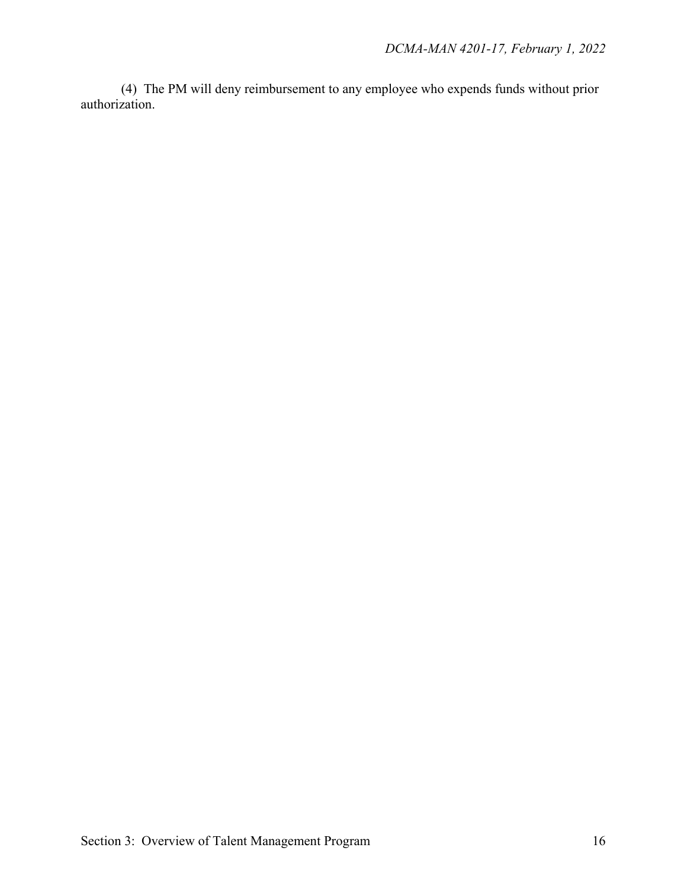(4) The PM will deny reimbursement to any employee who expends funds without prior authorization.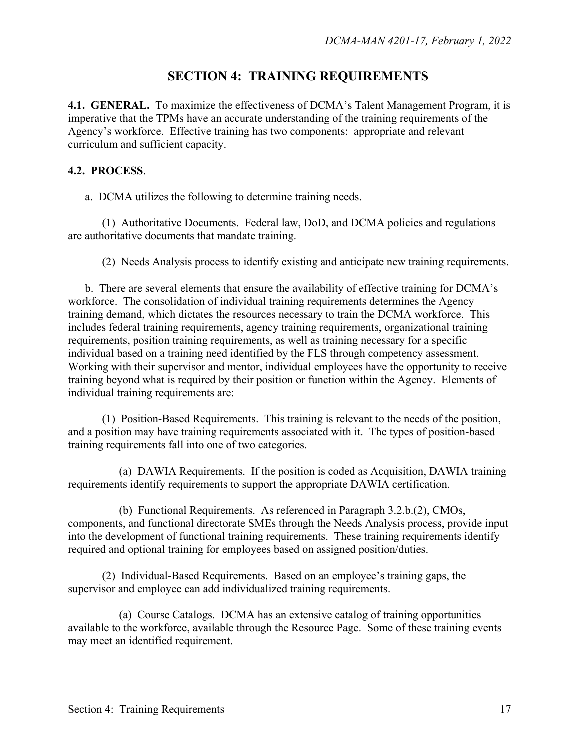# SECTION 4: TRAINING REQUIREMENTS

**4.1. GENERAL.** To maximize the effectiveness of DCMA's Talent Management Program, it is imperative that the TPMs have an accurate understanding of the training requirements of the Agency's workforce. Effective training has two components: appropriate and relevant curriculum and sufficient capacity.

**4.2. PROCESS**.

a. DCMA utilizes the following to determine training needs.

(1) Authoritative Documents. Federal law, DoD, and DCMA policies and regulations are authoritative documents that mandate training.

(2) Needs Analysis process to identify existing and anticipate new training requirements.

b. There are several elements that ensure the availability of effective training for DCMA's workforce. The consolidation of individual training requirements determines the Agency training demand, which dictates the resources necessary to train the DCMA workforce. This includes federal training requirements, agency training requirements, organizational training requirements, position training requirements, as well as training necessary for a specific individual based on a training need identified by the FLS through competency assessment. Working with their supervisor and mentor, individual employees have the opportunity to receive training beyond what is required by their position or function within the Agency. Elements of individual training requirements are:

(1) Position-Based Requirements. This training is relevant to the needs of the position, and a position may have training requirements associated with it. The types of position-based training requirements fall into one of two categories.

(a) DAWIA Requirements. If the position is coded as Acquisition, DAWIA training requirements identify requirements to support the appropriate DAWIA certification.

(b) Functional Requirements. As referenced in Paragraph 3.2.b.(2), CMOs, components, and functional directorate SMEs through the Needs Analysis process, provide input into the development of functional training requirements. These training requirements identify required and optional training for employees based on assigned position/duties.

(2) Individual-Based Requirements. Based on an employee's training gaps, the supervisor and employee can add individualized training requirements.

(a) Course Catalogs. DCMA has an extensive catalog of training opportunities available to the workforce, available through the Resource Page. Some of these training events may meet an identified requirement.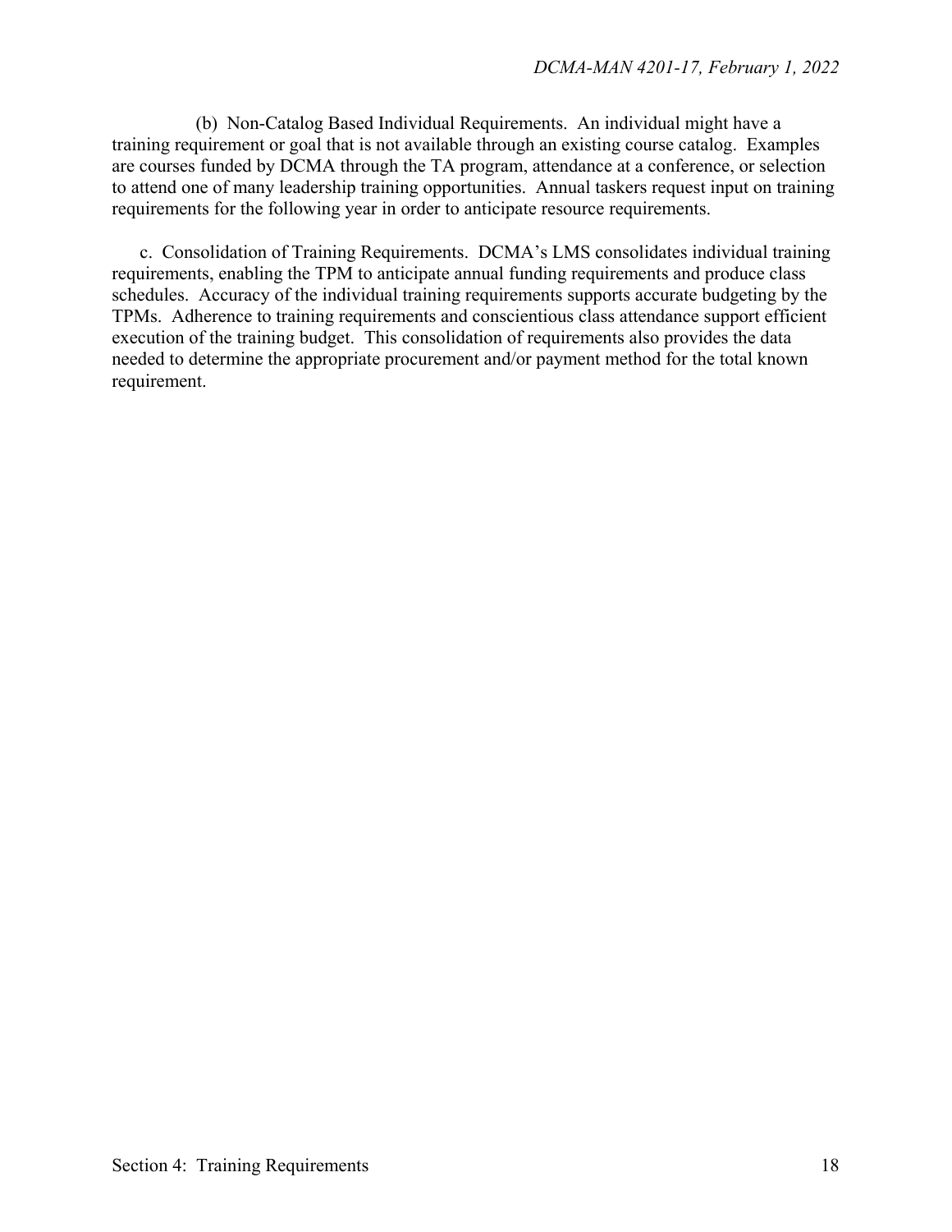(b) Non-Catalog Based Individual Requirements. An individual might have a training requirement or goal that is not available through an existing course catalog. Examples are courses funded by DCMA through the TA program, attendance at a conference, or selection to attend one of many leadership training opportunities. Annual taskers request input on training requirements for the following year in order to anticipate resource requirements.

c. Consolidation of Training Requirements. DCMA's LMS consolidates individual training requirements, enabling the TPM to anticipate annual funding requirements and produce class schedules. Accuracy of the individual training requirements supports accurate budgeting by the TPMs. Adherence to training requirements and conscientious class attendance support efficient execution of the training budget. This consolidation of requirements also provides the data needed to determine the appropriate procurement and/or payment method for the total known requirement.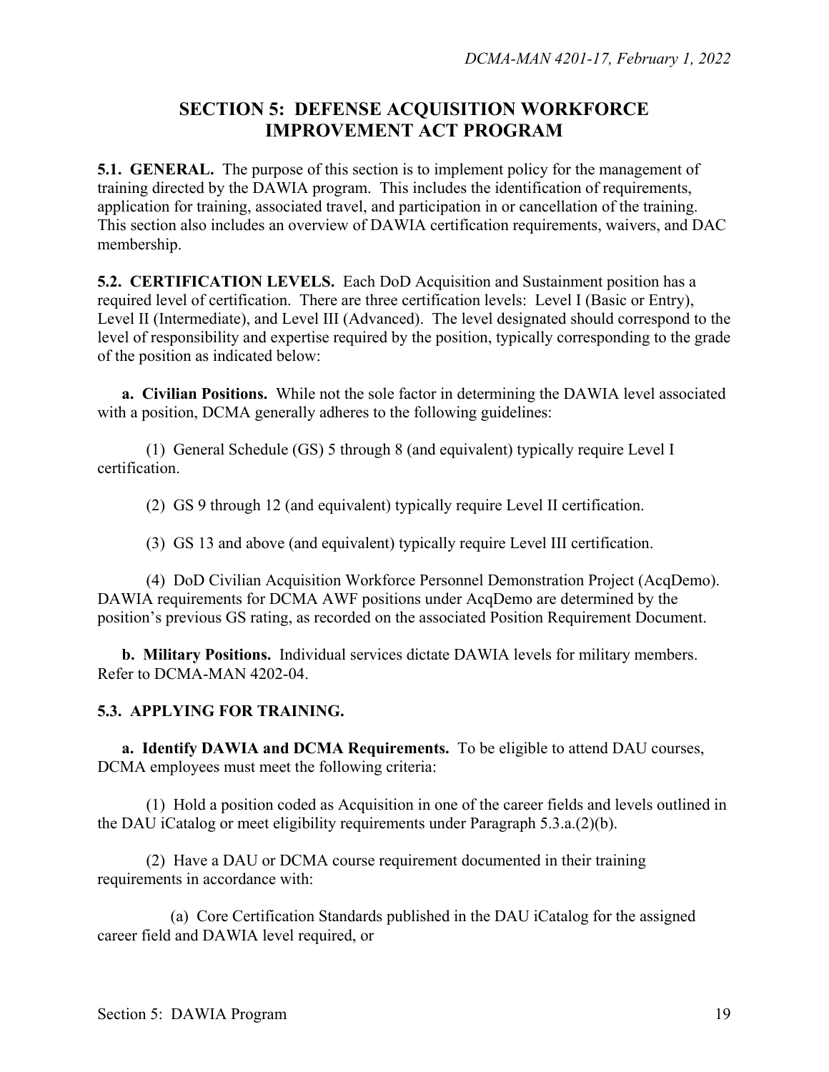## SECTION 5: DEFENSE ACQUISITION WORKFORCE IMPROVEMENT ACT PROGRAM

**5.1. GENERAL.** The purpose of this section is to implement policy for the management of training directed by the DAWIA program. This includes the identification of requirements, application for training, associated travel, and participation in or cancellation of the training. This section also includes an overview of DAWIA certification requirements, waivers, and DAC membership.

**5.2. CERTIFICATION LEVELS.** Each DoD Acquisition and Sustainment position has a required level of certification. There are three certification levels: Level I (Basic or Entry), Level II (Intermediate), and Level III (Advanced). The level designated should correspond to the level of responsibility and expertise required by the position, typically corresponding to the grade of the position as indicated below:

**a. Civilian Positions.** While not the sole factor in determining the DAWIA level associated with a position, DCMA generally adheres to the following guidelines:

(1) General Schedule (GS) 5 through 8 (and equivalent) typically require Level I certification.

(2) GS 9 through 12 (and equivalent) typically require Level II certification.

(3) GS 13 and above (and equivalent) typically require Level III certification.

(4) DoD Civilian Acquisition Workforce Personnel Demonstration Project (AcqDemo). DAWIA requirements for DCMA AWF positions under AcqDemo are determined by the position's previous GS rating, as recorded on the associated Position Requirement Document.

**b. Military Positions.** Individual services dictate DAWIA levels for military members. Refer to DCMA-MAN 4202-04.

**5.3. APPLYING FOR TRAINING.**

**a. Identify DAWIA and DCMA Requirements.** To be eligible to attend DAU courses, DCMA employees must meet the following criteria:

(1) Hold a position coded as Acquisition in one of the career fields and levels outlined in the DAU iCatalog or meet eligibility requirements under Paragraph 5.3.a.(2)(b).

(2) Have a DAU or DCMA course requirement documented in their training requirements in accordance with:

(a) Core Certification Standards published in the DAU iCatalog for the assigned career field and DAWIA level required, or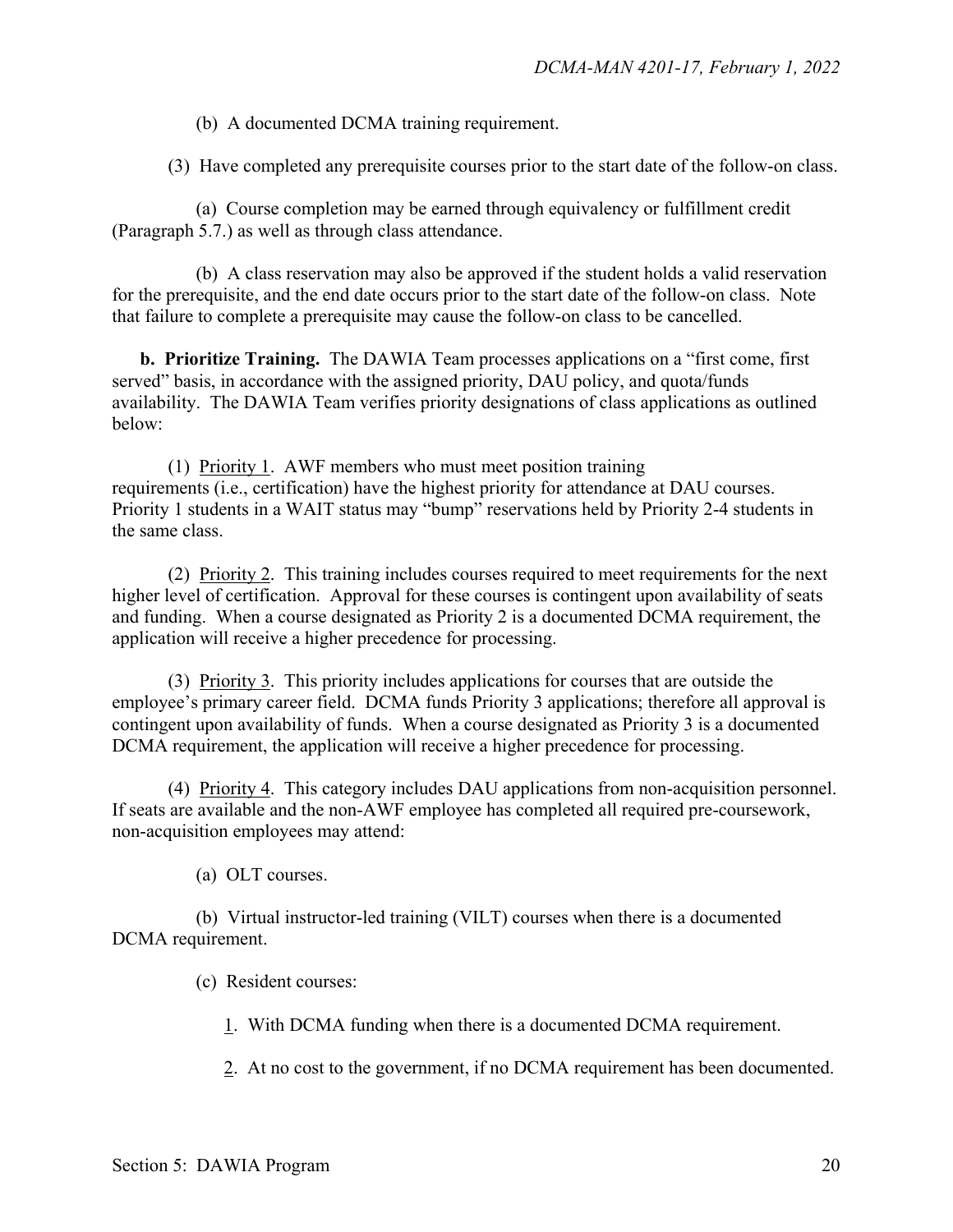(b) A documented DCMA training requirement.

(3) Have completed any prerequisite courses prior to the start date of the follow-on class.

(a) Course completion may be earned through equivalency or fulfillment credit (Paragraph 5.7.) as well as through class attendance.

(b) A class reservation may also be approved if the student holds a valid reservation for the prerequisite, and the end date occurs prior to the start date of the follow-on class. Note that failure to complete a prerequisite may cause the follow-on class to be cancelled.

**b. Prioritize Training.** The DAWIA Team processes applications on a "first come, first served" basis, in accordance with the assigned priority, DAU policy, and quota/funds availability. The DAWIA Team verifies priority designations of class applications as outlined below:

(1) Priority 1. AWF members who must meet position training requirements (i.e., certification) have the highest priority for attendance at DAU courses. Priority 1 students in a WAIT status may "bump" reservations held by Priority 2-4 students in the same class.

(2) Priority 2. This training includes courses required to meet requirements for the next higher level of certification. Approval for these courses is contingent upon availability of seats and funding. When a course designated as Priority 2 is a documented DCMA requirement, the application will receive a higher precedence for processing.

(3) Priority 3. This priority includes applications for courses that are outside the employee's primary career field. DCMA funds Priority 3 applications; therefore all approval is contingent upon availability of funds. When a course designated as Priority 3 is a documented DCMA requirement, the application will receive a higher precedence for processing.

(4) Priority 4. This category includes DAU applications from non-acquisition personnel. If seats are available and the non-AWF employee has completed all required pre-coursework, non-acquisition employees may attend:

(a) OLT courses.

(b) Virtual instructor-led training (VILT) courses when there is a documented DCMA requirement.

(c) Resident courses:

1. With DCMA funding when there is a documented DCMA requirement.

2. At no cost to the government, if no DCMA requirement has been documented.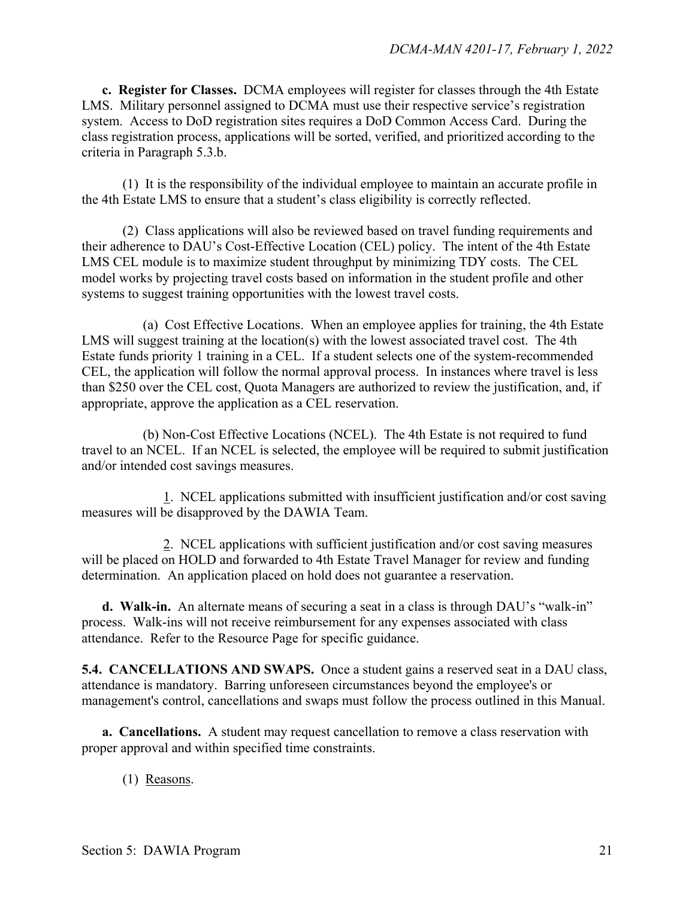**c. Register for Classes.** DCMA employees will register for classes through the 4th Estate LMS. Military personnel assigned to DCMA must use their respective service's registration system. Access to DoD registration sites requires a DoD Common Access Card. During the class registration process, applications will be sorted, verified, and prioritized according to the criteria in Paragraph 5.3.b.

(1) It is the responsibility of the individual employee to maintain an accurate profile in the 4th Estate LMS to ensure that a student's class eligibility is correctly reflected.

(2) Class applications will also be reviewed based on travel funding requirements and their adherence to DAU's Cost-Effective Location (CEL) policy. The intent of the 4th Estate LMS CEL module is to maximize student throughput by minimizing TDY costs. The CEL model works by projecting travel costs based on information in the student profile and other systems to suggest training opportunities with the lowest travel costs.

(a) Cost Effective Locations. When an employee applies for training, the 4th Estate LMS will suggest training at the location(s) with the lowest associated travel cost. The 4th Estate funds priority 1 training in a CEL. If a student selects one of the system-recommended CEL, the application will follow the normal approval process. In instances where travel is less than $250 over the CEL cost, Quota Managers are authorized to review the justification, and, if appropriate, approve the application as a CEL reservation.

(b) Non-Cost Effective Locations (NCEL). The 4th Estate is not required to fund travel to an NCEL. If an NCEL is selected, the employee will be required to submit justification and/or intended cost savings measures.

1. NCEL applications submitted with insufficient justification and/or cost saving measures will be disapproved by the DAWIA Team.

2. NCEL applications with sufficient justification and/or cost saving measures will be placed on HOLD and forwarded to 4th Estate Travel Manager for review and funding determination. An application placed on hold does not guarantee a reservation.

**d. Walk-in.** An alternate means of securing a seat in a class is through DAU's "walk-in" process. Walk-ins will not receive reimbursement for any expenses associated with class attendance. Refer to the Resource Page for specific guidance.

**5.4. CANCELLATIONS AND SWAPS.** Once a student gains a reserved seat in a DAU class, attendance is mandatory. Barring unforeseen circumstances beyond the employee's or management's control, cancellations and swaps must follow the process outlined in this Manual.

**a. Cancellations.** A student may request cancellation to remove a class reservation with proper approval and within specified time constraints.

(1) Reasons.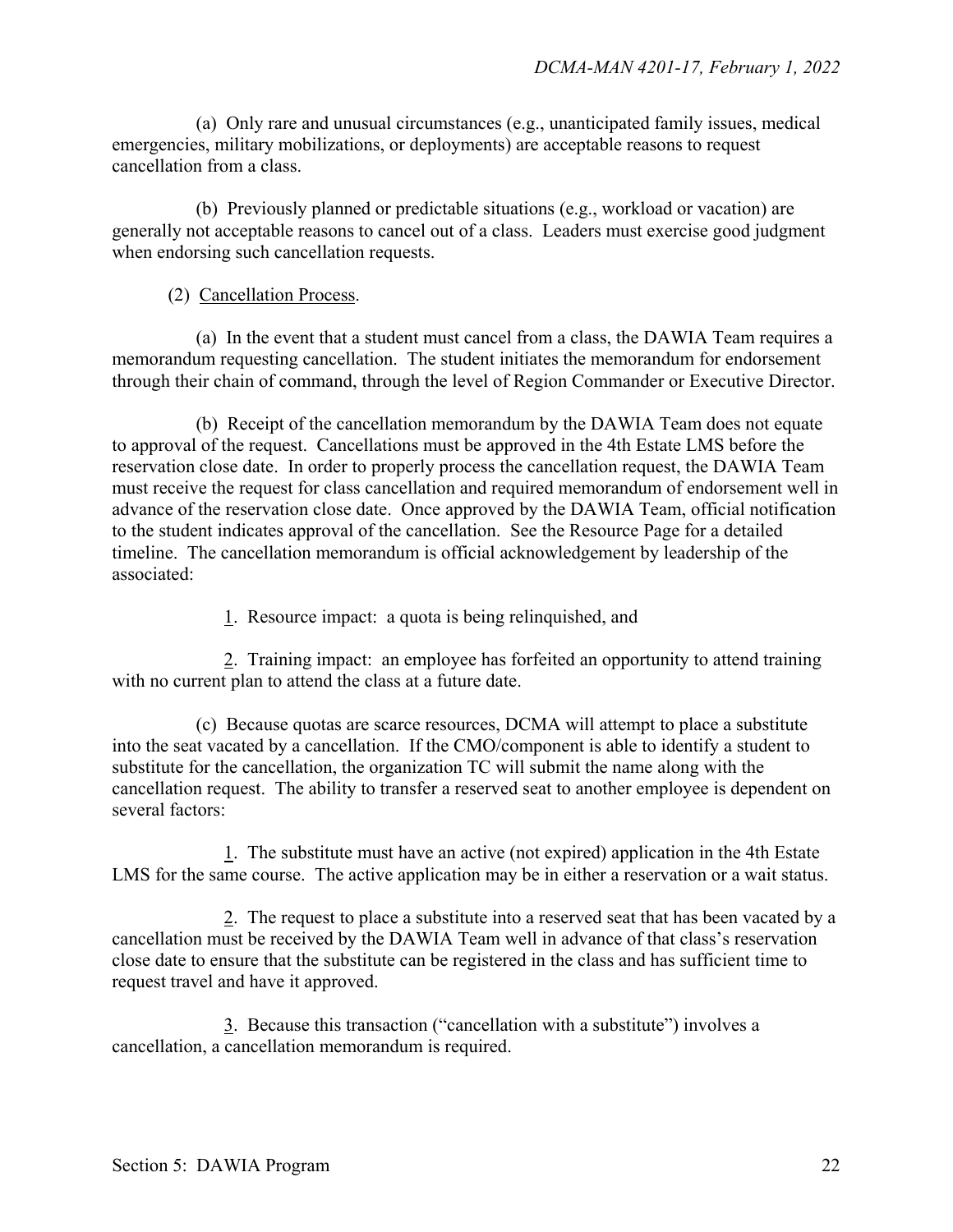(a) Only rare and unusual circumstances (e.g., unanticipated family issues, medical emergencies, military mobilizations, or deployments) are acceptable reasons to request cancellation from a class.

(b) Previously planned or predictable situations (e.g., workload or vacation) are generally not acceptable reasons to cancel out of a class. Leaders must exercise good judgment when endorsing such cancellation requests.

(2) Cancellation Process.

(a) In the event that a student must cancel from a class, the DAWIA Team requires a memorandum requesting cancellation. The student initiates the memorandum for endorsement through their chain of command, through the level of Region Commander or Executive Director.

(b) Receipt of the cancellation memorandum by the DAWIA Team does not equate to approval of the request. Cancellations must be approved in the 4th Estate LMS before the reservation close date. In order to properly process the cancellation request, the DAWIA Team must receive the request for class cancellation and required memorandum of endorsement well in advance of the reservation close date. Once approved by the DAWIA Team, official notification to the student indicates approval of the cancellation. See the Resource Page for a detailed timeline. The cancellation memorandum is official acknowledgement by leadership of the associated:

1. Resource impact: a quota is being relinquished, and

2. Training impact: an employee has forfeited an opportunity to attend training with no current plan to attend the class at a future date.

(c) Because quotas are scarce resources, DCMA will attempt to place a substitute into the seat vacated by a cancellation. If the CMO/component is able to identify a student to substitute for the cancellation, the organization TC will submit the name along with the cancellation request. The ability to transfer a reserved seat to another employee is dependent on several factors:

1. The substitute must have an active (not expired) application in the 4th Estate LMS for the same course. The active application may be in either a reservation or a wait status.

2. The request to place a substitute into a reserved seat that has been vacated by a cancellation must be received by the DAWIA Team well in advance of that class's reservation close date to ensure that the substitute can be registered in the class and has sufficient time to request travel and have it approved.

3. Because this transaction ("cancellation with a substitute") involves a cancellation, a cancellation memorandum is required.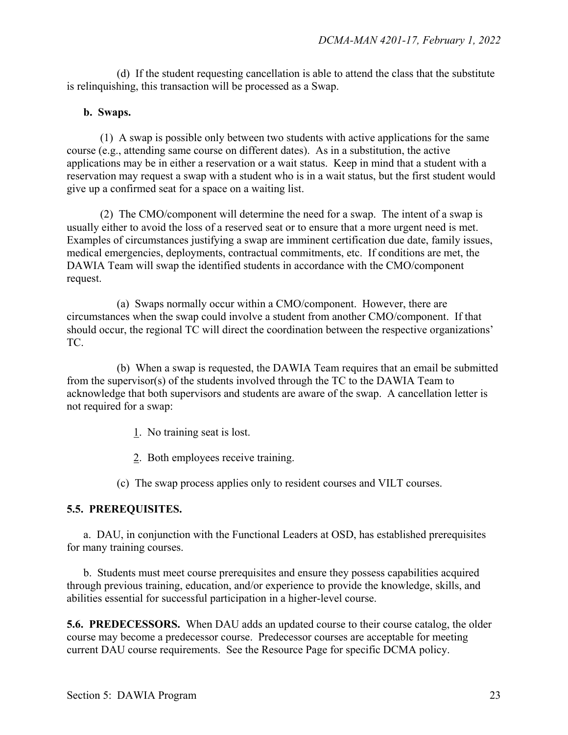(d) If the student requesting cancellation is able to attend the class that the substitute is relinquishing, this transaction will be processed as a Swap.

**b. Swaps.**

(1) A swap is possible only between two students with active applications for the same course (e.g., attending same course on different dates). As in a substitution, the active applications may be in either a reservation or a wait status. Keep in mind that a student with a reservation may request a swap with a student who is in a wait status, but the first student would give up a confirmed seat for a space on a waiting list.

(2) The CMO/component will determine the need for a swap. The intent of a swap is usually either to avoid the loss of a reserved seat or to ensure that a more urgent need is met. Examples of circumstances justifying a swap are imminent certification due date, family issues, medical emergencies, deployments, contractual commitments, etc. If conditions are met, the DAWIA Team will swap the identified students in accordance with the CMO/component request.

(a) Swaps normally occur within a CMO/component. However, there are circumstances when the swap could involve a student from another CMO/component. If that should occur, the regional TC will direct the coordination between the respective organizations' TC.

(b) When a swap is requested, the DAWIA Team requires that an email be submitted from the supervisor(s) of the students involved through the TC to the DAWIA Team to acknowledge that both supervisors and students are aware of the swap. A cancellation letter is not required for a swap:

1. No training seat is lost.

2. Both employees receive training.

(c) The swap process applies only to resident courses and VILT courses.

**5.5. PREREQUISITES.**

a. DAU, in conjunction with the Functional Leaders at OSD, has established prerequisites for many training courses.

b. Students must meet course prerequisites and ensure they possess capabilities acquired through previous training, education, and/or experience to provide the knowledge, skills, and abilities essential for successful participation in a higher-level course.

**5.6. PREDECESSORS.** When DAU adds an updated course to their course catalog, the older course may become a predecessor course. Predecessor courses are acceptable for meeting current DAU course requirements. See the Resource Page for specific DCMA policy.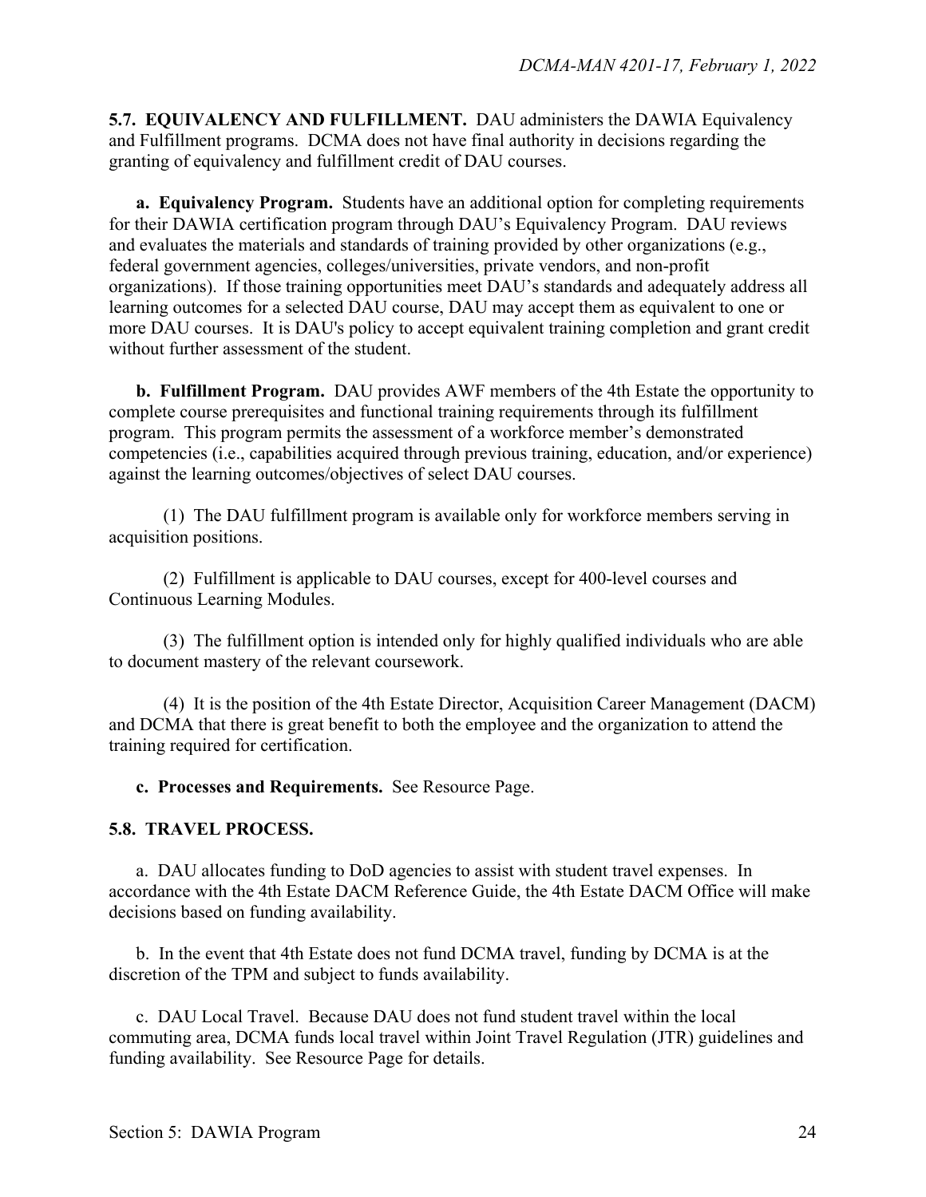**5.7. EQUIVALENCY AND FULFILLMENT.** DAU administers the DAWIA Equivalency and Fulfillment programs. DCMA does not have final authority in decisions regarding the granting of equivalency and fulfillment credit of DAU courses.

**a. Equivalency Program.** Students have an additional option for completing requirements for their DAWIA certification program through DAU's Equivalency Program. DAU reviews and evaluates the materials and standards of training provided by other organizations (e.g., federal government agencies, colleges/universities, private vendors, and non-profit organizations). If those training opportunities meet DAU's standards and adequately address all learning outcomes for a selected DAU course, DAU may accept them as equivalent to one or more DAU courses. It is DAU's policy to accept equivalent training completion and grant credit without further assessment of the student.

**b. Fulfillment Program.** DAU provides AWF members of the 4th Estate the opportunity to complete course prerequisites and functional training requirements through its fulfillment program. This program permits the assessment of a workforce member's demonstrated competencies (i.e., capabilities acquired through previous training, education, and/or experience) against the learning outcomes/objectives of select DAU courses.

(1) The DAU fulfillment program is available only for workforce members serving in acquisition positions.

(2) Fulfillment is applicable to DAU courses, except for 400-level courses and Continuous Learning Modules.

(3) The fulfillment option is intended only for highly qualified individuals who are able to document mastery of the relevant coursework.

(4) It is the position of the 4th Estate Director, Acquisition Career Management (DACM) and DCMA that there is great benefit to both the employee and the organization to attend the training required for certification.

**c. Processes and Requirements.** See Resource Page.

**5.8. TRAVEL PROCESS.**

a. DAU allocates funding to DoD agencies to assist with student travel expenses. In accordance with the 4th Estate DACM Reference Guide, the 4th Estate DACM Office will make decisions based on funding availability.

b. In the event that 4th Estate does not fund DCMA travel, funding by DCMA is at the discretion of the TPM and subject to funds availability.

c. DAU Local Travel. Because DAU does not fund student travel within the local commuting area, DCMA funds local travel within Joint Travel Regulation (JTR) guidelines and funding availability. See Resource Page for details.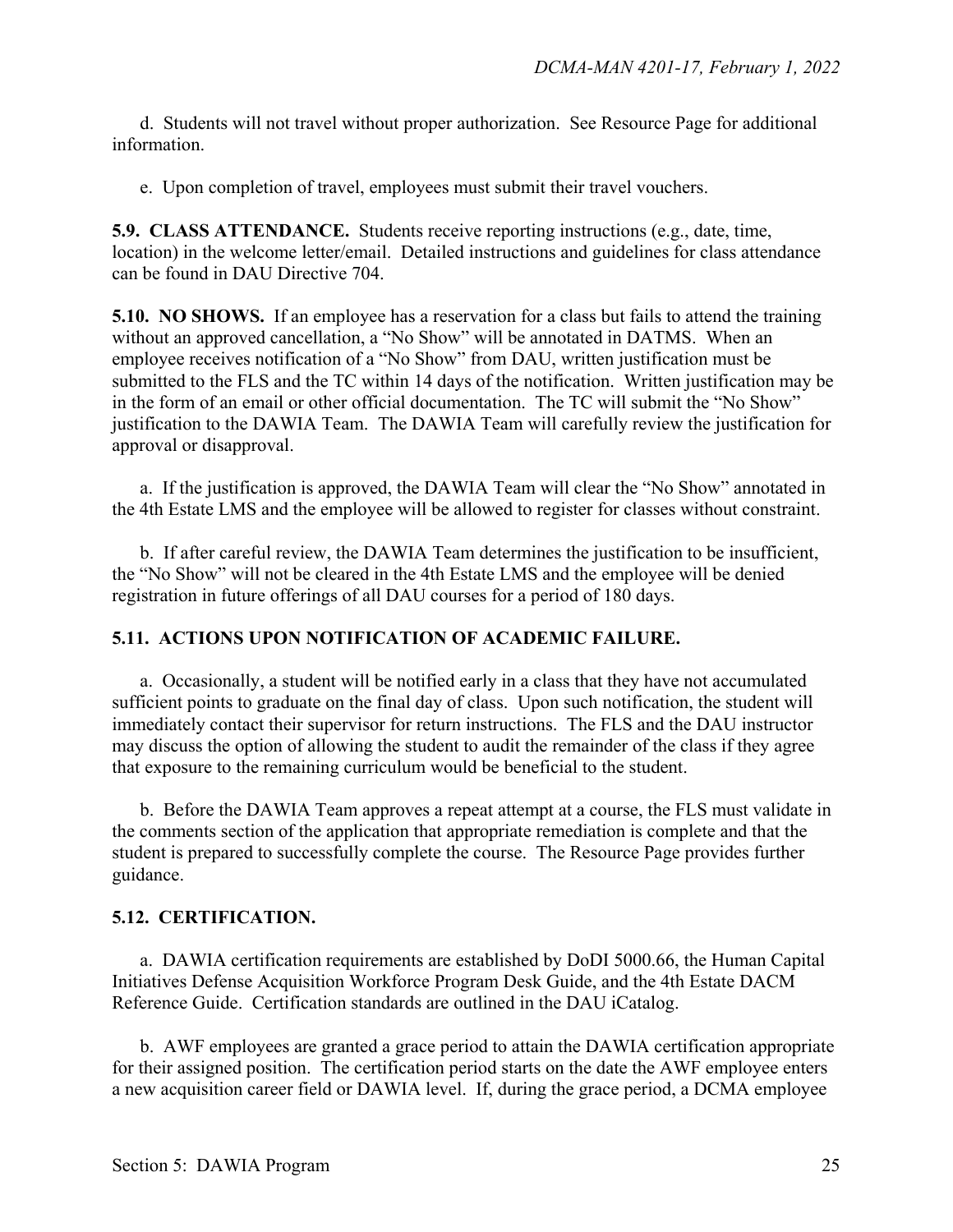d. Students will not travel without proper authorization. See Resource Page for additional information.

e. Upon completion of travel, employees must submit their travel vouchers.

**5.9. CLASS ATTENDANCE.** Students receive reporting instructions (e.g., date, time, location) in the welcome letter/email. Detailed instructions and guidelines for class attendance can be found in DAU Directive 704.

**5.10. NO SHOWS.** If an employee has a reservation for a class but fails to attend the training without an approved cancellation, a "No Show" will be annotated in DATMS. When an employee receives notification of a "No Show" from DAU, written justification must be submitted to the FLS and the TC within 14 days of the notification. Written justification may be in the form of an email or other official documentation. The TC will submit the "No Show" justification to the DAWIA Team. The DAWIA Team will carefully review the justification for approval or disapproval.

a. If the justification is approved, the DAWIA Team will clear the "No Show" annotated in the 4th Estate LMS and the employee will be allowed to register for classes without constraint.

b. If after careful review, the DAWIA Team determines the justification to be insufficient, the "No Show" will not be cleared in the 4th Estate LMS and the employee will be denied registration in future offerings of all DAU courses for a period of 180 days.

**5.11. ACTIONS UPON NOTIFICATION OF ACADEMIC FAILURE.**

a. Occasionally, a student will be notified early in a class that they have not accumulated sufficient points to graduate on the final day of class. Upon such notification, the student will immediately contact their supervisor for return instructions. The FLS and the DAU instructor may discuss the option of allowing the student to audit the remainder of the class if they agree that exposure to the remaining curriculum would be beneficial to the student.

b. Before the DAWIA Team approves a repeat attempt at a course, the FLS must validate in the comments section of the application that appropriate remediation is complete and that the student is prepared to successfully complete the course. The Resource Page provides further guidance.

**5.12. CERTIFICATION.**

a. DAWIA certification requirements are established by DoDI 5000.66, the Human Capital Initiatives Defense Acquisition Workforce Program Desk Guide, and the 4th Estate DACM Reference Guide. Certification standards are outlined in the DAU iCatalog.

b. AWF employees are granted a grace period to attain the DAWIA certification appropriate for their assigned position. The certification period starts on the date the AWF employee enters a new acquisition career field or DAWIA level. If, during the grace period, a DCMA employee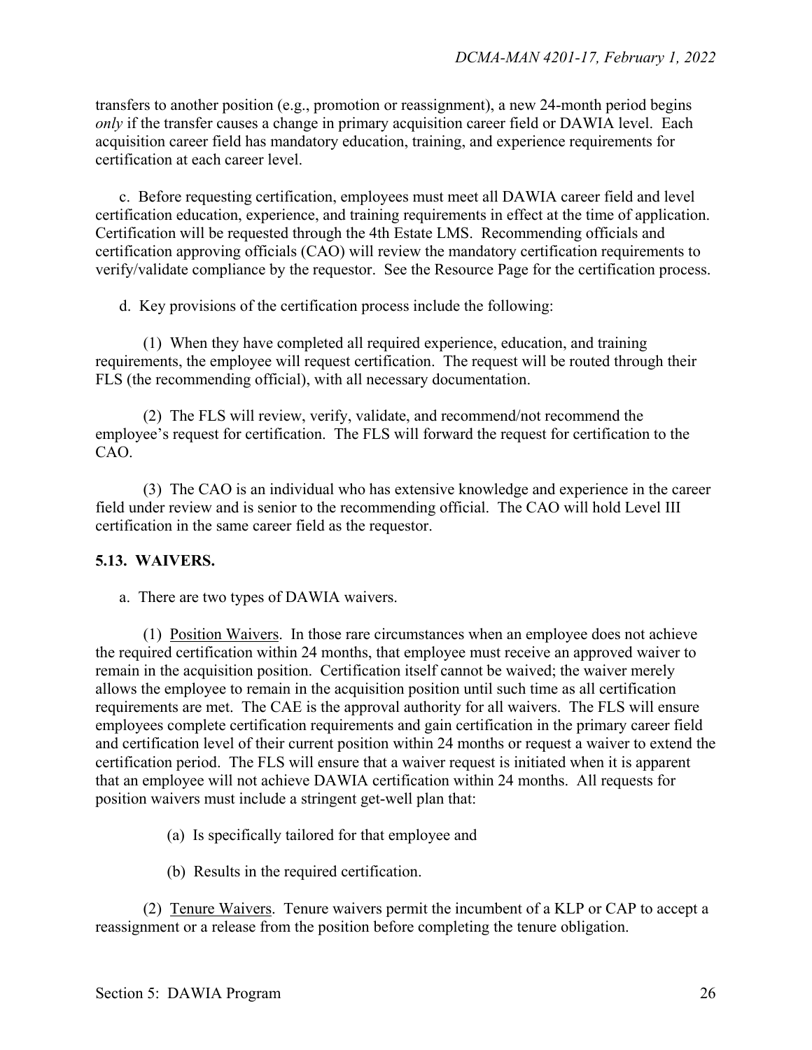transfers to another position (e.g., promotion or reassignment), a new 24-month period begins *only* if the transfer causes a change in primary acquisition career field or DAWIA level. Each acquisition career field has mandatory education, training, and experience requirements for certification at each career level.

c. Before requesting certification, employees must meet all DAWIA career field and level certification education, experience, and training requirements in effect at the time of application. Certification will be requested through the 4th Estate LMS. Recommending officials and certification approving officials (CAO) will review the mandatory certification requirements to verify/validate compliance by the requestor. See the Resource Page for the certification process.

d. Key provisions of the certification process include the following:

(1) When they have completed all required experience, education, and training requirements, the employee will request certification. The request will be routed through their FLS (the recommending official), with all necessary documentation.

(2) The FLS will review, verify, validate, and recommend/not recommend the employee's request for certification. The FLS will forward the request for certification to the CAO.

(3) The CAO is an individual who has extensive knowledge and experience in the career field under review and is senior to the recommending official. The CAO will hold Level III certification in the same career field as the requestor.

**5.13. WAIVERS.**

a. There are two types of DAWIA waivers.

(1) Position Waivers. In those rare circumstances when an employee does not achieve the required certification within 24 months, that employee must receive an approved waiver to remain in the acquisition position. Certification itself cannot be waived; the waiver merely allows the employee to remain in the acquisition position until such time as all certification requirements are met. The CAE is the approval authority for all waivers. The FLS will ensure employees complete certification requirements and gain certification in the primary career field and certification level of their current position within 24 months or request a waiver to extend the certification period. The FLS will ensure that a waiver request is initiated when it is apparent that an employee will not achieve DAWIA certification within 24 months. All requests for position waivers must include a stringent get-well plan that:

(a) Is specifically tailored for that employee and

(b) Results in the required certification.

(2) Tenure Waivers. Tenure waivers permit the incumbent of a KLP or CAP to accept a reassignment or a release from the position before completing the tenure obligation.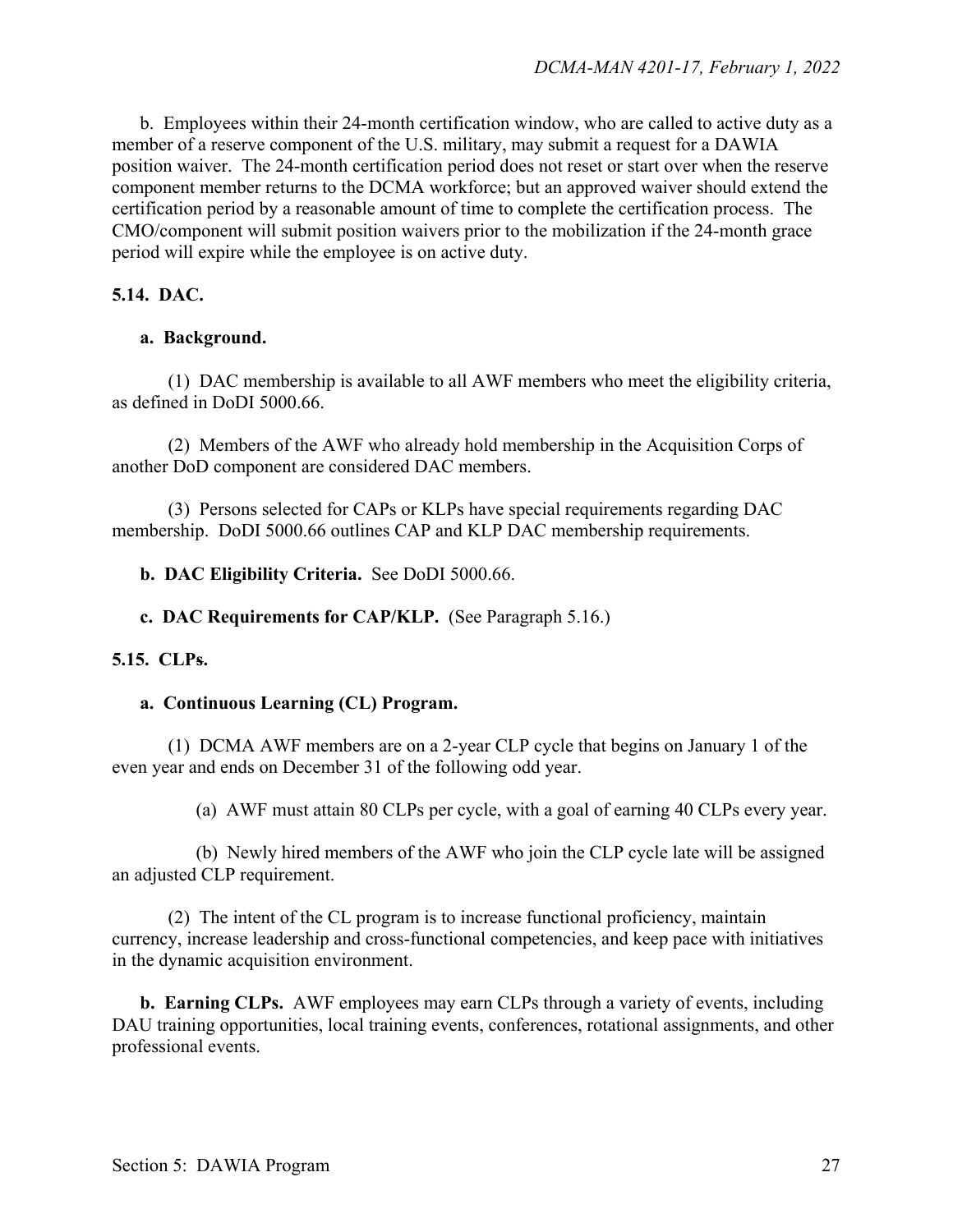b. Employees within their 24-month certification window, who are called to active duty as a member of a reserve component of the U.S. military, may submit a request for a DAWIA position waiver. The 24-month certification period does not reset or start over when the reserve component member returns to the DCMA workforce; but an approved waiver should extend the certification period by a reasonable amount of time to complete the certification process. The CMO/component will submit position waivers prior to the mobilization if the 24-month grace period will expire while the employee is on active duty.

**5.14. DAC.**

**a. Background.**

(1) DAC membership is available to all AWF members who meet the eligibility criteria, as defined in DoDI 5000.66.

(2) Members of the AWF who already hold membership in the Acquisition Corps of another DoD component are considered DAC members.

(3) Persons selected for CAPs or KLPs have special requirements regarding DAC membership. DoDI 5000.66 outlines CAP and KLP DAC membership requirements.

**b. DAC Eligibility Criteria.** See DoDI 5000.66.

**c. DAC Requirements for CAP/KLP.** (See Paragraph 5.16.)

**5.15. CLPs.**

**a. Continuous Learning (CL) Program.**

(1) DCMA AWF members are on a 2-year CLP cycle that begins on January 1 of the even year and ends on December 31 of the following odd year.

(a) AWF must attain 80 CLPs per cycle, with a goal of earning 40 CLPs every year.

(b) Newly hired members of the AWF who join the CLP cycle late will be assigned an adjusted CLP requirement.

(2) The intent of the CL program is to increase functional proficiency, maintain currency, increase leadership and cross-functional competencies, and keep pace with initiatives in the dynamic acquisition environment.

**b. Earning CLPs.** AWF employees may earn CLPs through a variety of events, including DAU training opportunities, local training events, conferences, rotational assignments, and other professional events.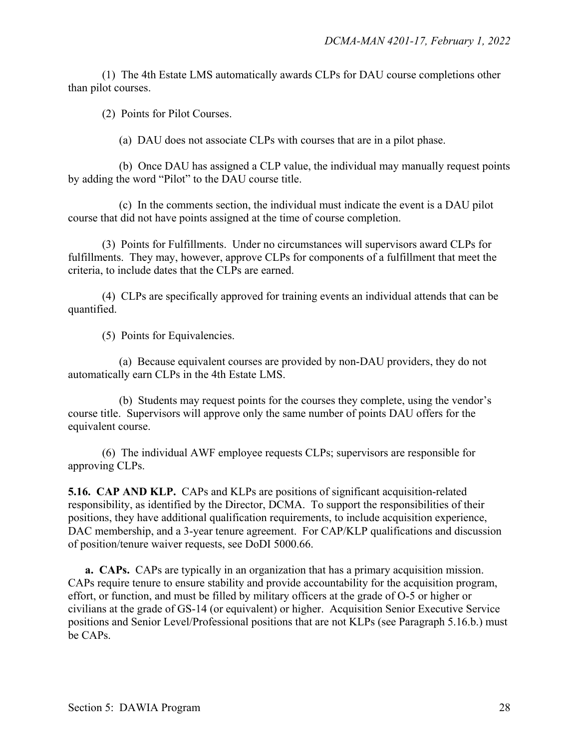(1) The 4th Estate LMS automatically awards CLPs for DAU course completions other than pilot courses.

(2) Points for Pilot Courses.

(a) DAU does not associate CLPs with courses that are in a pilot phase.

(b) Once DAU has assigned a CLP value, the individual may manually request points by adding the word "Pilot" to the DAU course title.

(c) In the comments section, the individual must indicate the event is a DAU pilot course that did not have points assigned at the time of course completion.

(3) Points for Fulfillments. Under no circumstances will supervisors award CLPs for fulfillments. They may, however, approve CLPs for components of a fulfillment that meet the criteria, to include dates that the CLPs are earned.

(4) CLPs are specifically approved for training events an individual attends that can be quantified.

(5) Points for Equivalencies.

(a) Because equivalent courses are provided by non-DAU providers, they do not automatically earn CLPs in the 4th Estate LMS.

(b) Students may request points for the courses they complete, using the vendor's course title. Supervisors will approve only the same number of points DAU offers for the equivalent course.

(6) The individual AWF employee requests CLPs; supervisors are responsible for approving CLPs.

**5.16. CAP AND KLP.** CAPs and KLPs are positions of significant acquisition-related responsibility, as identified by the Director, DCMA. To support the responsibilities of their positions, they have additional qualification requirements, to include acquisition experience, DAC membership, and a 3-year tenure agreement. For CAP/KLP qualifications and discussion of position/tenure waiver requests, see DoDI 5000.66.

**a. CAPs.** CAPs are typically in an organization that has a primary acquisition mission. CAPs require tenure to ensure stability and provide accountability for the acquisition program, effort, or function, and must be filled by military officers at the grade of O-5 or higher or civilians at the grade of GS-14 (or equivalent) or higher. Acquisition Senior Executive Service positions and Senior Level/Professional positions that are not KLPs (see Paragraph 5.16.b.) must be CAPs.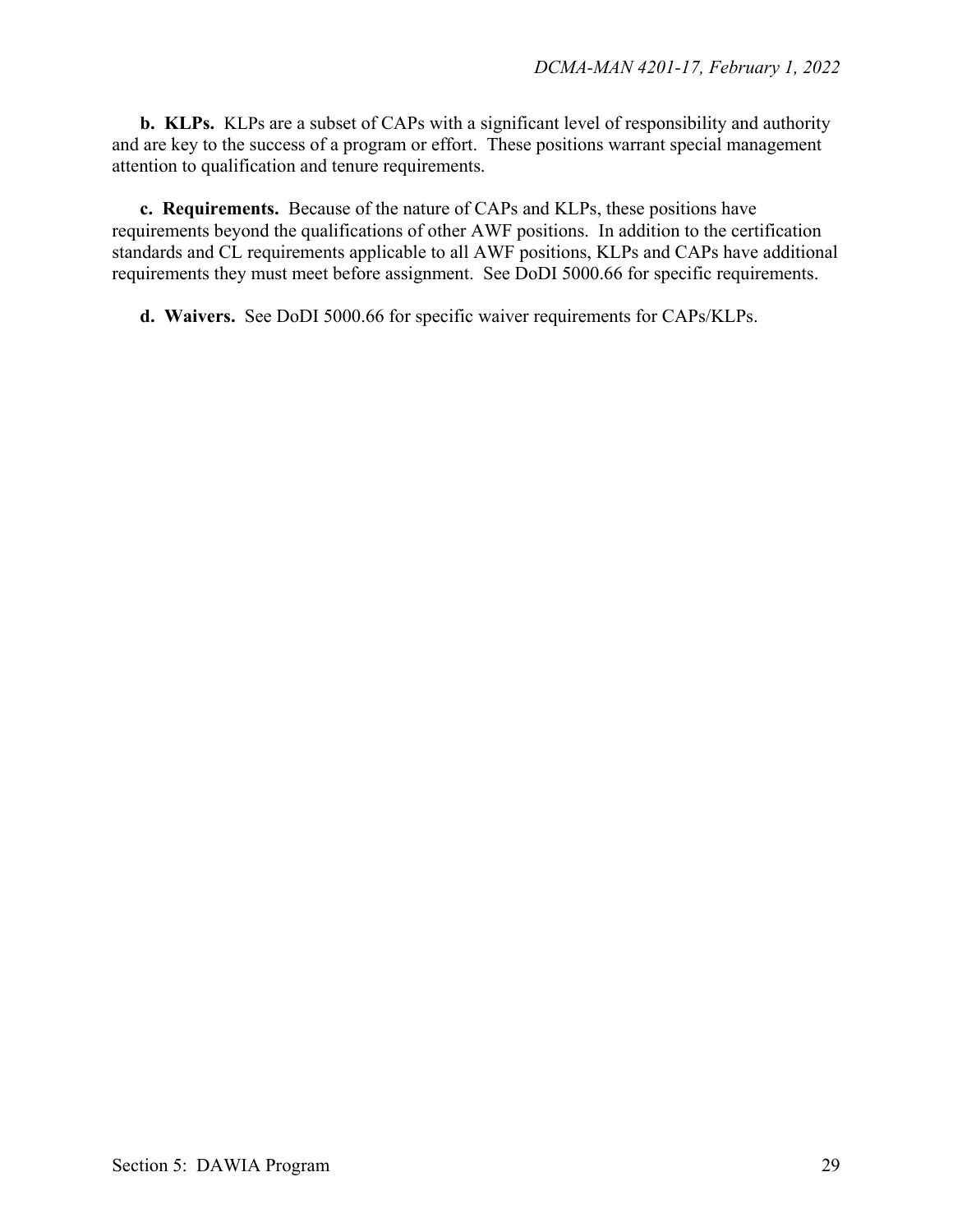**b. KLPs.** KLPs are a subset of CAPs with a significant level of responsibility and authority and are key to the success of a program or effort. These positions warrant special management attention to qualification and tenure requirements.

**c. Requirements.** Because of the nature of CAPs and KLPs, these positions have requirements beyond the qualifications of other AWF positions. In addition to the certification standards and CL requirements applicable to all AWF positions, KLPs and CAPs have additional requirements they must meet before assignment. See DoDI 5000.66 for specific requirements.

**d. Waivers.** See DoDI 5000.66 for specific waiver requirements for CAPs/KLPs.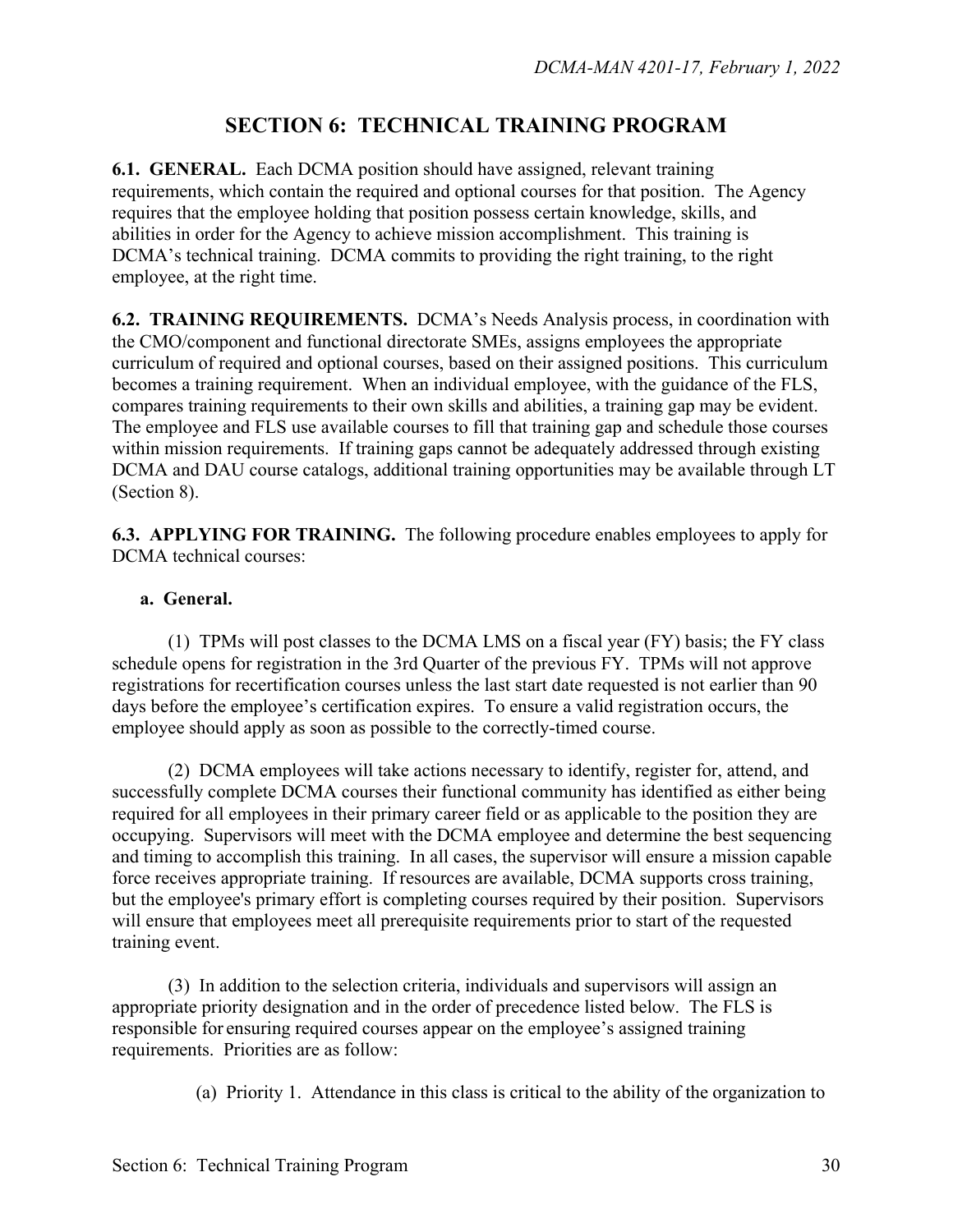## SECTION 6: TECHNICAL TRAINING PROGRAM

**6.1. GENERAL.** Each DCMA position should have assigned, relevant training requirements, which contain the required and optional courses for that position. The Agency requires that the employee holding that position possess certain knowledge, skills, and abilities in order for the Agency to achieve mission accomplishment. This training is DCMA's technical training. DCMA commits to providing the right training, to the right employee, at the right time.

**6.2. TRAINING REQUIREMENTS.** DCMA's Needs Analysis process, in coordination with the CMO/component and functional directorate SMEs, assigns employees the appropriate curriculum of required and optional courses, based on their assigned positions. This curriculum becomes a training requirement. When an individual employee, with the guidance of the FLS, compares training requirements to their own skills and abilities, a training gap may be evident. The employee and FLS use available courses to fill that training gap and schedule those courses within mission requirements. If training gaps cannot be adequately addressed through existing DCMA and DAU course catalogs, additional training opportunities may be available through LT (Section 8).

**6.3. APPLYING FOR TRAINING.** The following procedure enables employees to apply for DCMA technical courses:

**a. General.**

(1) TPMs will post classes to the DCMA LMS on a fiscal year (FY) basis; the FY class schedule opens for registration in the 3rd Quarter of the previous FY. TPMs will not approve registrations for recertification courses unless the last start date requested is not earlier than 90 days before the employee's certification expires. To ensure a valid registration occurs, the employee should apply as soon as possible to the correctly-timed course.

(2) DCMA employees will take actions necessary to identify, register for, attend, and successfully complete DCMA courses their functional community has identified as either being required for all employees in their primary career field or as applicable to the position they are occupying. Supervisors will meet with the DCMA employee and determine the best sequencing and timing to accomplish this training. In all cases, the supervisor will ensure a mission capable force receives appropriate training. If resources are available, DCMA supports cross training, but the employee's primary effort is completing courses required by their position. Supervisors will ensure that employees meet all prerequisite requirements prior to start of the requested training event.

(3) In addition to the selection criteria, individuals and supervisors will assign an appropriate priority designation and in the order of precedence listed below. The FLS is responsible for ensuring required courses appear on the employee's assigned training requirements. Priorities are as follow:

(a) Priority 1. Attendance in this class is critical to the ability of the organization to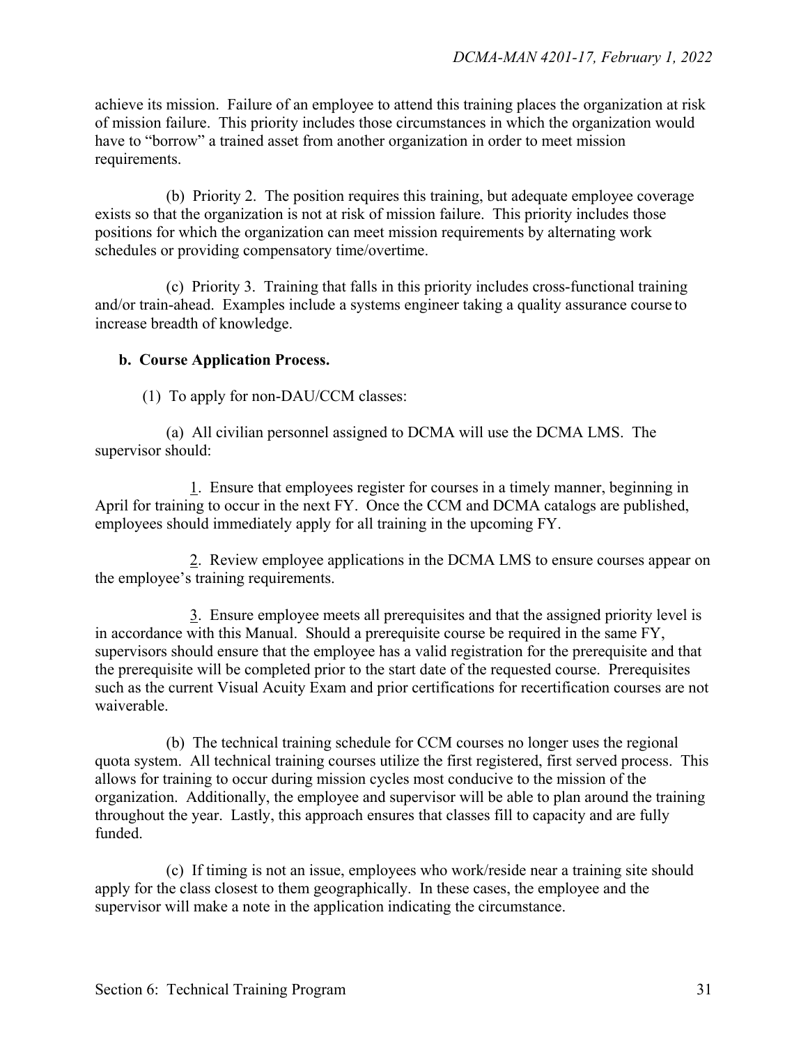achieve its mission. Failure of an employee to attend this training places the organization at risk of mission failure. This priority includes those circumstances in which the organization would have to "borrow" a trained asset from another organization in order to meet mission requirements.

(b) Priority 2. The position requires this training, but adequate employee coverage exists so that the organization is not at risk of mission failure. This priority includes those positions for which the organization can meet mission requirements by alternating work schedules or providing compensatory time/overtime.

(c) Priority 3. Training that falls in this priority includes cross-functional training and/or train-ahead. Examples include a systems engineer taking a quality assurance course to increase breadth of knowledge.

**b. Course Application Process.**

(1) To apply for non-DAU/CCM classes:

(a) All civilian personnel assigned to DCMA will use the DCMA LMS. The supervisor should:

1. Ensure that employees register for courses in a timely manner, beginning in April for training to occur in the next FY. Once the CCM and DCMA catalogs are published, employees should immediately apply for all training in the upcoming FY.

2. Review employee applications in the DCMA LMS to ensure courses appear on the employee's training requirements.

3. Ensure employee meets all prerequisites and that the assigned priority level is in accordance with this Manual. Should a prerequisite course be required in the same FY, supervisors should ensure that the employee has a valid registration for the prerequisite and that the prerequisite will be completed prior to the start date of the requested course. Prerequisites such as the current Visual Acuity Exam and prior certifications for recertification courses are not waiverable.

(b) The technical training schedule for CCM courses no longer uses the regional quota system. All technical training courses utilize the first registered, first served process. This allows for training to occur during mission cycles most conducive to the mission of the organization. Additionally, the employee and supervisor will be able to plan around the training throughout the year. Lastly, this approach ensures that classes fill to capacity and are fully funded.

(c) If timing is not an issue, employees who work/reside near a training site should apply for the class closest to them geographically. In these cases, the employee and the supervisor will make a note in the application indicating the circumstance.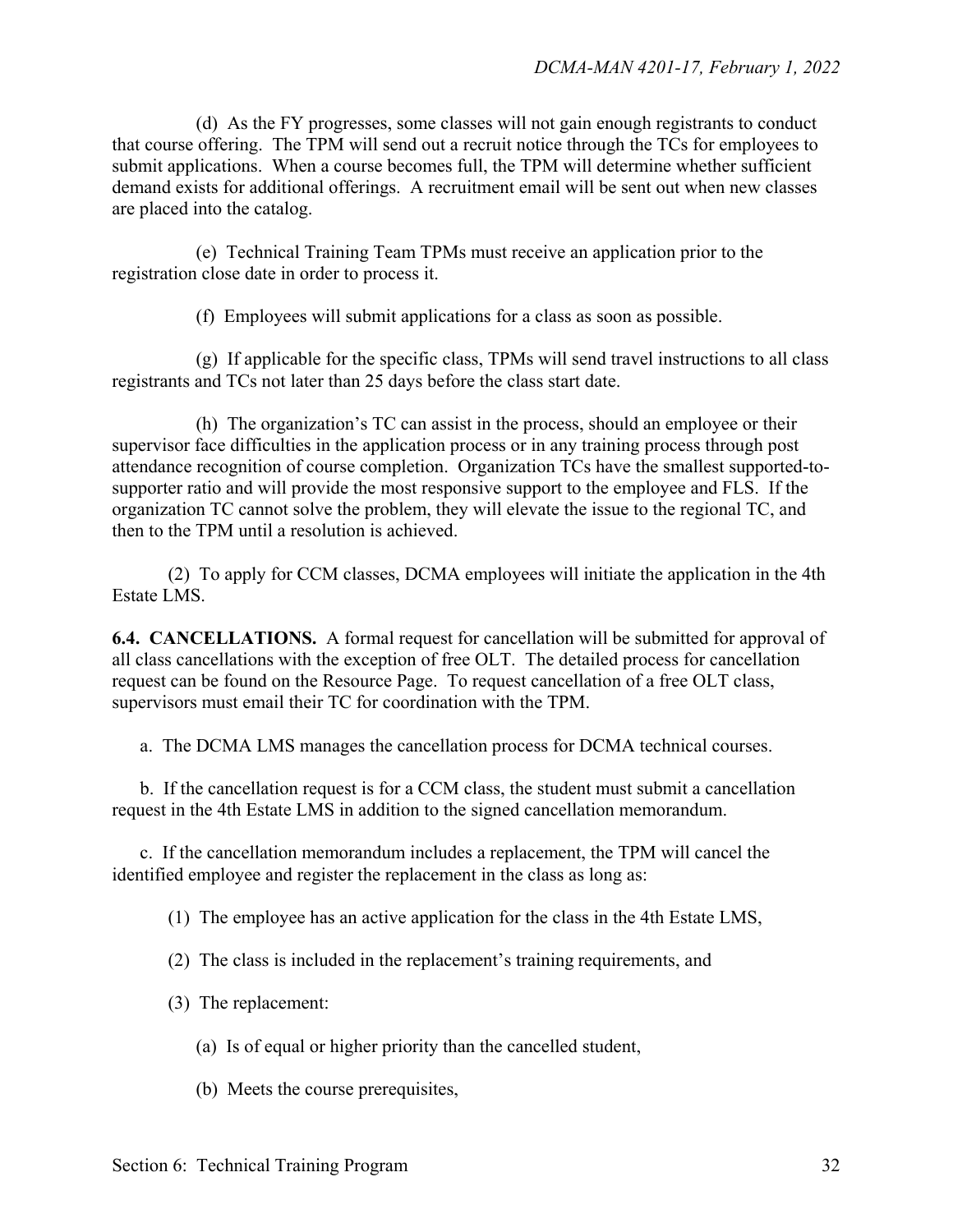(d) As the FY progresses, some classes will not gain enough registrants to conduct that course offering. The TPM will send out a recruit notice through the TCs for employees to submit applications. When a course becomes full, the TPM will determine whether sufficient demand exists for additional offerings. A recruitment email will be sent out when new classes are placed into the catalog.

(e) Technical Training Team TPMs must receive an application prior to the registration close date in order to process it.

(f) Employees will submit applications for a class as soon as possible.

(g) If applicable for the specific class, TPMs will send travel instructions to all class registrants and TCs not later than 25 days before the class start date.

(h) The organization's TC can assist in the process, should an employee or their supervisor face difficulties in the application process or in any training process through post attendance recognition of course completion. Organization TCs have the smallest supported-to-supporter ratio and will provide the most responsive support to the employee and FLS. If the organization TC cannot solve the problem, they will elevate the issue to the regional TC, and then to the TPM until a resolution is achieved.

(2) To apply for CCM classes, DCMA employees will initiate the application in the 4th Estate LMS.

**6.4. CANCELLATIONS.** A formal request for cancellation will be submitted for approval of all class cancellations with the exception of free OLT. The detailed process for cancellation request can be found on the Resource Page. To request cancellation of a free OLT class, supervisors must email their TC for coordination with the TPM.

a. The DCMA LMS manages the cancellation process for DCMA technical courses.

b. If the cancellation request is for a CCM class, the student must submit a cancellation request in the 4th Estate LMS in addition to the signed cancellation memorandum.

c. If the cancellation memorandum includes a replacement, the TPM will cancel the identified employee and register the replacement in the class as long as:

(1) The employee has an active application for the class in the 4th Estate LMS,

(2) The class is included in the replacement's training requirements, and

(3) The replacement:

(a) Is of equal or higher priority than the cancelled student,

(b) Meets the course prerequisites,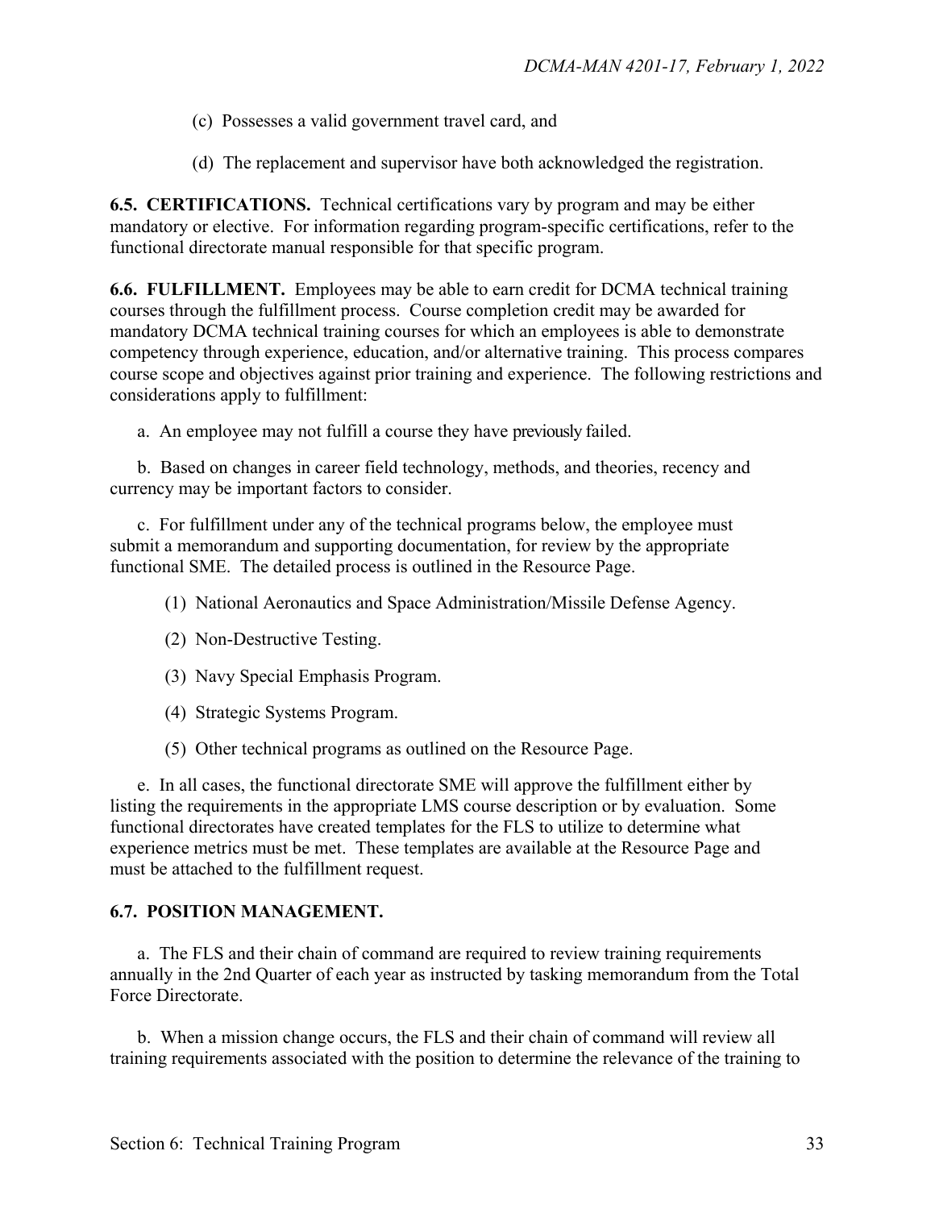(c) Possesses a valid government travel card, and

(d) The replacement and supervisor have both acknowledged the registration.

**6.5. CERTIFICATIONS.** Technical certifications vary by program and may be either mandatory or elective. For information regarding program-specific certifications, refer to the functional directorate manual responsible for that specific program.

**6.6. FULFILLMENT.** Employees may be able to earn credit for DCMA technical training courses through the fulfillment process. Course completion credit may be awarded for mandatory DCMA technical training courses for which an employees is able to demonstrate competency through experience, education, and/or alternative training. This process compares course scope and objectives against prior training and experience. The following restrictions and considerations apply to fulfillment:

a. An employee may not fulfill a course they have previously failed.

b. Based on changes in career field technology, methods, and theories, recency and currency may be important factors to consider.

c. For fulfillment under any of the technical programs below, the employee must submit a memorandum and supporting documentation, for review by the appropriate functional SME. The detailed process is outlined in the Resource Page.

(1) National Aeronautics and Space Administration/Missile Defense Agency.

(2) Non-Destructive Testing.

(3) Navy Special Emphasis Program.

(4) Strategic Systems Program.

(5) Other technical programs as outlined on the Resource Page.

e. In all cases, the functional directorate SME will approve the fulfillment either by listing the requirements in the appropriate LMS course description or by evaluation. Some functional directorates have created templates for the FLS to utilize to determine what experience metrics must be met. These templates are available at the Resource Page and must be attached to the fulfillment request.

**6.7. POSITION MANAGEMENT.**

a. The FLS and their chain of command are required to review training requirements annually in the 2nd Quarter of each year as instructed by tasking memorandum from the Total Force Directorate.

b. When a mission change occurs, the FLS and their chain of command will review all training requirements associated with the position to determine the relevance of the training to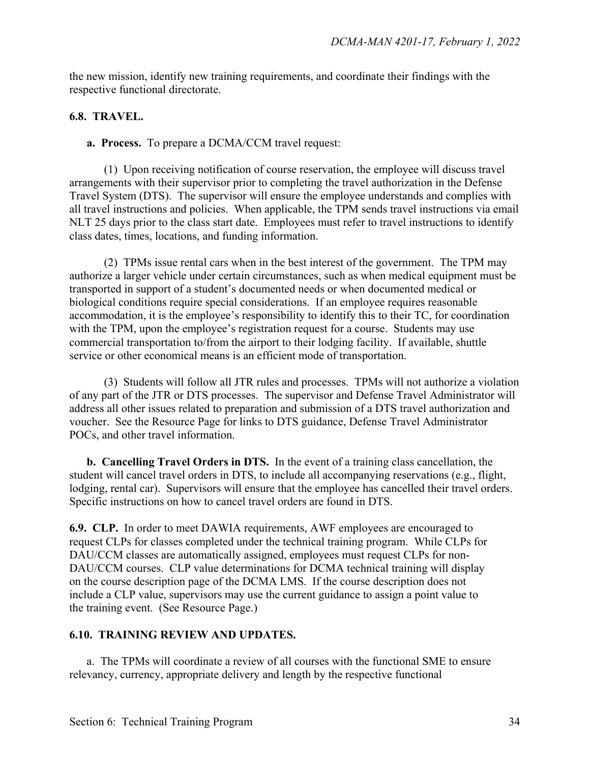the new mission, identify new training requirements, and coordinate their findings with the respective functional directorate.

## 6.8. TRAVEL.

**a. Process.** To prepare a DCMA/CCM travel request:

(1) Upon receiving notification of course reservation, the employee will discuss travel arrangements with their supervisor prior to completing the travel authorization in the Defense Travel System (DTS). The supervisor will ensure the employee understands and complies with all travel instructions and policies. When applicable, the TPM sends travel instructions via email NLT 25 days prior to the class start date. Employees must refer to travel instructions to identify class dates, times, locations, and funding information.

(2) TPMs issue rental cars when in the best interest of the government. The TPM may authorize a larger vehicle under certain circumstances, such as when medical equipment must be transported in support of a student's documented needs or when documented medical or biological conditions require special considerations. If an employee requires reasonable accommodation, it is the employee's responsibility to identify this to their TC, for coordination with the TPM, upon the employee's registration request for a course. Students may use commercial transportation to/from the airport to their lodging facility. If available, shuttle service or other economical means is an efficient mode of transportation.

(3) Students will follow all JTR rules and processes. TPMs will not authorize a violation of any part of the JTR or DTS processes. The supervisor and Defense Travel Administrator will address all other issues related to preparation and submission of a DTS travel authorization and voucher. See the Resource Page for links to DTS guidance, Defense Travel Administrator POCs, and other travel information.

**b. Cancelling Travel Orders in DTS.** In the event of a training class cancellation, the student will cancel travel orders in DTS, to include all accompanying reservations (e.g., flight, lodging, rental car). Supervisors will ensure that the employee has cancelled their travel orders. Specific instructions on how to cancel travel orders are found in DTS.

**6.9. CLP.** In order to meet DAWIA requirements, AWF employees are encouraged to request CLPs for classes completed under the technical training program. While CLPs for DAU/CCM classes are automatically assigned, employees must request CLPs for non-DAU/CCM courses. CLP value determinations for DCMA technical training will display on the course description page of the DCMA LMS. If the course description does not include a CLP value, supervisors may use the current guidance to assign a point value to the training event. (See Resource Page.)

## 6.10. TRAINING REVIEW AND UPDATES.

a. The TPMs will coordinate a review of all courses with the functional SME to ensure relevancy, currency, appropriate delivery and length by the respective functional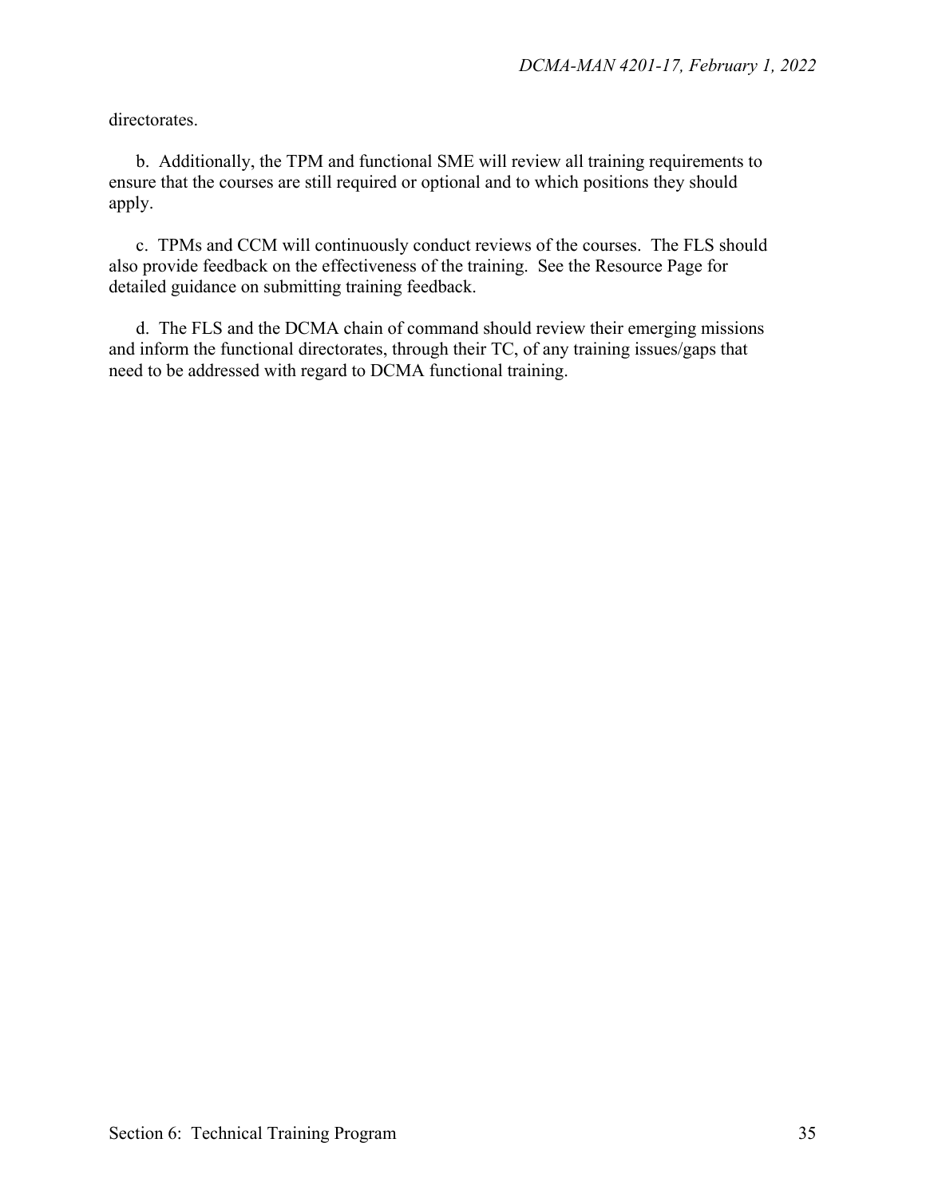directorates.

b. Additionally, the TPM and functional SME will review all training requirements to ensure that the courses are still required or optional and to which positions they should apply.

c. TPMs and CCM will continuously conduct reviews of the courses. The FLS should also provide feedback on the effectiveness of the training. See the Resource Page for detailed guidance on submitting training feedback.

d. The FLS and the DCMA chain of command should review their emerging missions and inform the functional directorates, through their TC, of any training issues/gaps that need to be addressed with regard to DCMA functional training.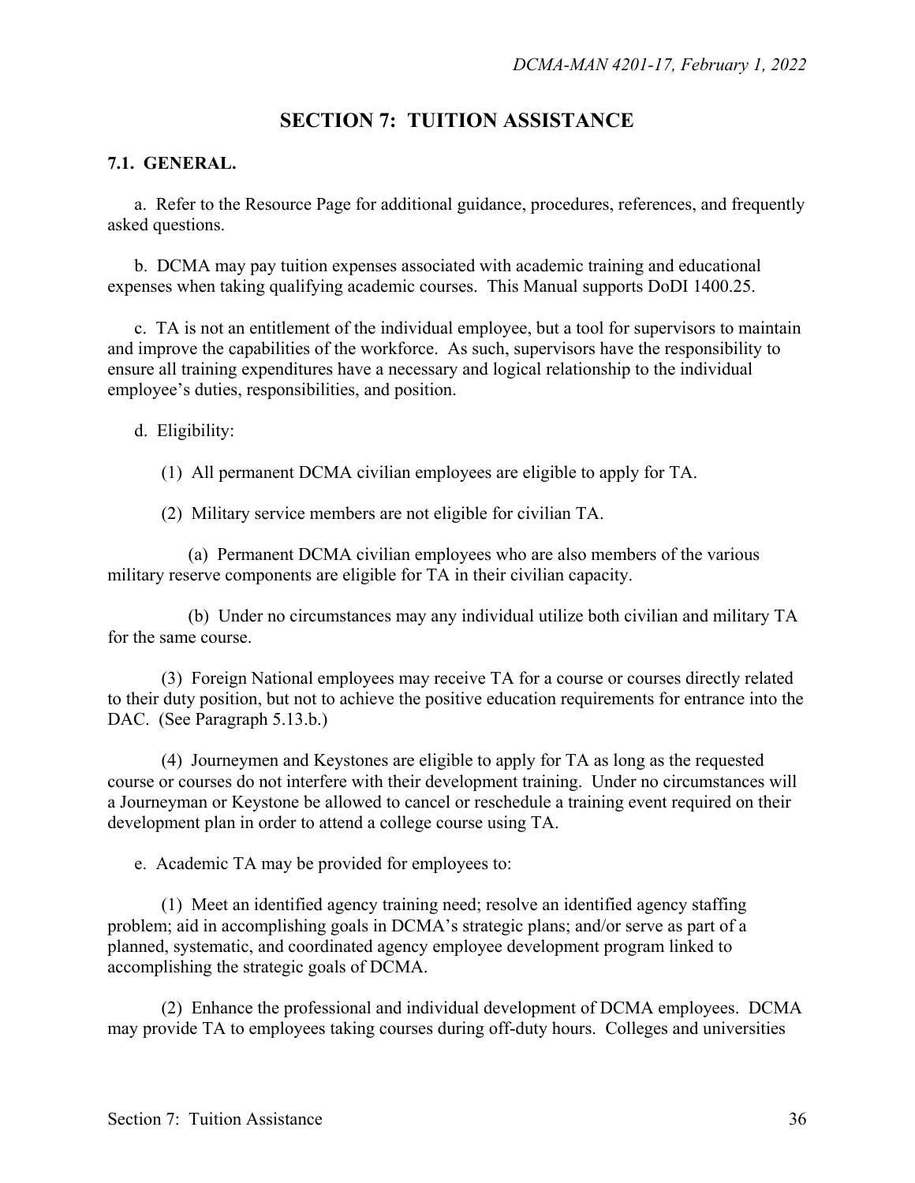# SECTION 7: TUITION ASSISTANCE

## 7.1. GENERAL.

a. Refer to the Resource Page for additional guidance, procedures, references, and frequently asked questions.

b. DCMA may pay tuition expenses associated with academic training and educational expenses when taking qualifying academic courses. This Manual supports DoDI 1400.25.

c. TA is not an entitlement of the individual employee, but a tool for supervisors to maintain and improve the capabilities of the workforce. As such, supervisors have the responsibility to ensure all training expenditures have a necessary and logical relationship to the individual employee's duties, responsibilities, and position.

d. Eligibility:

(1) All permanent DCMA civilian employees are eligible to apply for TA.

(2) Military service members are not eligible for civilian TA.

(a) Permanent DCMA civilian employees who are also members of the various military reserve components are eligible for TA in their civilian capacity.

(b) Under no circumstances may any individual utilize both civilian and military TA for the same course.

(3) Foreign National employees may receive TA for a course or courses directly related to their duty position, but not to achieve the positive education requirements for entrance into the DAC. (See Paragraph 5.13.b.)

(4) Journeymen and Keystones are eligible to apply for TA as long as the requested course or courses do not interfere with their development training. Under no circumstances will a Journeyman or Keystone be allowed to cancel or reschedule a training event required on their development plan in order to attend a college course using TA.

e. Academic TA may be provided for employees to:

(1) Meet an identified agency training need; resolve an identified agency staffing problem; aid in accomplishing goals in DCMA's strategic plans; and/or serve as part of a planned, systematic, and coordinated agency employee development program linked to accomplishing the strategic goals of DCMA.

(2) Enhance the professional and individual development of DCMA employees. DCMA may provide TA to employees taking courses during off-duty hours. Colleges and universities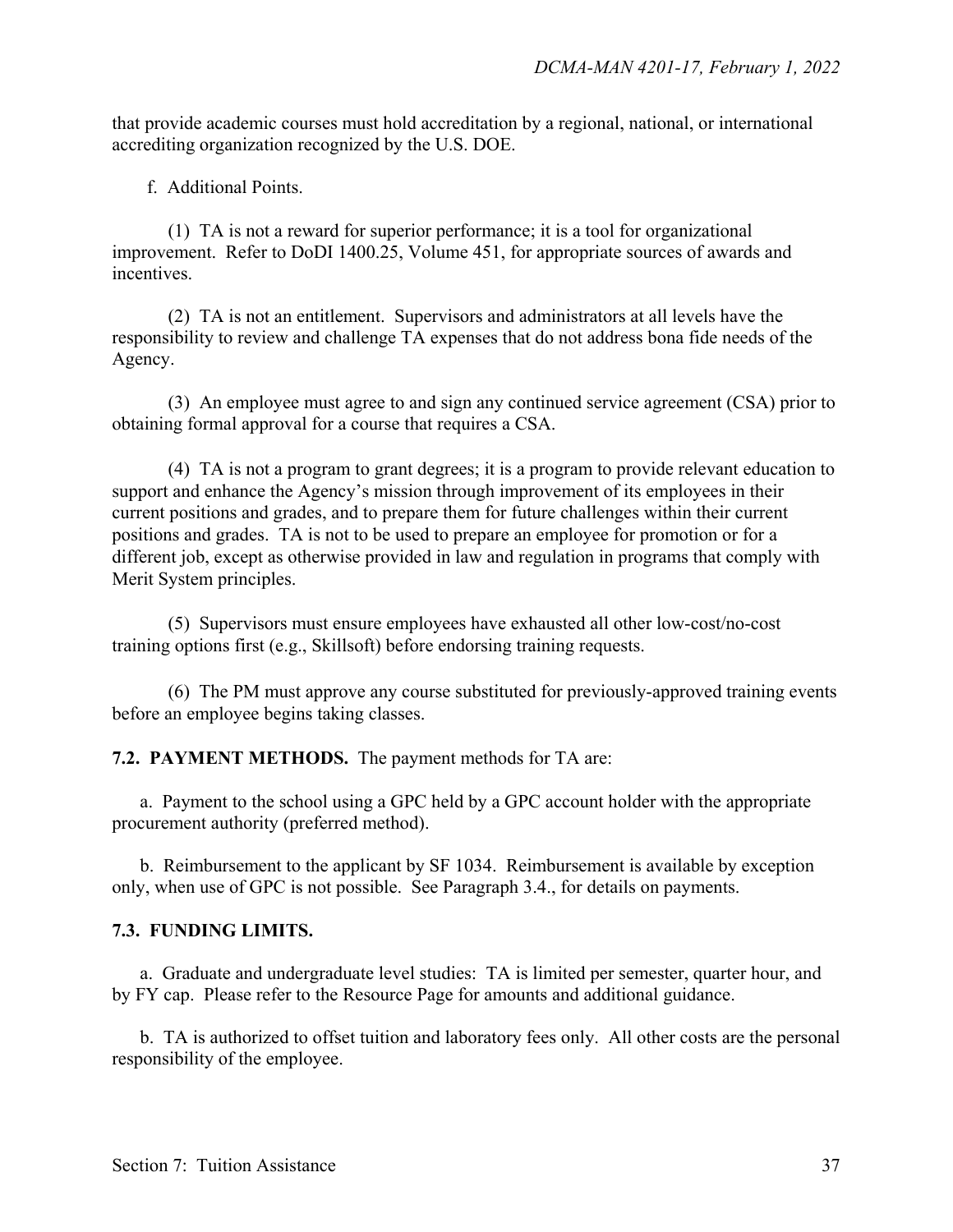that provide academic courses must hold accreditation by a regional, national, or international accrediting organization recognized by the U.S. DOE.

f. Additional Points.

(1) TA is not a reward for superior performance; it is a tool for organizational improvement. Refer to DoDI 1400.25, Volume 451, for appropriate sources of awards and incentives.

(2) TA is not an entitlement. Supervisors and administrators at all levels have the responsibility to review and challenge TA expenses that do not address bona fide needs of the Agency.

(3) An employee must agree to and sign any continued service agreement (CSA) prior to obtaining formal approval for a course that requires a CSA.

(4) TA is not a program to grant degrees; it is a program to provide relevant education to support and enhance the Agency's mission through improvement of its employees in their current positions and grades, and to prepare them for future challenges within their current positions and grades. TA is not to be used to prepare an employee for promotion or for a different job, except as otherwise provided in law and regulation in programs that comply with Merit System principles.

(5) Supervisors must ensure employees have exhausted all other low-cost/no-cost training options first (e.g., Skillsoft) before endorsing training requests.

(6) The PM must approve any course substituted for previously-approved training events before an employee begins taking classes.

**7.2. PAYMENT METHODS.** The payment methods for TA are:

a. Payment to the school using a GPC held by a GPC account holder with the appropriate procurement authority (preferred method).

b. Reimbursement to the applicant by SF 1034. Reimbursement is available by exception only, when use of GPC is not possible. See Paragraph 3.4., for details on payments.

**7.3. FUNDING LIMITS.**

a. Graduate and undergraduate level studies: TA is limited per semester, quarter hour, and by FY cap. Please refer to the Resource Page for amounts and additional guidance.

b. TA is authorized to offset tuition and laboratory fees only. All other costs are the personal responsibility of the employee.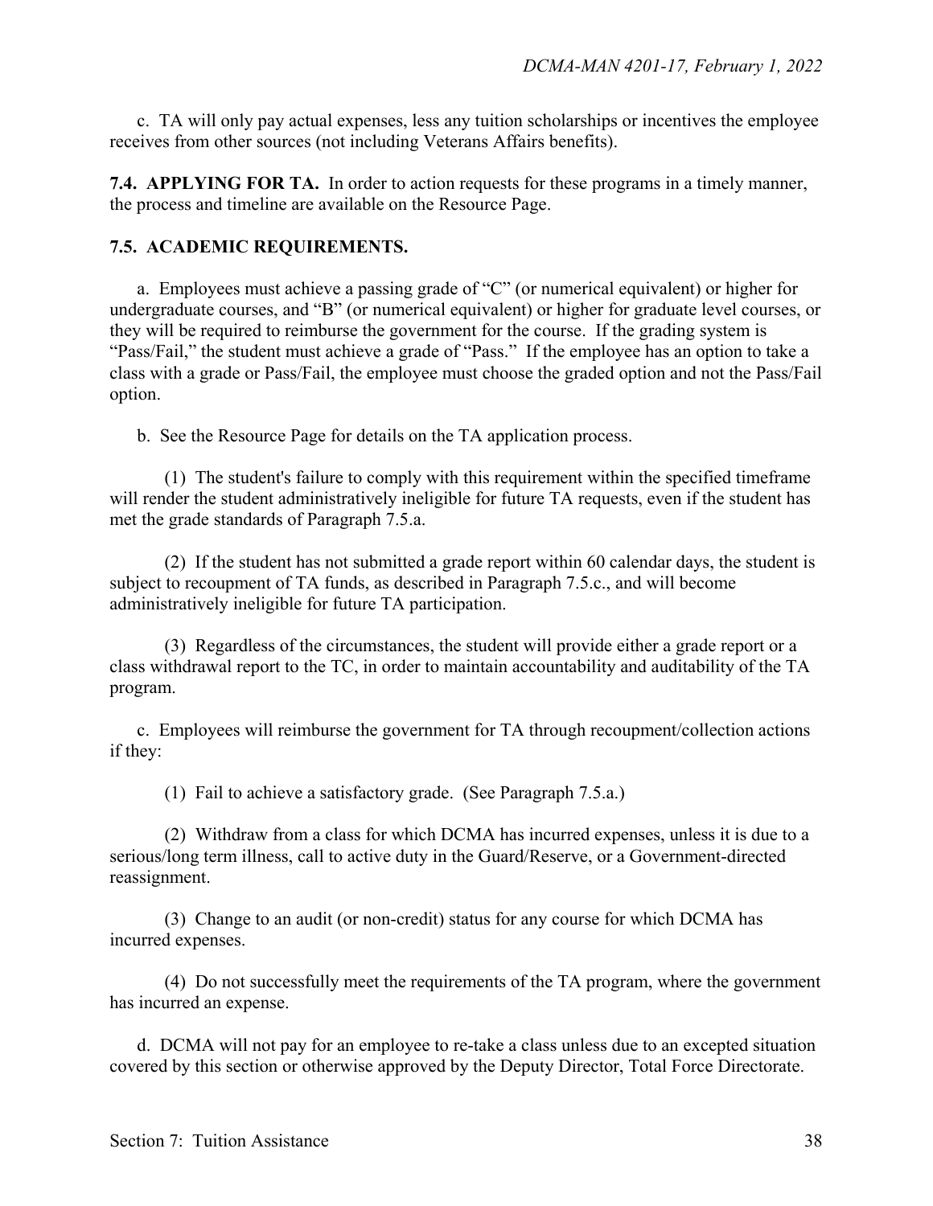c. TA will only pay actual expenses, less any tuition scholarships or incentives the employee receives from other sources (not including Veterans Affairs benefits).

**7.4. APPLYING FOR TA.** In order to action requests for these programs in a timely manner, the process and timeline are available on the Resource Page.

**7.5. ACADEMIC REQUIREMENTS.**

a. Employees must achieve a passing grade of "C" (or numerical equivalent) or higher for undergraduate courses, and "B" (or numerical equivalent) or higher for graduate level courses, or they will be required to reimburse the government for the course. If the grading system is "Pass/Fail," the student must achieve a grade of "Pass." If the employee has an option to take a class with a grade or Pass/Fail, the employee must choose the graded option and not the Pass/Fail option.

b. See the Resource Page for details on the TA application process.

(1) The student's failure to comply with this requirement within the specified timeframe will render the student administratively ineligible for future TA requests, even if the student has met the grade standards of Paragraph 7.5.a.

(2) If the student has not submitted a grade report within 60 calendar days, the student is subject to recoupment of TA funds, as described in Paragraph 7.5.c., and will become administratively ineligible for future TA participation.

(3) Regardless of the circumstances, the student will provide either a grade report or a class withdrawal report to the TC, in order to maintain accountability and auditability of the TA program.

c. Employees will reimburse the government for TA through recoupment/collection actions if they:

(1) Fail to achieve a satisfactory grade. (See Paragraph 7.5.a.)

(2) Withdraw from a class for which DCMA has incurred expenses, unless it is due to a serious/long term illness, call to active duty in the Guard/Reserve, or a Government-directed reassignment.

(3) Change to an audit (or non-credit) status for any course for which DCMA has incurred expenses.

(4) Do not successfully meet the requirements of the TA program, where the government has incurred an expense.

d. DCMA will not pay for an employee to re-take a class unless due to an excepted situation covered by this section or otherwise approved by the Deputy Director, Total Force Directorate.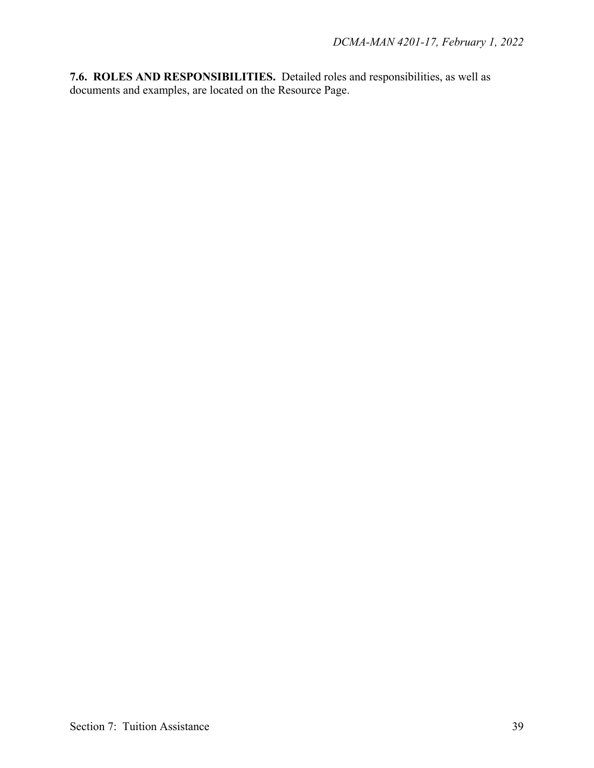**7.6. ROLES AND RESPONSIBILITIES.** Detailed roles and responsibilities, as well as documents and examples, are located on the Resource Page.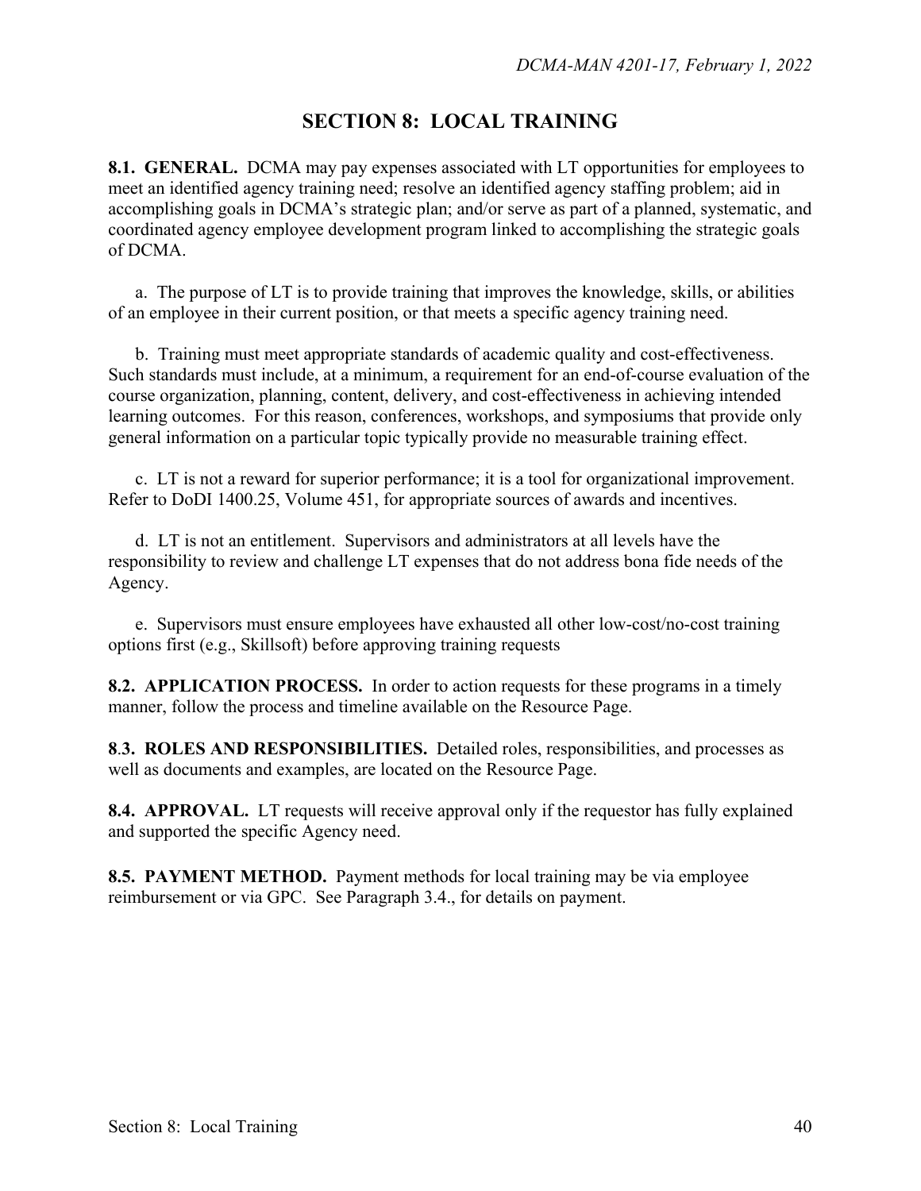# SECTION 8: LOCAL TRAINING

**8.1. GENERAL.** DCMA may pay expenses associated with LT opportunities for employees to meet an identified agency training need; resolve an identified agency staffing problem; aid in accomplishing goals in DCMA's strategic plan; and/or serve as part of a planned, systematic, and coordinated agency employee development program linked to accomplishing the strategic goals of DCMA.

a. The purpose of LT is to provide training that improves the knowledge, skills, or abilities of an employee in their current position, or that meets a specific agency training need.

b. Training must meet appropriate standards of academic quality and cost-effectiveness. Such standards must include, at a minimum, a requirement for an end-of-course evaluation of the course organization, planning, content, delivery, and cost-effectiveness in achieving intended learning outcomes. For this reason, conferences, workshops, and symposiums that provide only general information on a particular topic typically provide no measurable training effect.

c. LT is not a reward for superior performance; it is a tool for organizational improvement. Refer to DoDI 1400.25, Volume 451, for appropriate sources of awards and incentives.

d. LT is not an entitlement. Supervisors and administrators at all levels have the responsibility to review and challenge LT expenses that do not address bona fide needs of the Agency.

e. Supervisors must ensure employees have exhausted all other low-cost/no-cost training options first (e.g., Skillsoft) before approving training requests

**8.2. APPLICATION PROCESS.** In order to action requests for these programs in a timely manner, follow the process and timeline available on the Resource Page.

**8.3. ROLES AND RESPONSIBILITIES.** Detailed roles, responsibilities, and processes as well as documents and examples, are located on the Resource Page.

**8.4. APPROVAL.** LT requests will receive approval only if the requestor has fully explained and supported the specific Agency need.

**8.5. PAYMENT METHOD.** Payment methods for local training may be via employee reimbursement or via GPC. See Paragraph 3.4., for details on payment.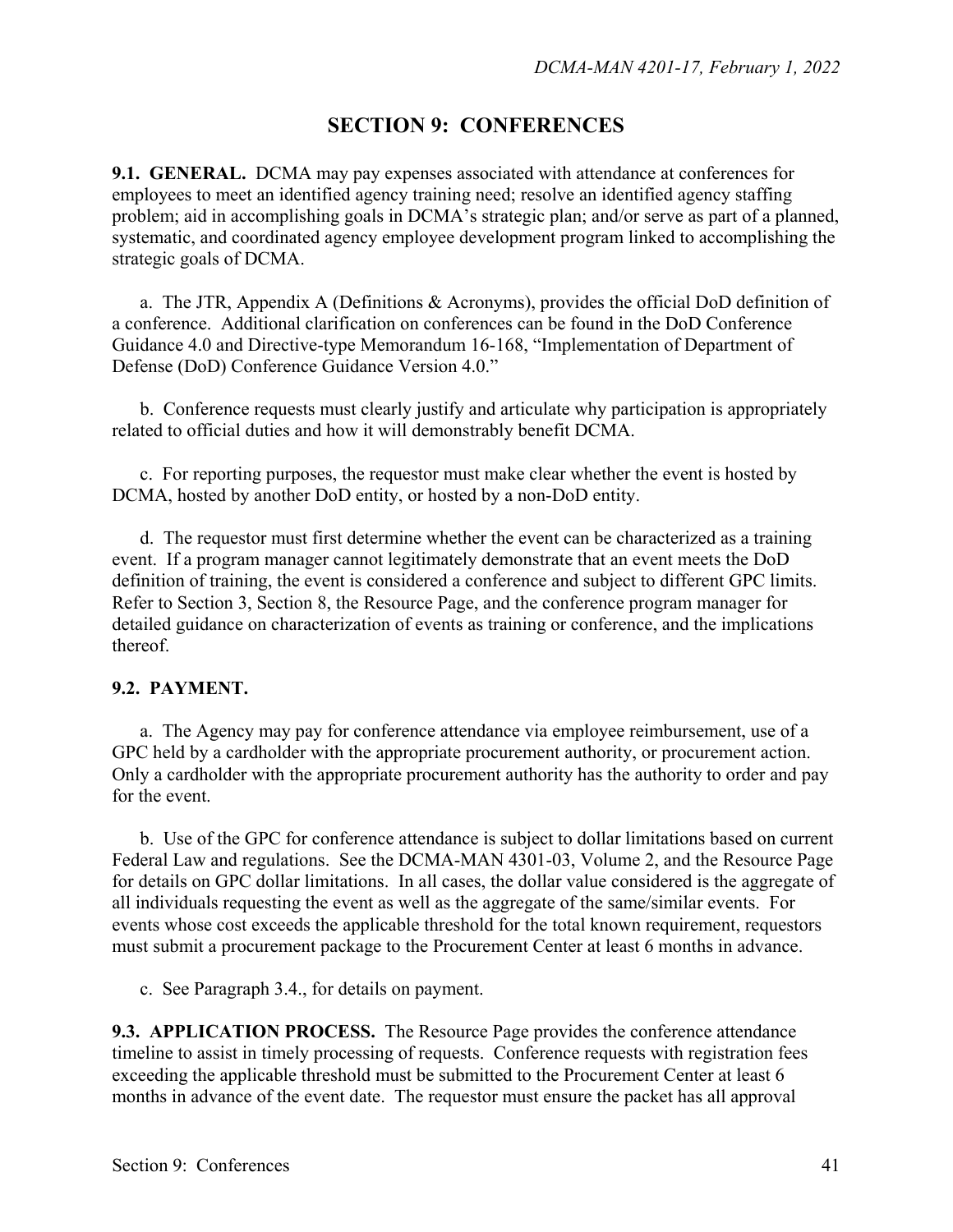# SECTION 9: CONFERENCES

**9.1. GENERAL.** DCMA may pay expenses associated with attendance at conferences for employees to meet an identified agency training need; resolve an identified agency staffing problem; aid in accomplishing goals in DCMA's strategic plan; and/or serve as part of a planned, systematic, and coordinated agency employee development program linked to accomplishing the strategic goals of DCMA.

a. The JTR, Appendix A (Definitions & Acronyms), provides the official DoD definition of a conference. Additional clarification on conferences can be found in the DoD Conference Guidance 4.0 and Directive-type Memorandum 16-168, "Implementation of Department of Defense (DoD) Conference Guidance Version 4.0."

b. Conference requests must clearly justify and articulate why participation is appropriately related to official duties and how it will demonstrably benefit DCMA.

c. For reporting purposes, the requestor must make clear whether the event is hosted by DCMA, hosted by another DoD entity, or hosted by a non-DoD entity.

d. The requestor must first determine whether the event can be characterized as a training event. If a program manager cannot legitimately demonstrate that an event meets the DoD definition of training, the event is considered a conference and subject to different GPC limits. Refer to Section 3, Section 8, the Resource Page, and the conference program manager for detailed guidance on characterization of events as training or conference, and the implications thereof.

**9.2. PAYMENT.**

a. The Agency may pay for conference attendance via employee reimbursement, use of a GPC held by a cardholder with the appropriate procurement authority, or procurement action. Only a cardholder with the appropriate procurement authority has the authority to order and pay for the event.

b. Use of the GPC for conference attendance is subject to dollar limitations based on current Federal Law and regulations. See the DCMA-MAN 4301-03, Volume 2, and the Resource Page for details on GPC dollar limitations. In all cases, the dollar value considered is the aggregate of all individuals requesting the event as well as the aggregate of the same/similar events. For events whose cost exceeds the applicable threshold for the total known requirement, requestors must submit a procurement package to the Procurement Center at least 6 months in advance.

c. See Paragraph 3.4., for details on payment.

**9.3. APPLICATION PROCESS.** The Resource Page provides the conference attendance timeline to assist in timely processing of requests. Conference requests with registration fees exceeding the applicable threshold must be submitted to the Procurement Center at least 6 months in advance of the event date. The requestor must ensure the packet has all approval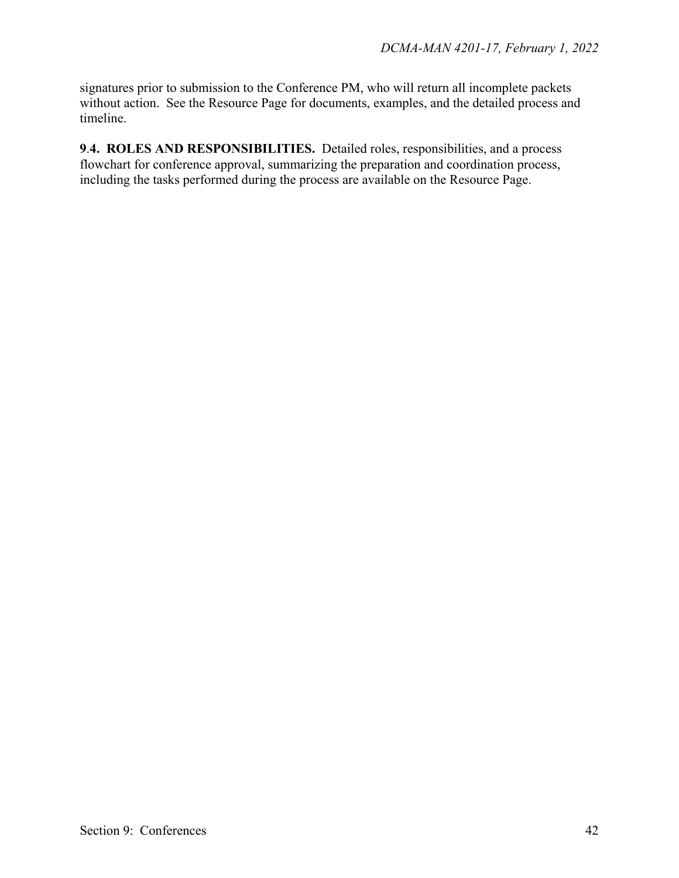signatures prior to submission to the Conference PM, who will return all incomplete packets without action. See the Resource Page for documents, examples, and the detailed process and timeline.

**9.4. ROLES AND RESPONSIBILITIES.** Detailed roles, responsibilities, and a process flowchart for conference approval, summarizing the preparation and coordination process, including the tasks performed during the process are available on the Resource Page.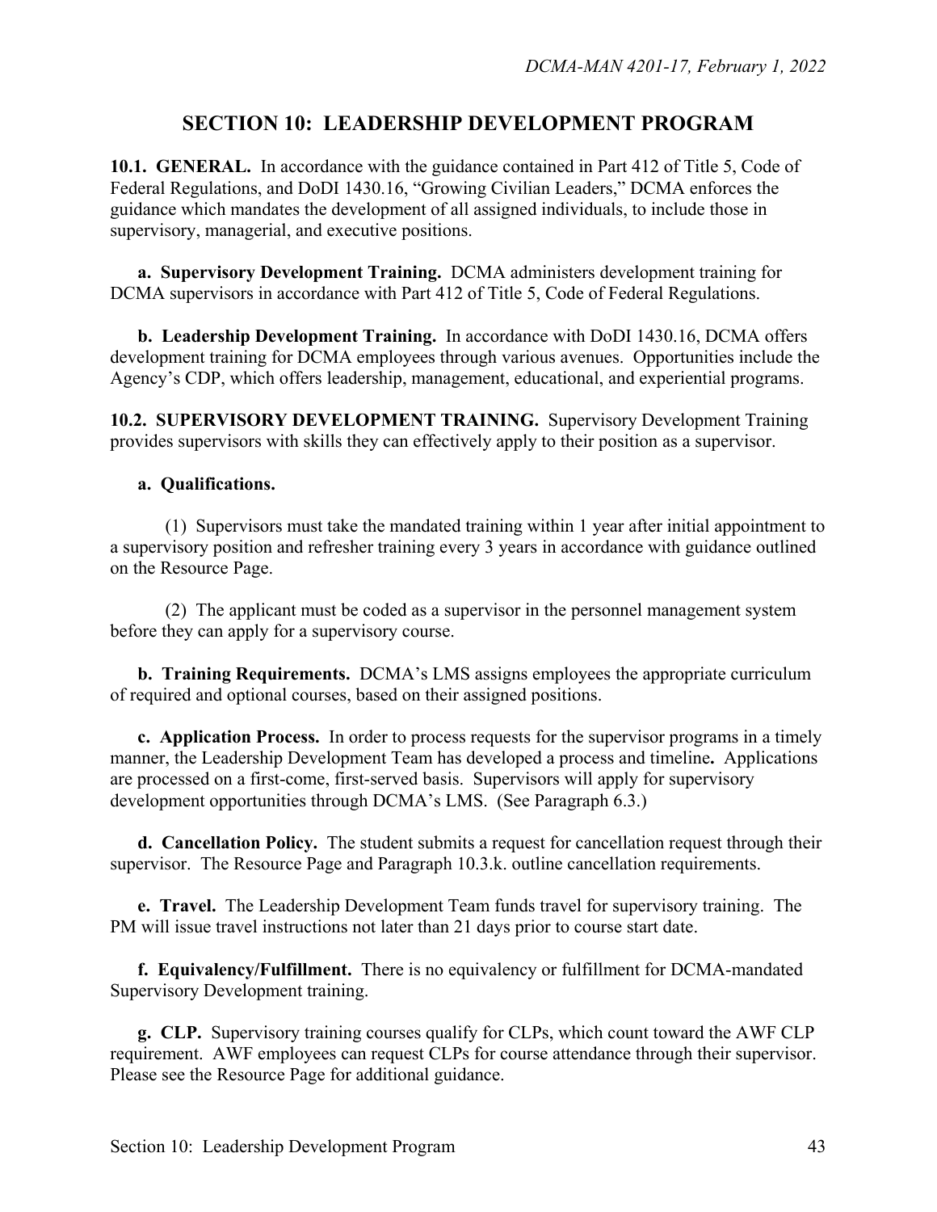## SECTION 10: LEADERSHIP DEVELOPMENT PROGRAM

**10.1. GENERAL.** In accordance with the guidance contained in Part 412 of Title 5, Code of Federal Regulations, and DoDI 1430.16, "Growing Civilian Leaders," DCMA enforces the guidance which mandates the development of all assigned individuals, to include those in supervisory, managerial, and executive positions.

**a. Supervisory Development Training.** DCMA administers development training for DCMA supervisors in accordance with Part 412 of Title 5, Code of Federal Regulations.

**b. Leadership Development Training.** In accordance with DoDI 1430.16, DCMA offers development training for DCMA employees through various avenues. Opportunities include the Agency's CDP, which offers leadership, management, educational, and experiential programs.

**10.2. SUPERVISORY DEVELOPMENT TRAINING.** Supervisory Development Training provides supervisors with skills they can effectively apply to their position as a supervisor.

**a. Qualifications.**

(1) Supervisors must take the mandated training within 1 year after initial appointment to a supervisory position and refresher training every 3 years in accordance with guidance outlined on the Resource Page.

(2) The applicant must be coded as a supervisor in the personnel management system before they can apply for a supervisory course.

**b. Training Requirements.** DCMA's LMS assigns employees the appropriate curriculum of required and optional courses, based on their assigned positions.

**c. Application Process.** In order to process requests for the supervisor programs in a timely manner, the Leadership Development Team has developed a process and timeline**.** Applications are processed on a first-come, first-served basis. Supervisors will apply for supervisory development opportunities through DCMA's LMS. (See Paragraph 6.3.)

**d. Cancellation Policy.** The student submits a request for cancellation request through their supervisor. The Resource Page and Paragraph 10.3.k. outline cancellation requirements.

**e. Travel.** The Leadership Development Team funds travel for supervisory training. The PM will issue travel instructions not later than 21 days prior to course start date.

**f. Equivalency/Fulfillment.** There is no equivalency or fulfillment for DCMA-mandated Supervisory Development training.

**g. CLP.** Supervisory training courses qualify for CLPs, which count toward the AWF CLP requirement. AWF employees can request CLPs for course attendance through their supervisor. Please see the Resource Page for additional guidance.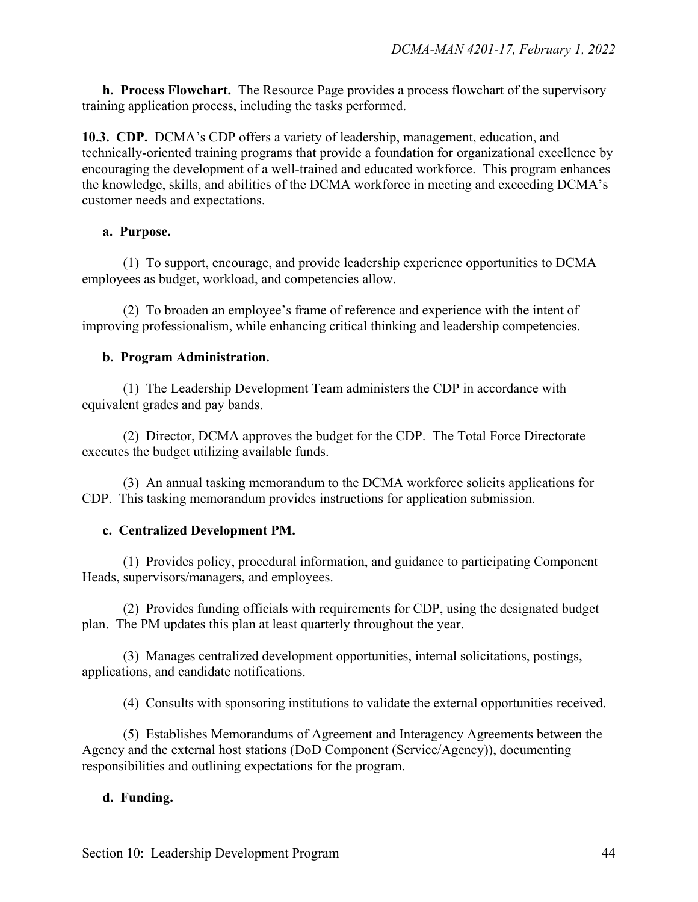**h. Process Flowchart.** The Resource Page provides a process flowchart of the supervisory training application process, including the tasks performed.

**10.3. CDP.** DCMA's CDP offers a variety of leadership, management, education, and technically-oriented training programs that provide a foundation for organizational excellence by encouraging the development of a well-trained and educated workforce. This program enhances the knowledge, skills, and abilities of the DCMA workforce in meeting and exceeding DCMA's customer needs and expectations.

**a. Purpose.**

(1) To support, encourage, and provide leadership experience opportunities to DCMA employees as budget, workload, and competencies allow.

(2) To broaden an employee's frame of reference and experience with the intent of improving professionalism, while enhancing critical thinking and leadership competencies.

**b. Program Administration.**

(1) The Leadership Development Team administers the CDP in accordance with equivalent grades and pay bands.

(2) Director, DCMA approves the budget for the CDP. The Total Force Directorate executes the budget utilizing available funds.

(3) An annual tasking memorandum to the DCMA workforce solicits applications for CDP. This tasking memorandum provides instructions for application submission.

**c. Centralized Development PM.**

(1) Provides policy, procedural information, and guidance to participating Component Heads, supervisors/managers, and employees.

(2) Provides funding officials with requirements for CDP, using the designated budget plan. The PM updates this plan at least quarterly throughout the year.

(3) Manages centralized development opportunities, internal solicitations, postings, applications, and candidate notifications.

(4) Consults with sponsoring institutions to validate the external opportunities received.

(5) Establishes Memorandums of Agreement and Interagency Agreements between the Agency and the external host stations (DoD Component (Service/Agency)), documenting responsibilities and outlining expectations for the program.

**d. Funding.**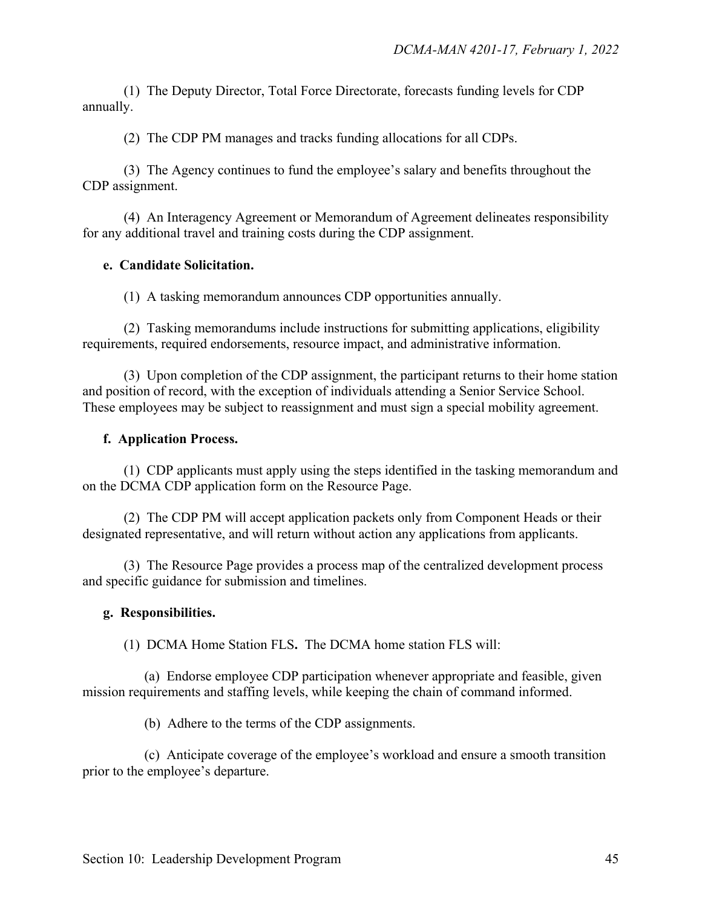(1) The Deputy Director, Total Force Directorate, forecasts funding levels for CDP annually.

(2) The CDP PM manages and tracks funding allocations for all CDPs.

(3) The Agency continues to fund the employee's salary and benefits throughout the CDP assignment.

(4) An Interagency Agreement or Memorandum of Agreement delineates responsibility for any additional travel and training costs during the CDP assignment.

**e. Candidate Solicitation.**

(1) A tasking memorandum announces CDP opportunities annually.

(2) Tasking memorandums include instructions for submitting applications, eligibility requirements, required endorsements, resource impact, and administrative information.

(3) Upon completion of the CDP assignment, the participant returns to their home station and position of record, with the exception of individuals attending a Senior Service School. These employees may be subject to reassignment and must sign a special mobility agreement.

**f. Application Process.**

(1) CDP applicants must apply using the steps identified in the tasking memorandum and on the DCMA CDP application form on the Resource Page.

(2) The CDP PM will accept application packets only from Component Heads or their designated representative, and will return without action any applications from applicants.

(3) The Resource Page provides a process map of the centralized development process and specific guidance for submission and timelines.

**g. Responsibilities.**

(1) DCMA Home Station FLS**.** The DCMA home station FLS will:

(a) Endorse employee CDP participation whenever appropriate and feasible, given mission requirements and staffing levels, while keeping the chain of command informed.

(b) Adhere to the terms of the CDP assignments.

(c) Anticipate coverage of the employee's workload and ensure a smooth transition prior to the employee's departure.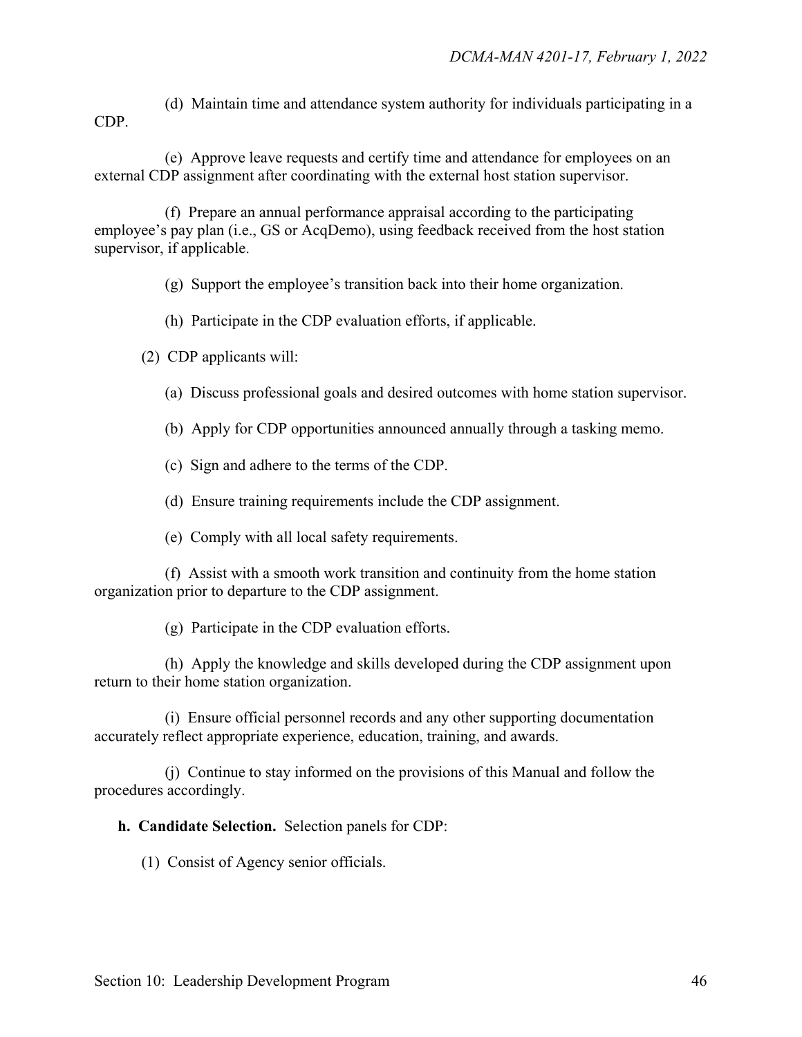(d) Maintain time and attendance system authority for individuals participating in a CDP.

(e) Approve leave requests and certify time and attendance for employees on an external CDP assignment after coordinating with the external host station supervisor.

(f) Prepare an annual performance appraisal according to the participating employee's pay plan (i.e., GS or AcqDemo), using feedback received from the host station supervisor, if applicable.

(g) Support the employee's transition back into their home organization.

(h) Participate in the CDP evaluation efforts, if applicable.

(2) CDP applicants will:

(a) Discuss professional goals and desired outcomes with home station supervisor.

(b) Apply for CDP opportunities announced annually through a tasking memo.

(c) Sign and adhere to the terms of the CDP.

(d) Ensure training requirements include the CDP assignment.

(e) Comply with all local safety requirements.

(f) Assist with a smooth work transition and continuity from the home station organization prior to departure to the CDP assignment.

(g) Participate in the CDP evaluation efforts.

(h) Apply the knowledge and skills developed during the CDP assignment upon return to their home station organization.

(i) Ensure official personnel records and any other supporting documentation accurately reflect appropriate experience, education, training, and awards.

(j) Continue to stay informed on the provisions of this Manual and follow the procedures accordingly.

**h. Candidate Selection.** Selection panels for CDP:

(1) Consist of Agency senior officials.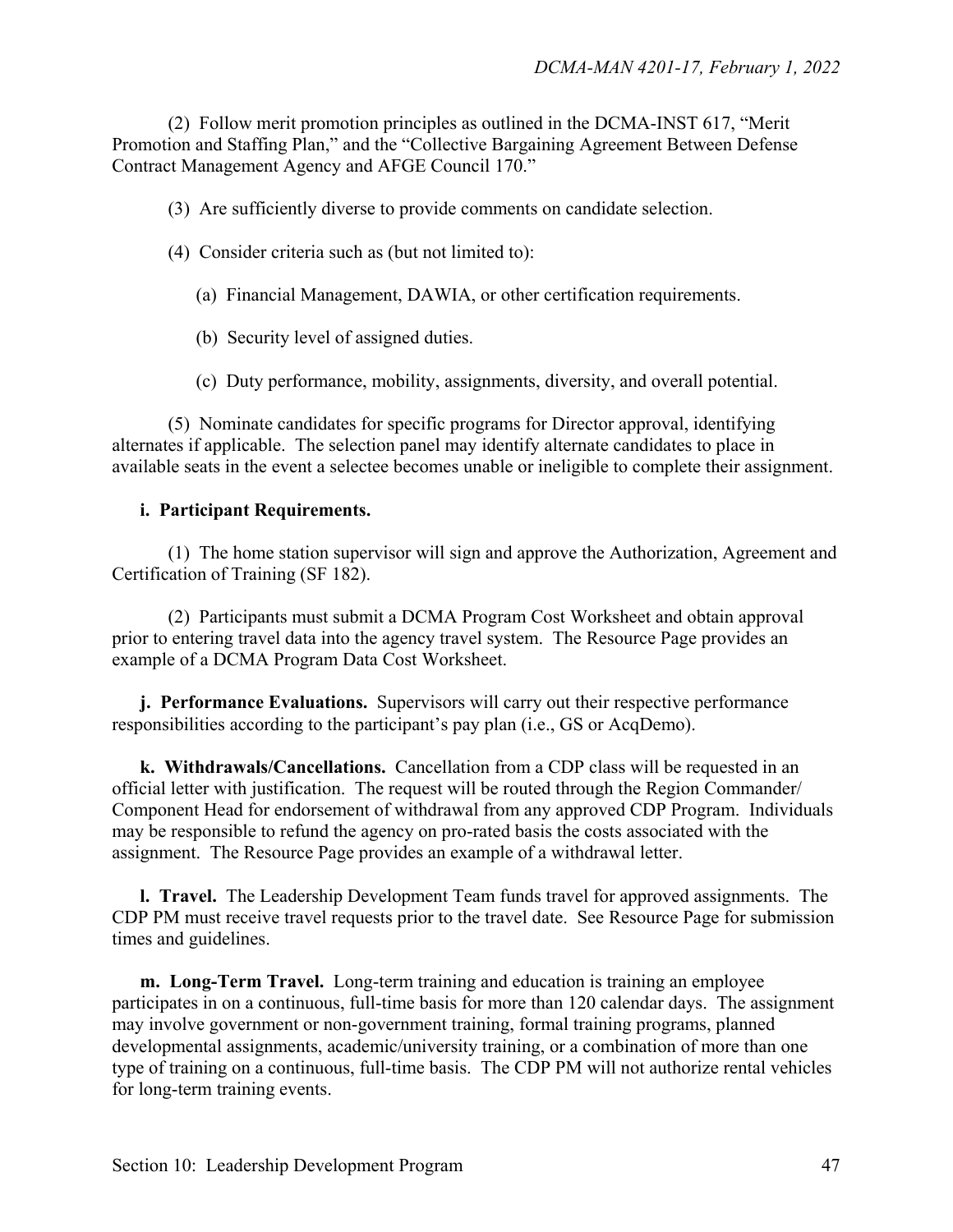(2) Follow merit promotion principles as outlined in the DCMA-INST 617, "Merit Promotion and Staffing Plan," and the "Collective Bargaining Agreement Between Defense Contract Management Agency and AFGE Council 170."

(3) Are sufficiently diverse to provide comments on candidate selection.

(4) Consider criteria such as (but not limited to):

(a) Financial Management, DAWIA, or other certification requirements.

(b) Security level of assigned duties.

(c) Duty performance, mobility, assignments, diversity, and overall potential.

(5) Nominate candidates for specific programs for Director approval, identifying alternates if applicable. The selection panel may identify alternate candidates to place in available seats in the event a selectee becomes unable or ineligible to complete their assignment.

**i. Participant Requirements.**

(1) The home station supervisor will sign and approve the Authorization, Agreement and Certification of Training (SF 182).

(2) Participants must submit a DCMA Program Cost Worksheet and obtain approval prior to entering travel data into the agency travel system. The Resource Page provides an example of a DCMA Program Data Cost Worksheet.

**j. Performance Evaluations.** Supervisors will carry out their respective performance responsibilities according to the participant's pay plan (i.e., GS or AcqDemo).

**k. Withdrawals/Cancellations.** Cancellation from a CDP class will be requested in an official letter with justification. The request will be routed through the Region Commander/ Component Head for endorsement of withdrawal from any approved CDP Program. Individuals may be responsible to refund the agency on pro-rated basis the costs associated with the assignment. The Resource Page provides an example of a withdrawal letter.

**l. Travel.** The Leadership Development Team funds travel for approved assignments. The CDP PM must receive travel requests prior to the travel date. See Resource Page for submission times and guidelines.

**m. Long-Term Travel.** Long-term training and education is training an employee participates in on a continuous, full-time basis for more than 120 calendar days. The assignment may involve government or non-government training, formal training programs, planned developmental assignments, academic/university training, or a combination of more than one type of training on a continuous, full-time basis. The CDP PM will not authorize rental vehicles for long-term training events.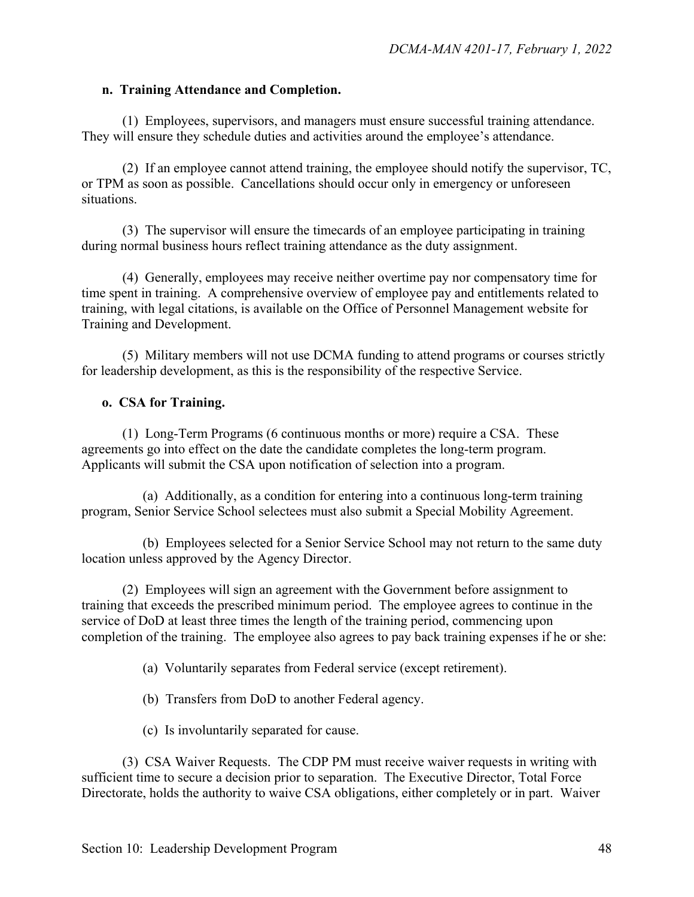**n. Training Attendance and Completion.**

(1) Employees, supervisors, and managers must ensure successful training attendance. They will ensure they schedule duties and activities around the employee's attendance.

(2) If an employee cannot attend training, the employee should notify the supervisor, TC, or TPM as soon as possible. Cancellations should occur only in emergency or unforeseen situations.

(3) The supervisor will ensure the timecards of an employee participating in training during normal business hours reflect training attendance as the duty assignment.

(4) Generally, employees may receive neither overtime pay nor compensatory time for time spent in training. A comprehensive overview of employee pay and entitlements related to training, with legal citations, is available on the Office of Personnel Management website for Training and Development.

(5) Military members will not use DCMA funding to attend programs or courses strictly for leadership development, as this is the responsibility of the respective Service.

**o. CSA for Training.**

(1) Long-Term Programs (6 continuous months or more) require a CSA. These agreements go into effect on the date the candidate completes the long-term program. Applicants will submit the CSA upon notification of selection into a program.

(a) Additionally, as a condition for entering into a continuous long-term training program, Senior Service School selectees must also submit a Special Mobility Agreement.

(b) Employees selected for a Senior Service School may not return to the same duty location unless approved by the Agency Director.

(2) Employees will sign an agreement with the Government before assignment to training that exceeds the prescribed minimum period. The employee agrees to continue in the service of DoD at least three times the length of the training period, commencing upon completion of the training. The employee also agrees to pay back training expenses if he or she:

(a) Voluntarily separates from Federal service (except retirement).

(b) Transfers from DoD to another Federal agency.

(c) Is involuntarily separated for cause.

(3) CSA Waiver Requests. The CDP PM must receive waiver requests in writing with sufficient time to secure a decision prior to separation. The Executive Director, Total Force Directorate, holds the authority to waive CSA obligations, either completely or in part. Waiver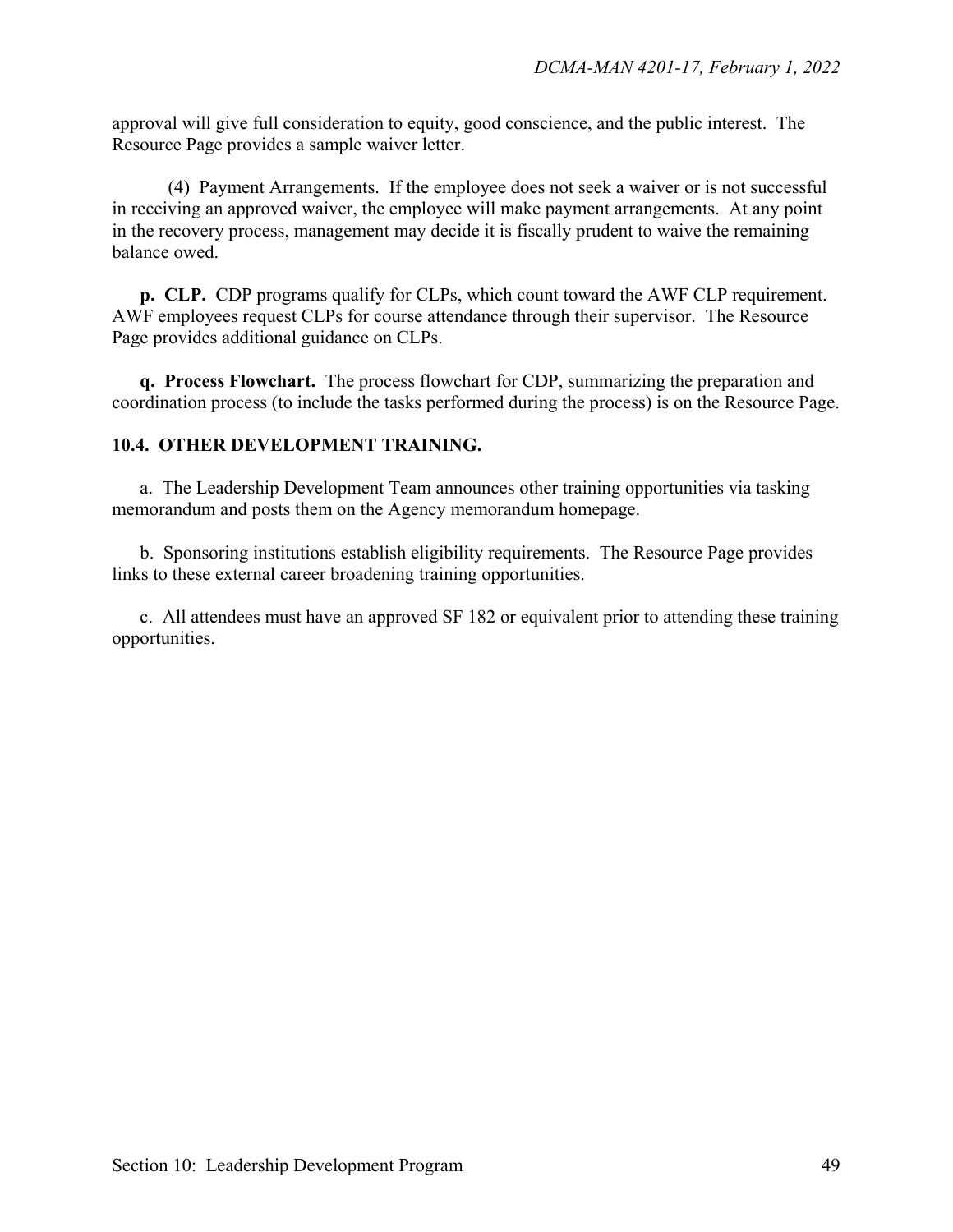approval will give full consideration to equity, good conscience, and the public interest. The Resource Page provides a sample waiver letter.

(4) Payment Arrangements. If the employee does not seek a waiver or is not successful in receiving an approved waiver, the employee will make payment arrangements. At any point in the recovery process, management may decide it is fiscally prudent to waive the remaining balance owed.

**p. CLP.** CDP programs qualify for CLPs, which count toward the AWF CLP requirement. AWF employees request CLPs for course attendance through their supervisor. The Resource Page provides additional guidance on CLPs.

**q. Process Flowchart.** The process flowchart for CDP, summarizing the preparation and coordination process (to include the tasks performed during the process) is on the Resource Page.

## 10.4. OTHER DEVELOPMENT TRAINING.

a. The Leadership Development Team announces other training opportunities via tasking memorandum and posts them on the Agency memorandum homepage.

b. Sponsoring institutions establish eligibility requirements. The Resource Page provides links to these external career broadening training opportunities.

c. All attendees must have an approved SF 182 or equivalent prior to attending these training opportunities.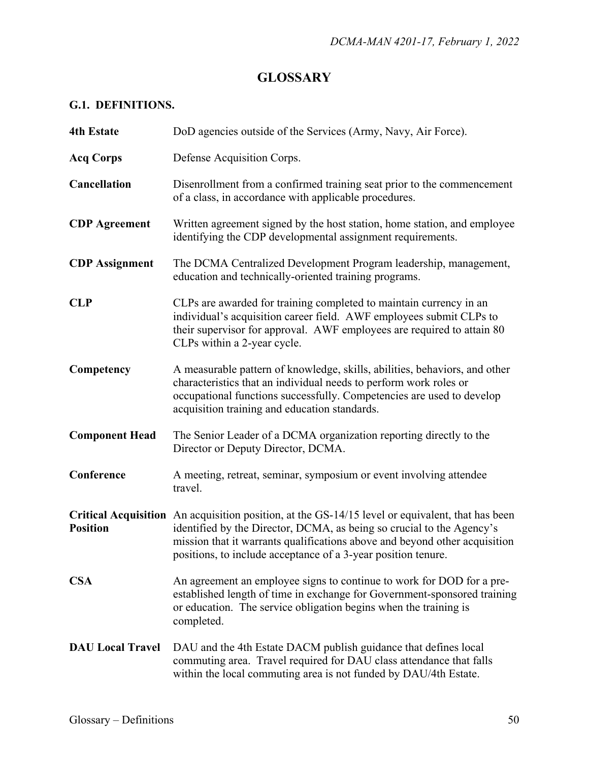# GLOSSARY

## G.1. DEFINITIONS.

**4th Estate** DoD agencies outside of the Services (Army, Navy, Air Force).

**Acq Corps** Defense Acquisition Corps.

**Cancellation** Disenrollment from a confirmed training seat prior to the commencement of a class, in accordance with applicable procedures.

**CDP Agreement** Written agreement signed by the host station, home station, and employee identifying the CDP developmental assignment requirements.

**CDP Assignment** The DCMA Centralized Development Program leadership, management, education and technically-oriented training programs.

**CLP** CLPs are awarded for training completed to maintain currency in an individual's acquisition career field. AWF employees submit CLPs to their supervisor for approval. AWF employees are required to attain 80 CLPs within a 2-year cycle.

**Competency** A measurable pattern of knowledge, skills, abilities, behaviors, and other characteristics that an individual needs to perform work roles or occupational functions successfully. Competencies are used to develop acquisition training and education standards.

**Component Head** The Senior Leader of a DCMA organization reporting directly to the Director or Deputy Director, DCMA.

**Conference** A meeting, retreat, seminar, symposium or event involving attendee travel.

**Critical Acquisition Position** An acquisition position, at the GS-14/15 level or equivalent, that has been identified by the Director, DCMA, as being so crucial to the Agency's mission that it warrants qualifications above and beyond other acquisition positions, to include acceptance of a 3-year position tenure.

**CSA** An agreement an employee signs to continue to work for DOD for a pre-established length of time in exchange for Government-sponsored training or education. The service obligation begins when the training is completed.

**DAU Local Travel** DAU and the 4th Estate DACM publish guidance that defines local commuting area. Travel required for DAU class attendance that falls within the local commuting area is not funded by DAU/4th Estate.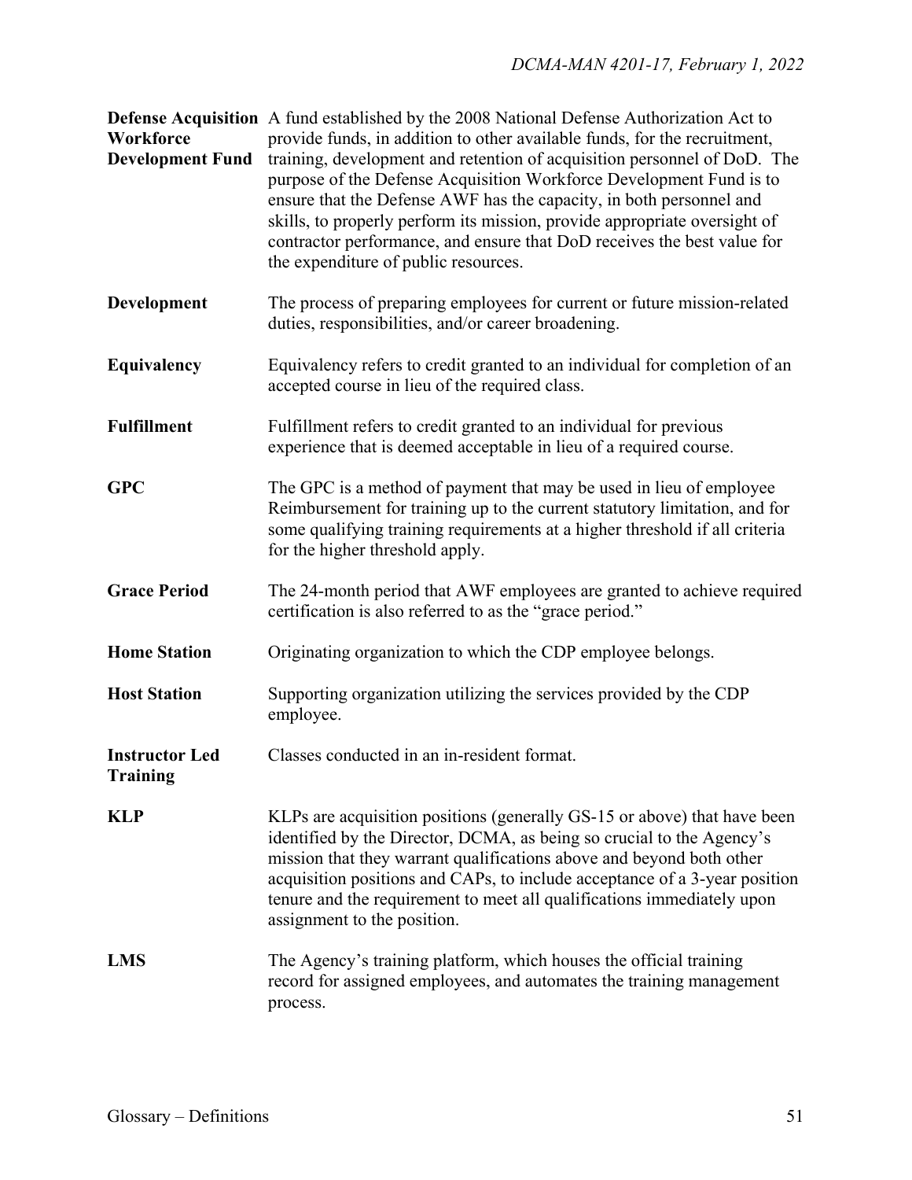**Defense Acquisition Workforce Development Fund** A fund established by the 2008 National Defense Authorization Act to provide funds, in addition to other available funds, for the recruitment, training, development and retention of acquisition personnel of DoD. The purpose of the Defense Acquisition Workforce Development Fund is to ensure that the Defense AWF has the capacity, in both personnel and skills, to properly perform its mission, provide appropriate oversight of contractor performance, and ensure that DoD receives the best value for the expenditure of public resources.

**Development** The process of preparing employees for current or future mission-related duties, responsibilities, and/or career broadening.

**Equivalency** Equivalency refers to credit granted to an individual for completion of an accepted course in lieu of the required class.

**Fulfillment** Fulfillment refers to credit granted to an individual for previous experience that is deemed acceptable in lieu of a required course.

**GPC** The GPC is a method of payment that may be used in lieu of employee Reimbursement for training up to the current statutory limitation, and for some qualifying training requirements at a higher threshold if all criteria for the higher threshold apply.

**Grace Period** The 24-month period that AWF employees are granted to achieve required certification is also referred to as the "grace period."

**Home Station** Originating organization to which the CDP employee belongs.

**Host Station** Supporting organization utilizing the services provided by the CDP employee.

**Instructor Led Training** Classes conducted in an in-resident format.

**KLP** KLPs are acquisition positions (generally GS-15 or above) that have been identified by the Director, DCMA, as being so crucial to the Agency's mission that they warrant qualifications above and beyond both other acquisition positions and CAPs, to include acceptance of a 3-year position tenure and the requirement to meet all qualifications immediately upon assignment to the position.

**LMS** The Agency's training platform, which houses the official training record for assigned employees, and automates the training management process.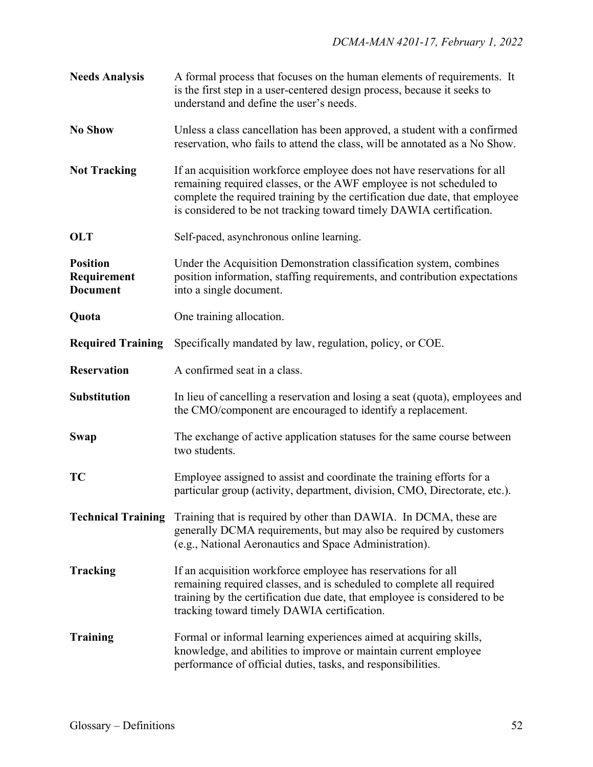**Needs Analysis** A formal process that focuses on the human elements of requirements. It is the first step in a user-centered design process, because it seeks to understand and define the user's needs.

**No Show** Unless a class cancellation has been approved, a student with a confirmed reservation, who fails to attend the class, will be annotated as a No Show.

**Not Tracking** If an acquisition workforce employee does not have reservations for all remaining required classes, or the AWF employee is not scheduled to complete the required training by the certification due date, that employee is considered to be not tracking toward timely DAWIA certification.

**OLT** Self-paced, asynchronous online learning.

**Position Requirement Document** Under the Acquisition Demonstration classification system, combines position information, staffing requirements, and contribution expectations into a single document.

**Quota** One training allocation.

**Required Training** Specifically mandated by law, regulation, policy, or COE.

**Reservation** A confirmed seat in a class.

**Substitution** In lieu of cancelling a reservation and losing a seat (quota), employees and the CMO/component are encouraged to identify a replacement.

**Swap** The exchange of active application statuses for the same course between two students.

**TC** Employee assigned to assist and coordinate the training efforts for a particular group (activity, department, division, CMO, Directorate, etc.).

**Technical Training** Training that is required by other than DAWIA. In DCMA, these are generally DCMA requirements, but may also be required by customers (e.g., National Aeronautics and Space Administration).

**Tracking** If an acquisition workforce employee has reservations for all remaining required classes, and is scheduled to complete all required training by the certification due date, that employee is considered to be tracking toward timely DAWIA certification.

**Training** Formal or informal learning experiences aimed at acquiring skills, knowledge, and abilities to improve or maintain current employee performance of official duties, tasks, and responsibilities.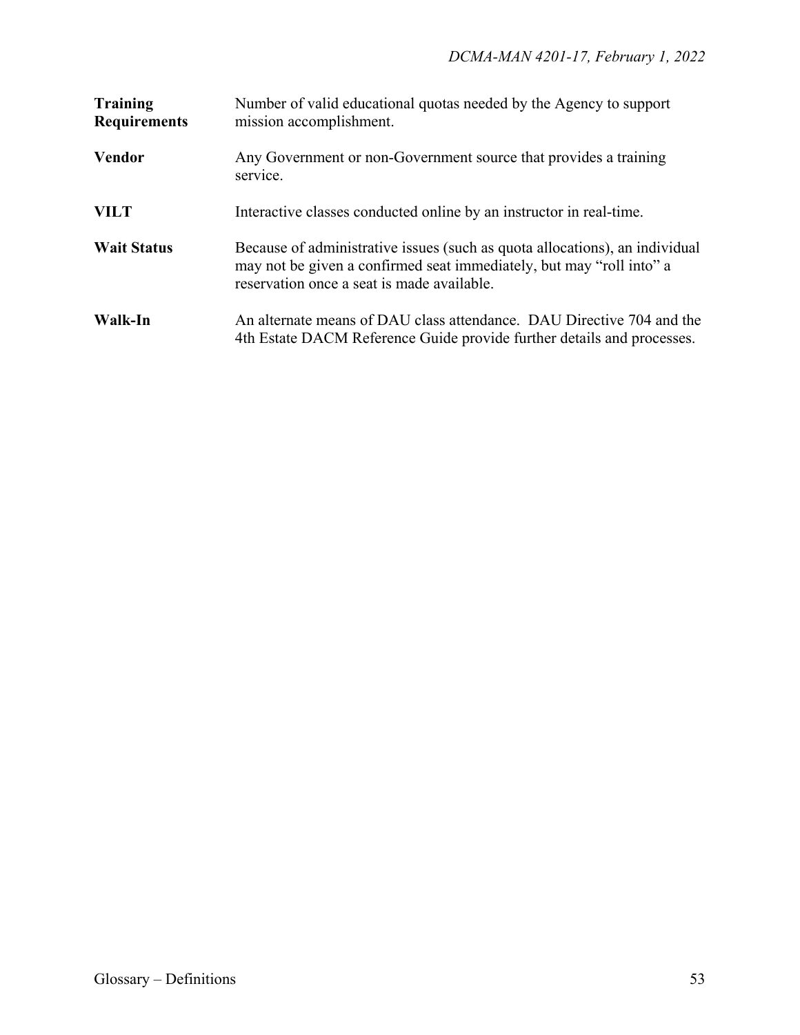| | |
|---|---|
| **Training Requirements** | Number of valid educational quotas needed by the Agency to support mission accomplishment. |
| **Vendor** | Any Government or non-Government source that provides a training service. |
| **VILT** | Interactive classes conducted online by an instructor in real-time. |
| **Wait Status** | Because of administrative issues (such as quota allocations), an individual may not be given a confirmed seat immediately, but may "roll into" a reservation once a seat is made available. |
| **Walk-In** | An alternate means of DAU class attendance. DAU Directive 704 and the 4th Estate DACM Reference Guide provide further details and processes. |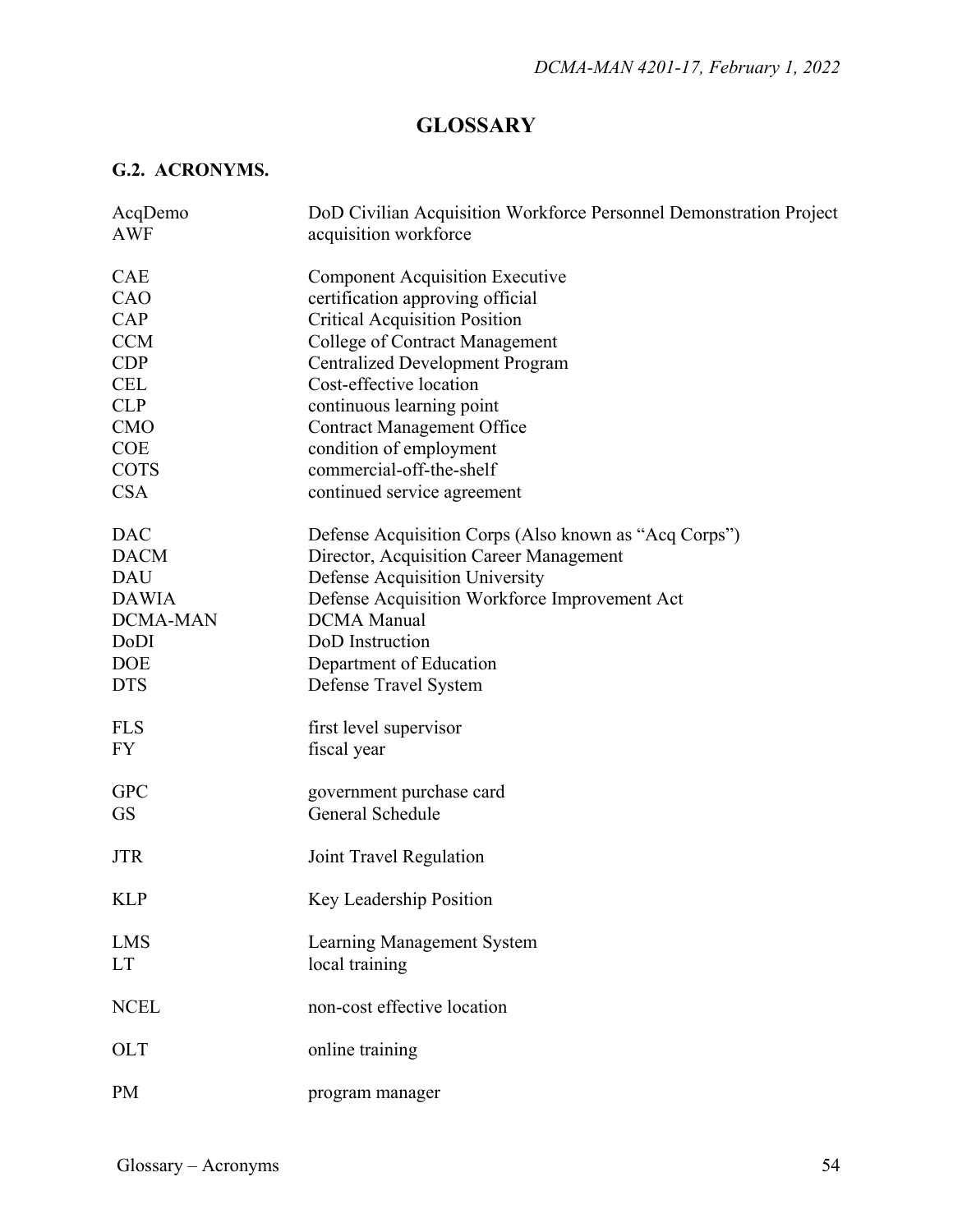# GLOSSARY

## G.2. ACRONYMS.

| | |
|---|---|
| AcqDemo | DoD Civilian Acquisition Workforce Personnel Demonstration Project |
| AWF | acquisition workforce |
| | |
| CAE | Component Acquisition Executive |
| CAO | certification approving official |
| CAP | Critical Acquisition Position |
| CCM | College of Contract Management |
| CDP | Centralized Development Program |
| CEL | Cost-effective location |
| CLP | continuous learning point |
| CMO | Contract Management Office |
| COE | condition of employment |
| COTS | commercial-off-the-shelf |
| CSA | continued service agreement |
| | |
| DAC | Defense Acquisition Corps (Also known as "Acq Corps") |
| DACM | Director, Acquisition Career Management |
| DAU | Defense Acquisition University |
| DAWIA | Defense Acquisition Workforce Improvement Act |
| DCMA-MAN | DCMA Manual |
| DoDI | DoD Instruction |
| DOE | Department of Education |
| DTS | Defense Travel System |
| | |
| FLS | first level supervisor |
| FY | fiscal year |
| | |
| GPC | government purchase card |
| GS | General Schedule |
| | |
| JTR | Joint Travel Regulation |
| | |
| KLP | Key Leadership Position |
| | |
| LMS | Learning Management System |
| LT | local training |
| | |
| NCEL | non-cost effective location |
| | |
| OLT | online training |
| | |
| PM | program manager |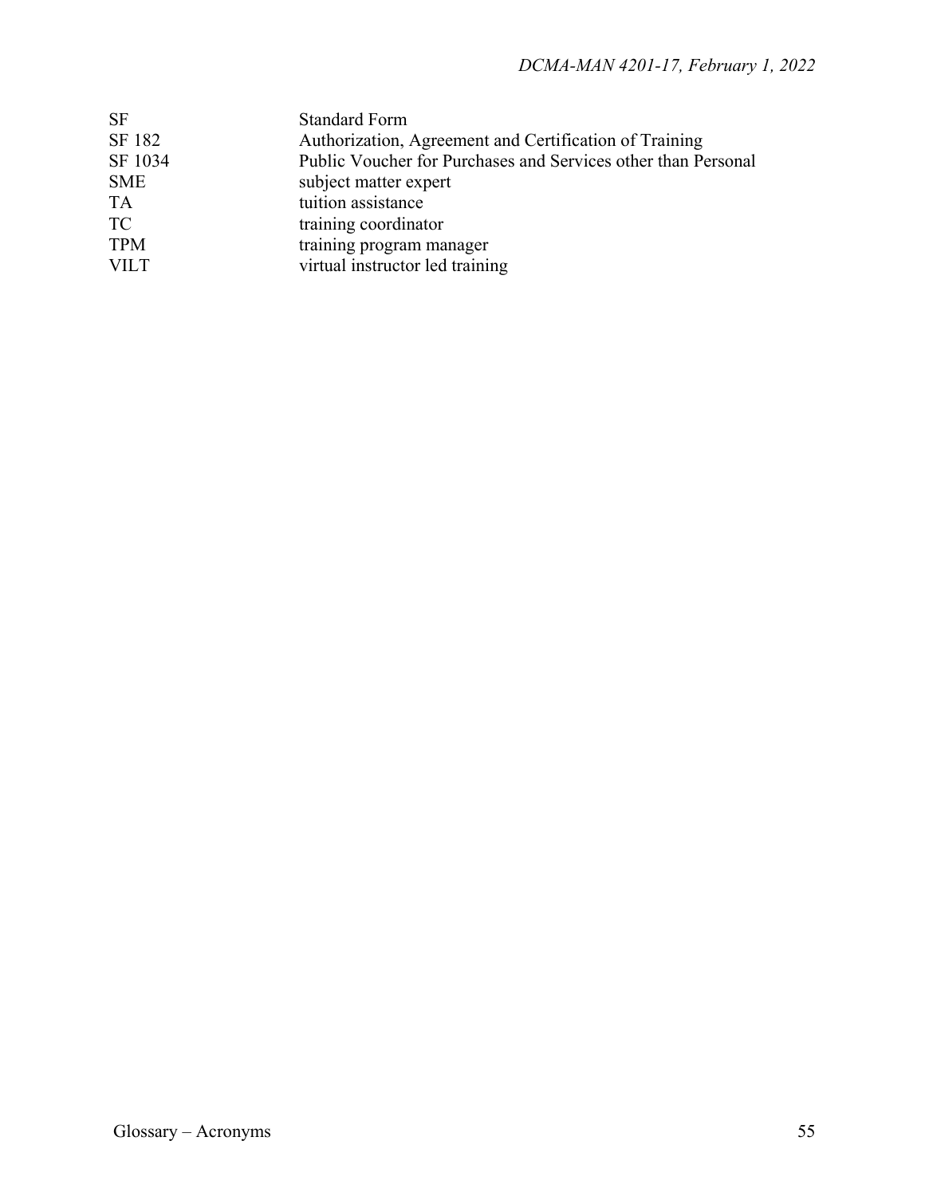| | |
|---|---|
| SF | Standard Form |
| SF 182 | Authorization, Agreement and Certification of Training |
| SF 1034 | Public Voucher for Purchases and Services other than Personal |
| SME | subject matter expert |
| TA | tuition assistance |
| TC | training coordinator |
| TPM | training program manager |
| VILT | virtual instructor led training |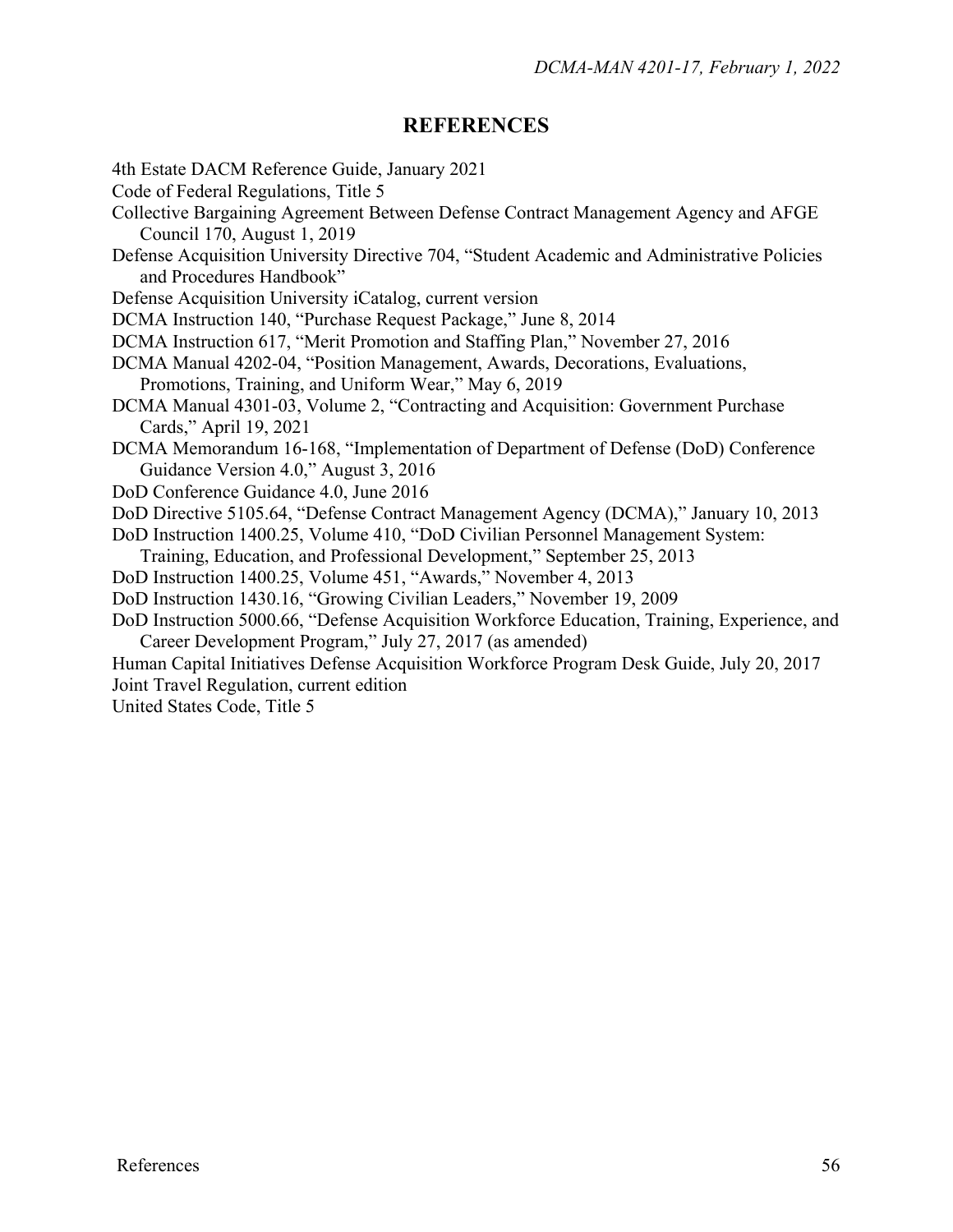# REFERENCES

4th Estate DACM Reference Guide, January 2021

Code of Federal Regulations, Title 5

Collective Bargaining Agreement Between Defense Contract Management Agency and AFGE Council 170, August 1, 2019

Defense Acquisition University Directive 704, "Student Academic and Administrative Policies and Procedures Handbook"

Defense Acquisition University iCatalog, current version

DCMA Instruction 140, "Purchase Request Package," June 8, 2014

DCMA Instruction 617, "Merit Promotion and Staffing Plan," November 27, 2016

DCMA Manual 4202-04, "Position Management, Awards, Decorations, Evaluations, Promotions, Training, and Uniform Wear," May 6, 2019

DCMA Manual 4301-03, Volume 2, "Contracting and Acquisition: Government Purchase Cards," April 19, 2021

DCMA Memorandum 16-168, "Implementation of Department of Defense (DoD) Conference Guidance Version 4.0," August 3, 2016

DoD Conference Guidance 4.0, June 2016

DoD Directive 5105.64, "Defense Contract Management Agency (DCMA)," January 10, 2013

DoD Instruction 1400.25, Volume 410, "DoD Civilian Personnel Management System: Training, Education, and Professional Development," September 25, 2013

DoD Instruction 1400.25, Volume 451, "Awards," November 4, 2013

DoD Instruction 1430.16, "Growing Civilian Leaders," November 19, 2009

DoD Instruction 5000.66, "Defense Acquisition Workforce Education, Training, Experience, and Career Development Program," July 27, 2017 (as amended)

Human Capital Initiatives Defense Acquisition Workforce Program Desk Guide, July 20, 2017

Joint Travel Regulation, current edition

United States Code, Title 5